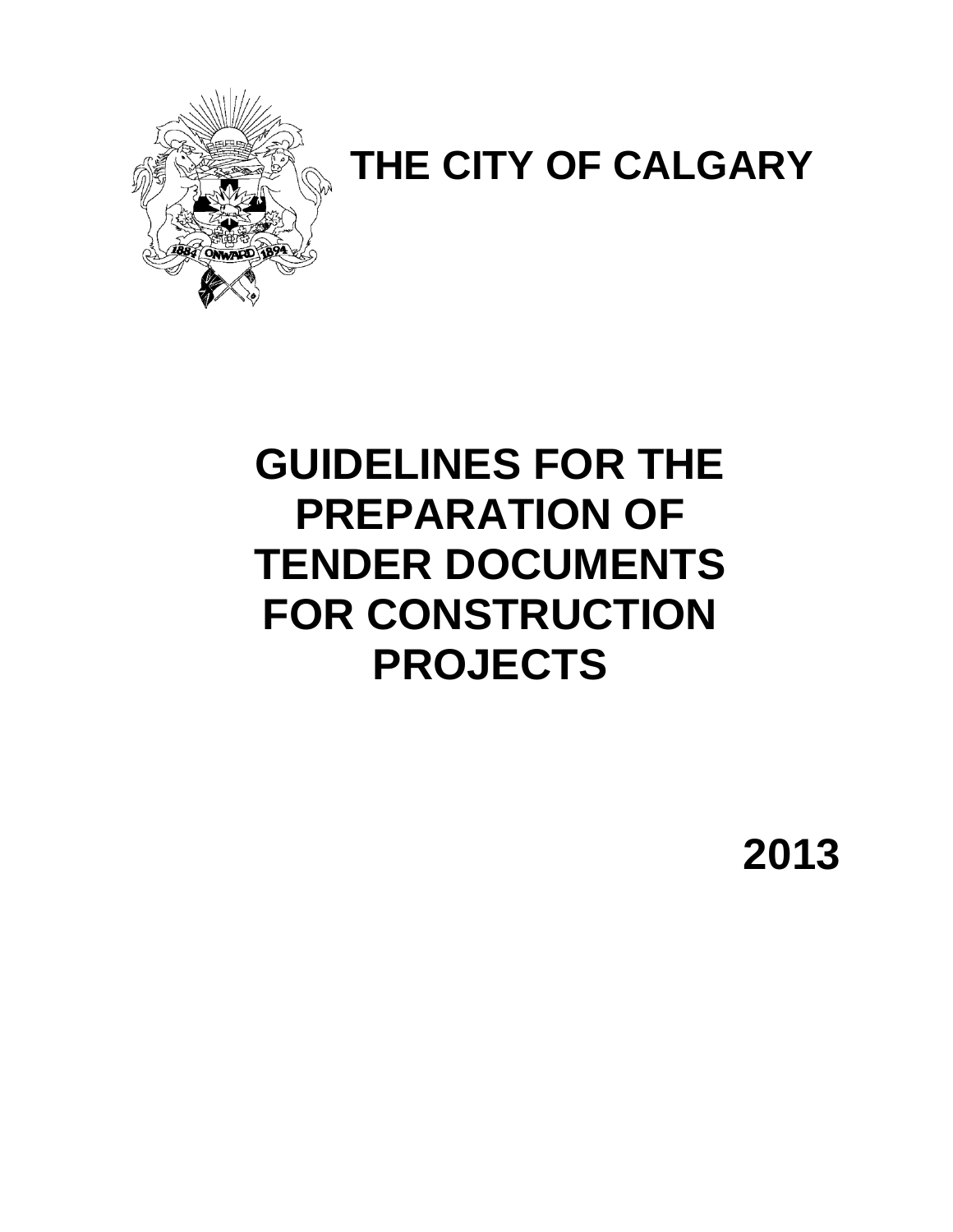# THE CITY OF CALGARY

# GUIDELINES FOR THE PREPARATION OF TENDER DOCUMENTS FOR CONSTRUCTION PROJECTS

**2013**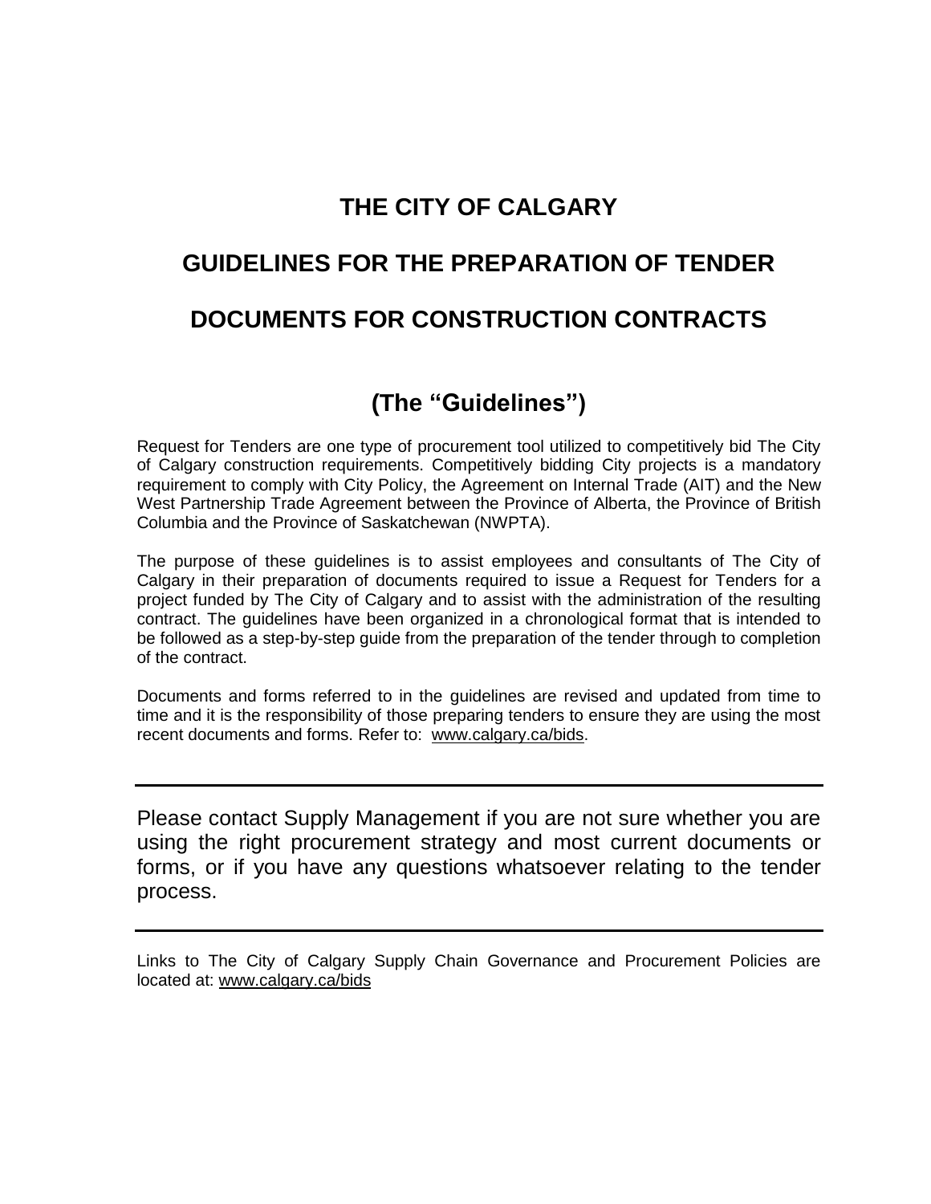# THE CITY OF CALGARY

# GUIDELINES FOR THE PREPARATION OF TENDER DOCUMENTS FOR CONSTRUCTION CONTRACTS

## (The "Guidelines")

Request for Tenders are one type of procurement tool utilized to competitively bid The City of Calgary construction requirements. Competitively bidding City projects is a mandatory requirement to comply with City Policy, the Agreement on Internal Trade (AIT) and the New West Partnership Trade Agreement between the Province of Alberta, the Province of British Columbia and the Province of Saskatchewan (NWPTA).

The purpose of these guidelines is to assist employees and consultants of The City of Calgary in their preparation of documents required to issue a Request for Tenders for a project funded by The City of Calgary and to assist with the administration of the resulting contract. The guidelines have been organized in a chronological format that is intended to be followed as a step-by-step guide from the preparation of the tender through to completion of the contract.

Documents and forms referred to in the guidelines are revised and updated from time to time and it is the responsibility of those preparing tenders to ensure they are using the most recent documents and forms. Refer to: www.calgary.ca/bids.

---

Please contact Supply Management if you are not sure whether you are using the right procurement strategy and most current documents or forms, or if you have any questions whatsoever relating to the tender process.

---

Links to The City of Calgary Supply Chain Governance and Procurement Policies are located at: www.calgary.ca/bids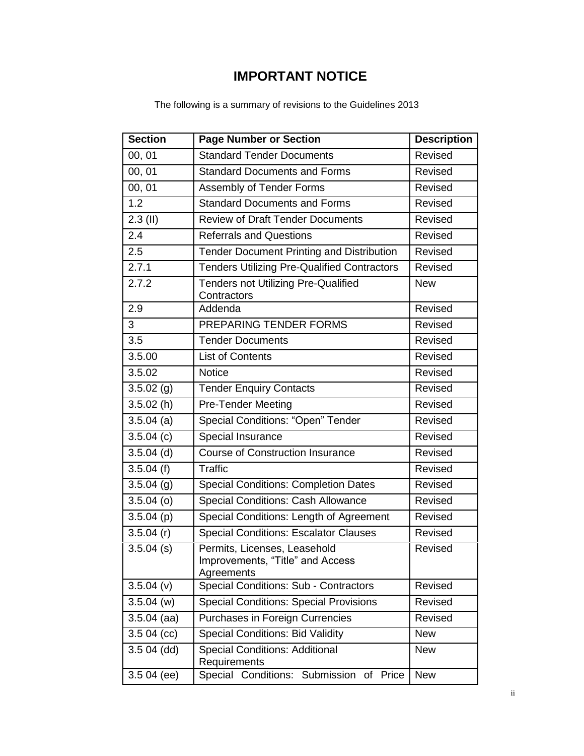# IMPORTANT NOTICE

The following is a summary of revisions to the Guidelines 2013

| Section | Page Number or Section | Description |
|---|---|---|
| 00, 01 | Standard Tender Documents | Revised |
| 00, 01 | Standard Documents and Forms | Revised |
| 00, 01 | Assembly of Tender Forms | Revised |
| 1.2 | Standard Documents and Forms | Revised |
| 2.3 (II) | Review of Draft Tender Documents | Revised |
| 2.4 | Referrals and Questions | Revised |
| 2.5 | Tender Document Printing and Distribution | Revised |
| 2.7.1 | Tenders Utilizing Pre-Qualified Contractors | Revised |
| 2.7.2 | Tenders not Utilizing Pre-Qualified Contractors | New |
| 2.9 | Addenda | Revised |
| 3 | PREPARING TENDER FORMS | Revised |
| 3.5 | Tender Documents | Revised |
| 3.5.00 | List of Contents | Revised |
| 3.5.02 | Notice | Revised |
| 3.5.02 (g) | Tender Enquiry Contacts | Revised |
| 3.5.02 (h) | Pre-Tender Meeting | Revised |
| 3.5.04 (a) | Special Conditions: "Open" Tender | Revised |
| 3.5.04 (c) | Special Insurance | Revised |
| 3.5.04 (d) | Course of Construction Insurance | Revised |
| 3.5.04 (f) | Traffic | Revised |
| 3.5.04 (g) | Special Conditions: Completion Dates | Revised |
| 3.5.04 (o) | Special Conditions: Cash Allowance | Revised |
| 3.5.04 (p) | Special Conditions: Length of Agreement | Revised |
| 3.5.04 (r) | Special Conditions: Escalator Clauses | Revised |
| 3.5.04 (s) | Permits, Licenses, Leasehold Improvements, "Title" and Access Agreements | Revised |
| 3.5.04 (v) | Special Conditions: Sub - Contractors | Revised |
| 3.5.04 (w) | Special Conditions: Special Provisions | Revised |
| 3.5.04 (aa) | Purchases in Foreign Currencies | Revised |
| 3.5 04 (cc) | Special Conditions: Bid Validity | New |
| 3.5 04 (dd) | Special Conditions: Additional Requirements | New |
| 3.5 04 (ee) | Special Conditions: Submission of Price | New |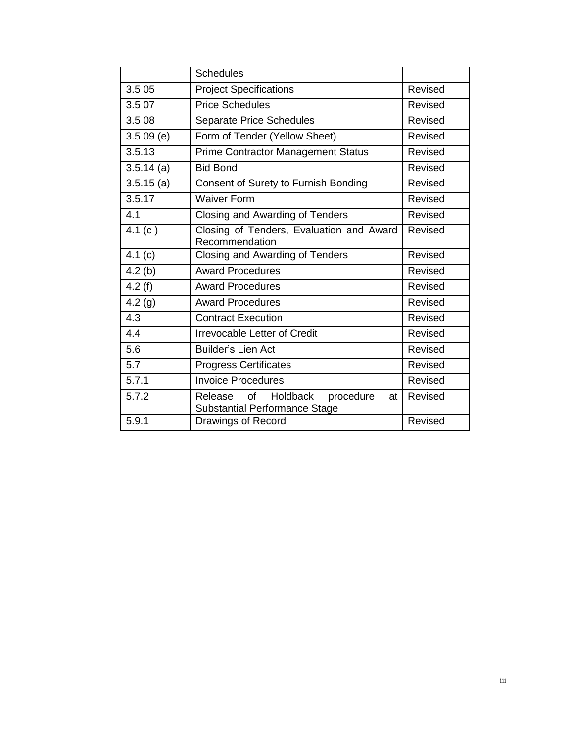| | Schedules | |
|---|---|---|
| 3.5 05 | Project Specifications | Revised |
| 3.5 07 | Price Schedules | Revised |
| 3.5 08 | Separate Price Schedules | Revised |
| 3.5 09 (e) | Form of Tender (Yellow Sheet) | Revised |
| 3.5.13 | Prime Contractor Management Status | Revised |
| 3.5.14 (a) | Bid Bond | Revised |
| 3.5.15 (a) | Consent of Surety to Furnish Bonding | Revised |
| 3.5.17 | Waiver Form | Revised |
| 4.1 | Closing and Awarding of Tenders | Revised |
| 4.1 (c ) | Closing of Tenders, Evaluation and Award Recommendation | Revised |
| 4.1 (c) | Closing and Awarding of Tenders | Revised |
| 4.2 (b) | Award Procedures | Revised |
| 4.2 (f) | Award Procedures | Revised |
| 4.2 (g) | Award Procedures | Revised |
| 4.3 | Contract Execution | Revised |
| 4.4 | Irrevocable Letter of Credit | Revised |
| 5.6 | Builder's Lien Act | Revised |
| 5.7 | Progress Certificates | Revised |
| 5.7.1 | Invoice Procedures | Revised |
| 5.7.2 | Release of Holdback procedure at Substantial Performance Stage | Revised |
| 5.9.1 | Drawings of Record | Revised |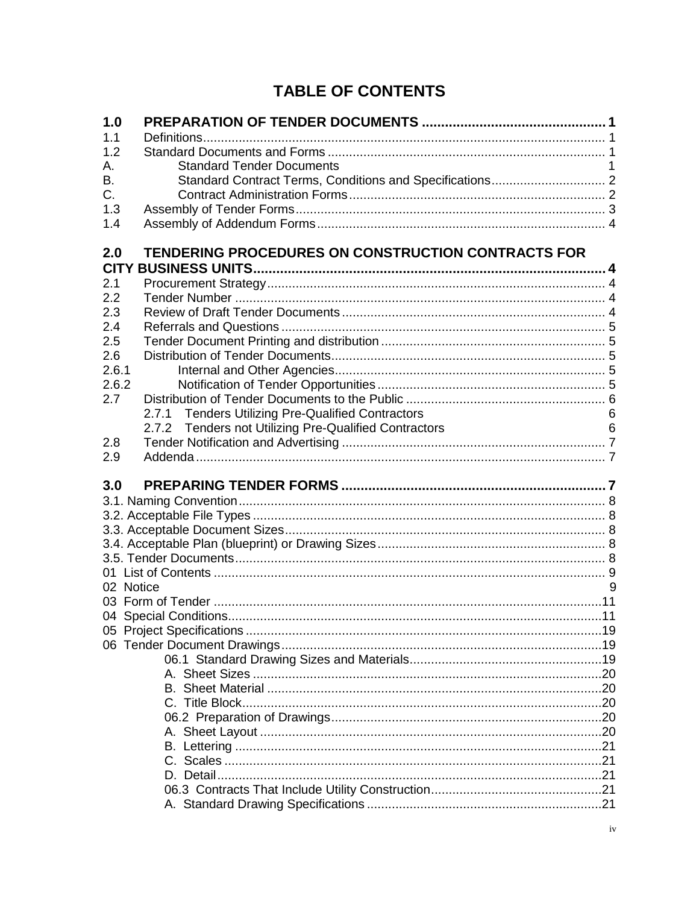# TABLE OF CONTENTS

**1.0 PREPARATION OF TENDER DOCUMENTS ............................................... 1**

1.1 Definitions ............................................... 1

1.2 Standard Documents and Forms ............................................... 1

A. Standard Tender Documents 1

B. Standard Contract Terms, Conditions and Specifications ............................................... 2

C. Contract Administration Forms ............................................... 2

1.3 Assembly of Tender Forms ............................................... 3

1.4 Assembly of Addendum Forms ............................................... 4

**2.0 TENDERING PROCEDURES ON CONSTRUCTION CONTRACTS FOR CITY BUSINESS UNITS ............................................... 4**

2.1 Procurement Strategy ............................................... 4

2.2 Tender Number ............................................... 4

2.3 Review of Draft Tender Documents ............................................... 4

2.4 Referrals and Questions ............................................... 5

2.5 Tender Document Printing and distribution ............................................... 5

2.6 Distribution of Tender Documents ............................................... 5

2.6.1 Internal and Other Agencies ............................................... 5

2.6.2 Notification of Tender Opportunities ............................................... 5

2.7 Distribution of Tender Documents to the Public ............................................... 6

2.7.1 Tenders Utilizing Pre-Qualified Contractors 6

2.7.2 Tenders not Utilizing Pre-Qualified Contractors 6

2.8 Tender Notification and Advertising ............................................... 7

2.9 Addenda ............................................... 7

**3.0 PREPARING TENDER FORMS ............................................... 7**

3.1. Naming Convention ............................................... 8

3.2. Acceptable File Types ............................................... 8

3.3. Acceptable Document Sizes ............................................... 8

3.4. Acceptable Plan (blueprint) or Drawing Sizes ............................................... 8

3.5. Tender Documents ............................................... 8

01 List of Contents ............................................... 9

02 Notice 9

03 Form of Tender ............................................... 11

04 Special Conditions ............................................... 11

05 Project Specifications ............................................... 19

06 Tender Document Drawings ............................................... 19

06.1 Standard Drawing Sizes and Materials ............................................... 19

A. Sheet Sizes ............................................... 20

B. Sheet Material ............................................... 20

C. Title Block ............................................... 20

06.2 Preparation of Drawings ............................................... 20

A. Sheet Layout ............................................... 20

B. Lettering ............................................... 21

C. Scales ............................................... 21

D. Detail ............................................... 21

06.3 Contracts That Include Utility Construction ............................................... 21

A. Standard Drawing Specifications ............................................... 21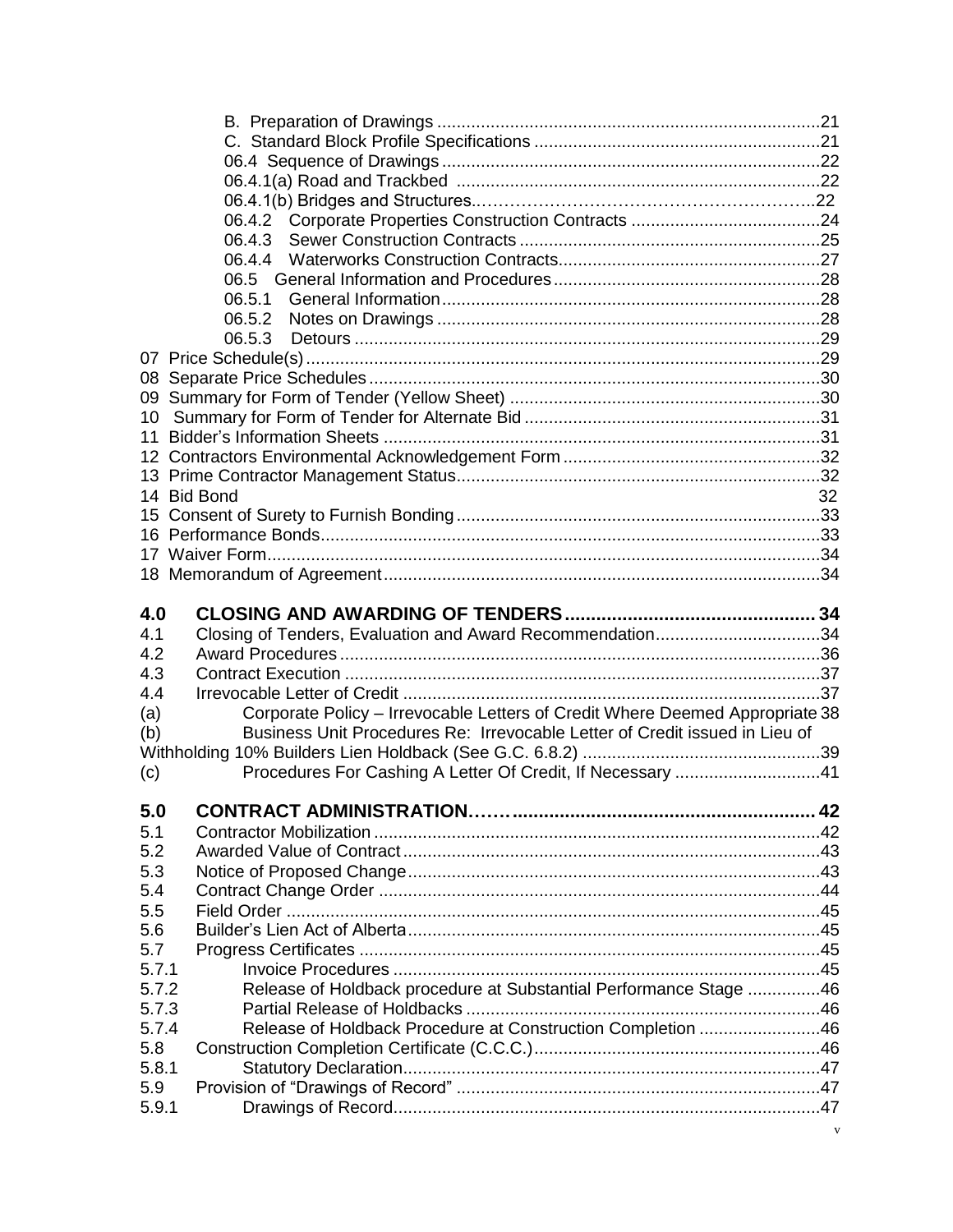B. Preparation of Drawings ............................................................................21
C. Standard Block Profile Specifications ..........................................................21
06.4 Sequence of Drawings ............................................................................22
06.4.1(a) Road and Trackbed ..........................................................................22
06.4.1(b) Bridges and Structures.....................................................................22
06.4.2 Corporate Properties Construction Contracts .......................................24
06.4.3 Sewer Construction Contracts .............................................................25
06.4.4 Waterworks Construction Contracts......................................................27
06.5 General Information and Procedures......................................................28
06.5.1 General Information..............................................................................28
06.5.2 Notes on Drawings ...............................................................................28
06.5.3 Detours .................................................................................................29

07 Price Schedule(s) ..........................................................................................29
08 Separate Price Schedules .............................................................................30
09 Summary for Form of Tender (Yellow Sheet) ................................................30
10 Summary for Form of Tender for Alternate Bid ..............................................31
11 Bidder's Information Sheets ..........................................................................31
12 Contractors Environmental Acknowledgement Form .....................................32
13 Prime Contractor Management Status...........................................................32
14 Bid Bond 32
15 Consent of Surety to Furnish Bonding ...........................................................33
16 Performance Bonds........................................................................................33
17 Waiver Form...................................................................................................34
18 Memorandum of Agreement ..........................................................................34

**4.0 CLOSING AND AWARDING OF TENDERS ............................................... 34**

4.1 Closing of Tenders, Evaluation and Award Recommendation..................................34
4.2 Award Procedures ..................................................................................................36
4.3 Contract Execution ..................................................................................................37
4.4 Irrevocable Letter of Credit ......................................................................................37
(a) Corporate Policy – Irrevocable Letters of Credit Where Deemed Appropriate 38
(b) Business Unit Procedures Re: Irrevocable Letter of Credit issued in Lieu of Withholding 10% Builders Lien Holdback (See G.C. 6.8.2) .................................................39
(c) Procedures For Cashing A Letter Of Credit, If Necessary .............................41

**5.0 CONTRACT ADMINISTRATION……......................................................... 42**

5.1 Contractor Mobilization ............................................................................................42
5.2 Awarded Value of Contract .......................................................................................43
5.3 Notice of Proposed Change.......................................................................................43
5.4 Contract Change Order .............................................................................................44
5.5 Field Order ................................................................................................................45
5.6 Builder's Lien Act of Alberta......................................................................................45
5.7 Progress Certificates ................................................................................................45
5.7.1 Invoice Procedures ........................................................................................45
5.7.2 Release of Holdback procedure at Substantial Performance Stage ...............46
5.7.3 Partial Release of Holdbacks .........................................................................46
5.7.4 Release of Holdback Procedure at Construction Completion .........................46
5.8 Construction Completion Certificate (C.C.C.)............................................................46
5.8.1 Statutory Declaration.......................................................................................47
5.9 Provision of "Drawings of Record" ............................................................................47
5.9.1 Drawings of Record.........................................................................................47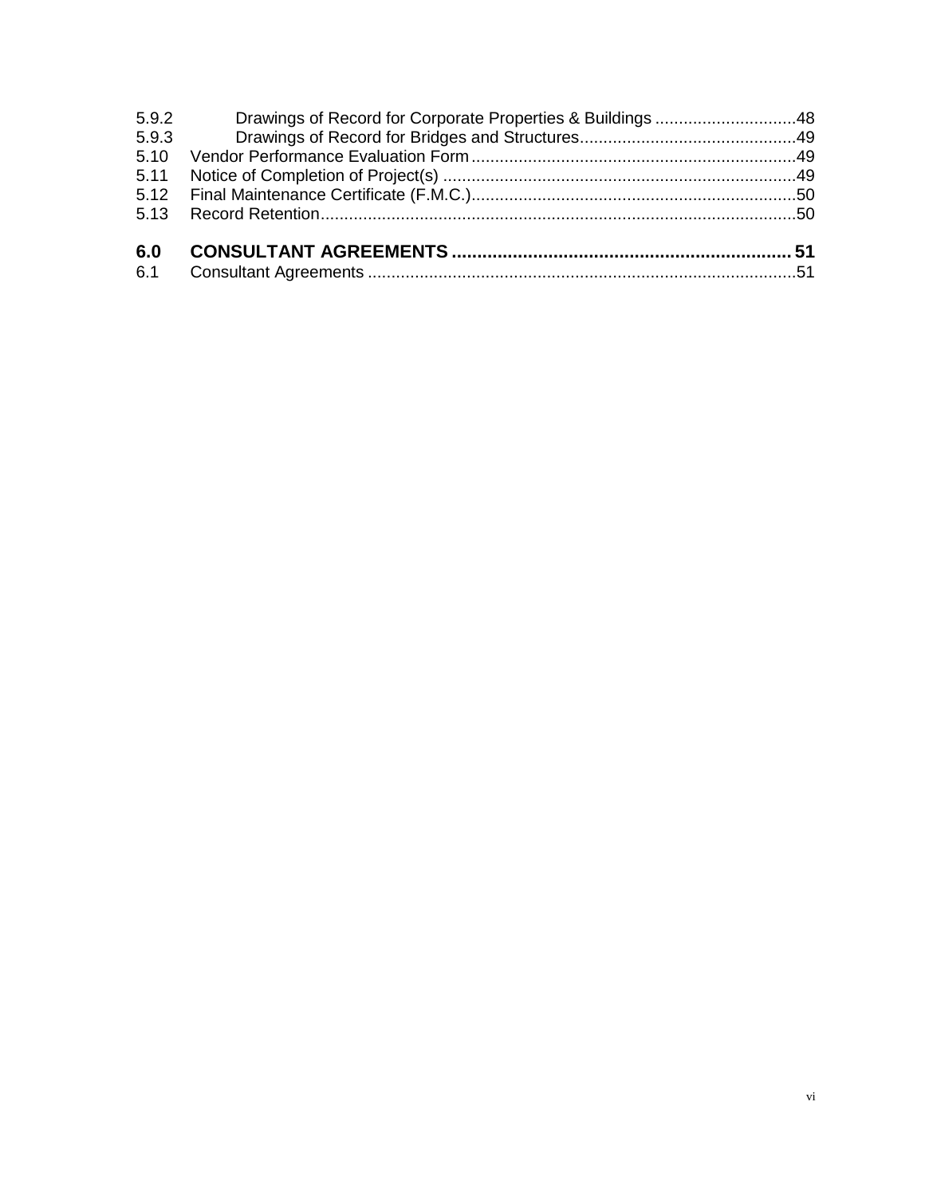5.9.2 Drawings of Record for Corporate Properties & Buildings ..............................48
5.9.3 Drawings of Record for Bridges and Structures..............................................49
5.10 Vendor Performance Evaluation Form.....................................................................49
5.11 Notice of Completion of Project(s) ...........................................................................49
5.12 Final Maintenance Certificate (F.M.C.).....................................................................50
5.13 Record Retention.....................................................................................................50

**6.0 CONSULTANT AGREEMENTS .................................................................. 51**
6.1 Consultant Agreements ...........................................................................................51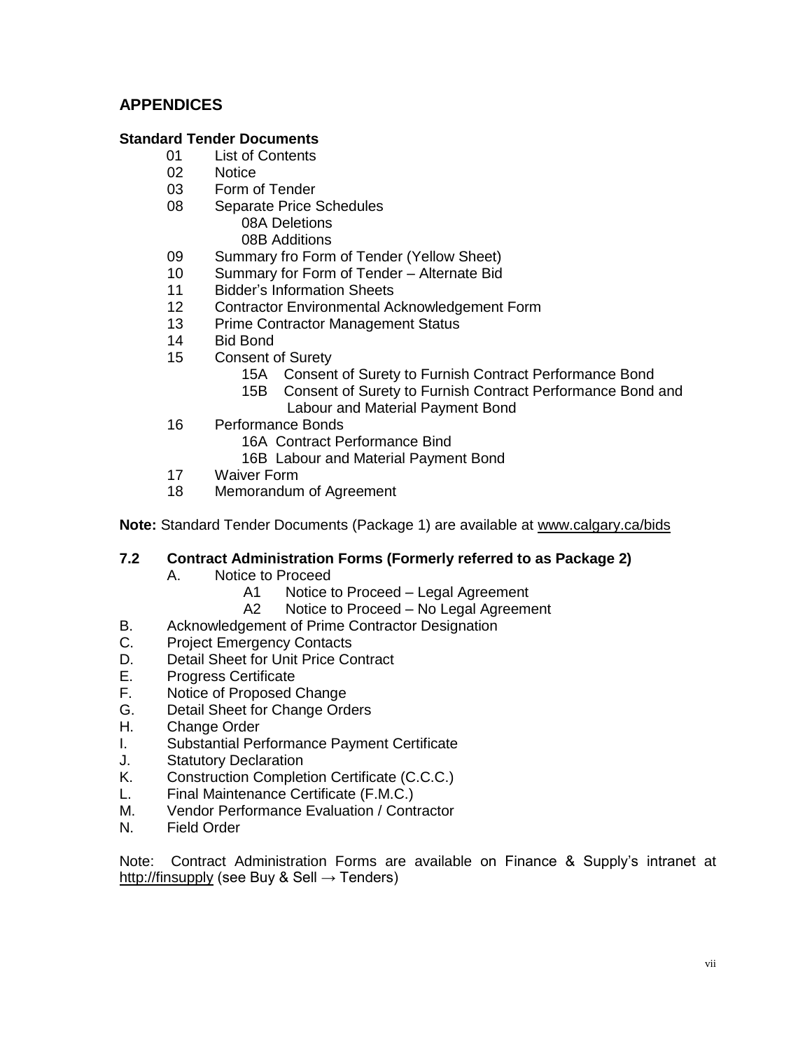## APPENDICES

**Standard Tender Documents**

- 01 List of Contents
- 02 Notice
- 03 Form of Tender
- 08 Separate Price Schedules
  - 08A Deletions
  - 08B Additions
- 09 Summary fro Form of Tender (Yellow Sheet)
- 10 Summary for Form of Tender – Alternate Bid
- 11 Bidder's Information Sheets
- 12 Contractor Environmental Acknowledgement Form
- 13 Prime Contractor Management Status
- 14 Bid Bond
- 15 Consent of Surety
  - 15A Consent of Surety to Furnish Contract Performance Bond
  - 15B Consent of Surety to Furnish Contract Performance Bond and Labour and Material Payment Bond
- 16 Performance Bonds
  - 16A Contract Performance Bind
  - 16B Labour and Material Payment Bond
- 17 Waiver Form
- 18 Memorandum of Agreement

**Note:** Standard Tender Documents (Package 1) are available at www.calgary.ca/bids

### 7.2 Contract Administration Forms (Formerly referred to as Package 2)

A. Notice to Proceed
  - A1 Notice to Proceed – Legal Agreement
  - A2 Notice to Proceed – No Legal Agreement

B. Acknowledgement of Prime Contractor Designation
C. Project Emergency Contacts
D. Detail Sheet for Unit Price Contract
E. Progress Certificate
F. Notice of Proposed Change
G. Detail Sheet for Change Orders
H. Change Order
I. Substantial Performance Payment Certificate
J. Statutory Declaration
K. Construction Completion Certificate (C.C.C.)
L. Final Maintenance Certificate (F.M.C.)
M. Vendor Performance Evaluation / Contractor
N. Field Order

Note: Contract Administration Forms are available on Finance & Supply's intranet at http://finsupply (see Buy & Sell → Tenders)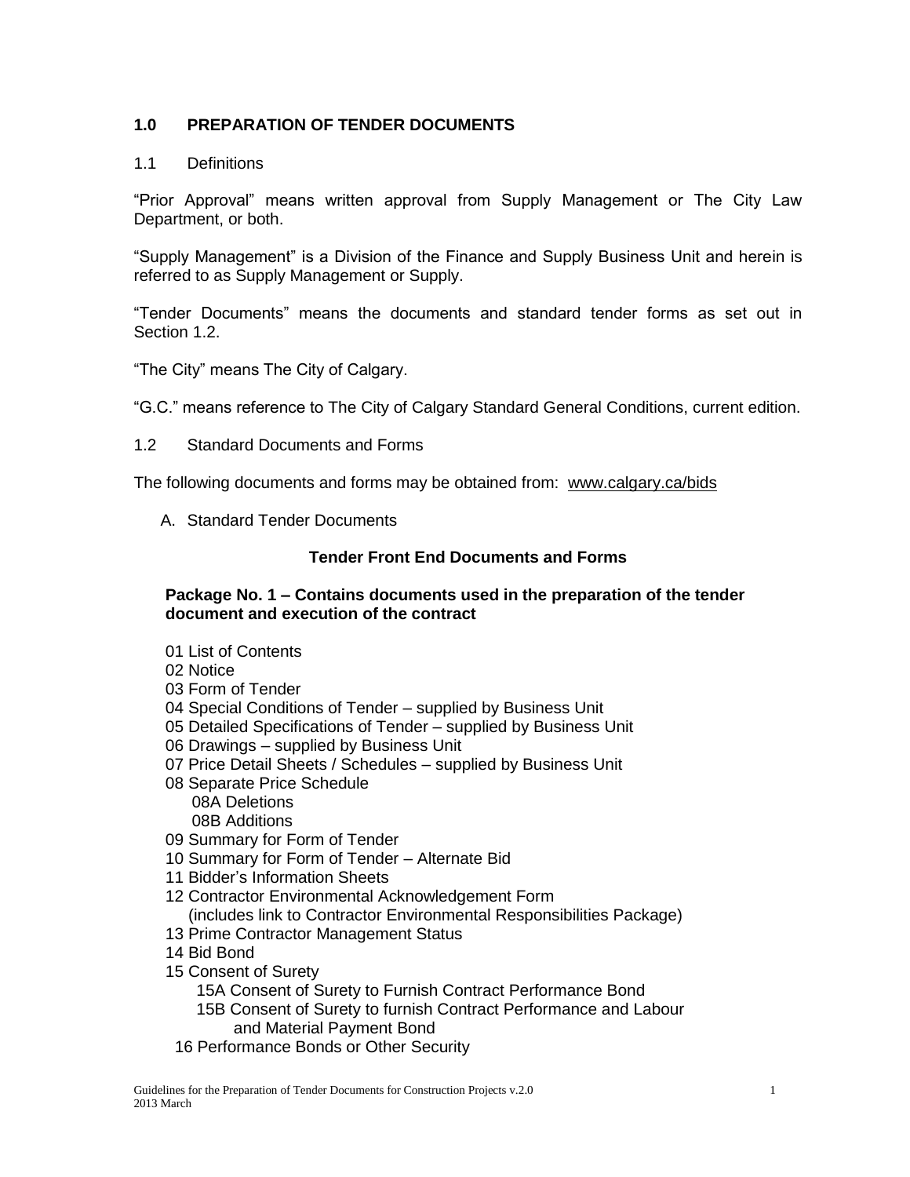## 1.0 PREPARATION OF TENDER DOCUMENTS

### 1.1 Definitions

"Prior Approval" means written approval from Supply Management or The City Law Department, or both.

"Supply Management" is a Division of the Finance and Supply Business Unit and herein is referred to as Supply Management or Supply.

"Tender Documents" means the documents and standard tender forms as set out in Section 1.2.

"The City" means The City of Calgary.

"G.C." means reference to The City of Calgary Standard General Conditions, current edition.

### 1.2 Standard Documents and Forms

The following documents and forms may be obtained from: www.calgary.ca/bids

A. Standard Tender Documents

**Tender Front End Documents and Forms**

**Package No. 1 – Contains documents used in the preparation of the tender document and execution of the contract**

- 01 List of Contents
- 02 Notice
- 03 Form of Tender
- 04 Special Conditions of Tender – supplied by Business Unit
- 05 Detailed Specifications of Tender – supplied by Business Unit
- 06 Drawings – supplied by Business Unit
- 07 Price Detail Sheets / Schedules – supplied by Business Unit
- 08 Separate Price Schedule
  - 08A Deletions
  - 08B Additions
- 09 Summary for Form of Tender
- 10 Summary for Form of Tender – Alternate Bid
- 11 Bidder's Information Sheets
- 12 Contractor Environmental Acknowledgement Form (includes link to Contractor Environmental Responsibilities Package)
- 13 Prime Contractor Management Status
- 14 Bid Bond
- 15 Consent of Surety
  - 15A Consent of Surety to Furnish Contract Performance Bond
  - 15B Consent of Surety to furnish Contract Performance and Labour and Material Payment Bond
- 16 Performance Bonds or Other Security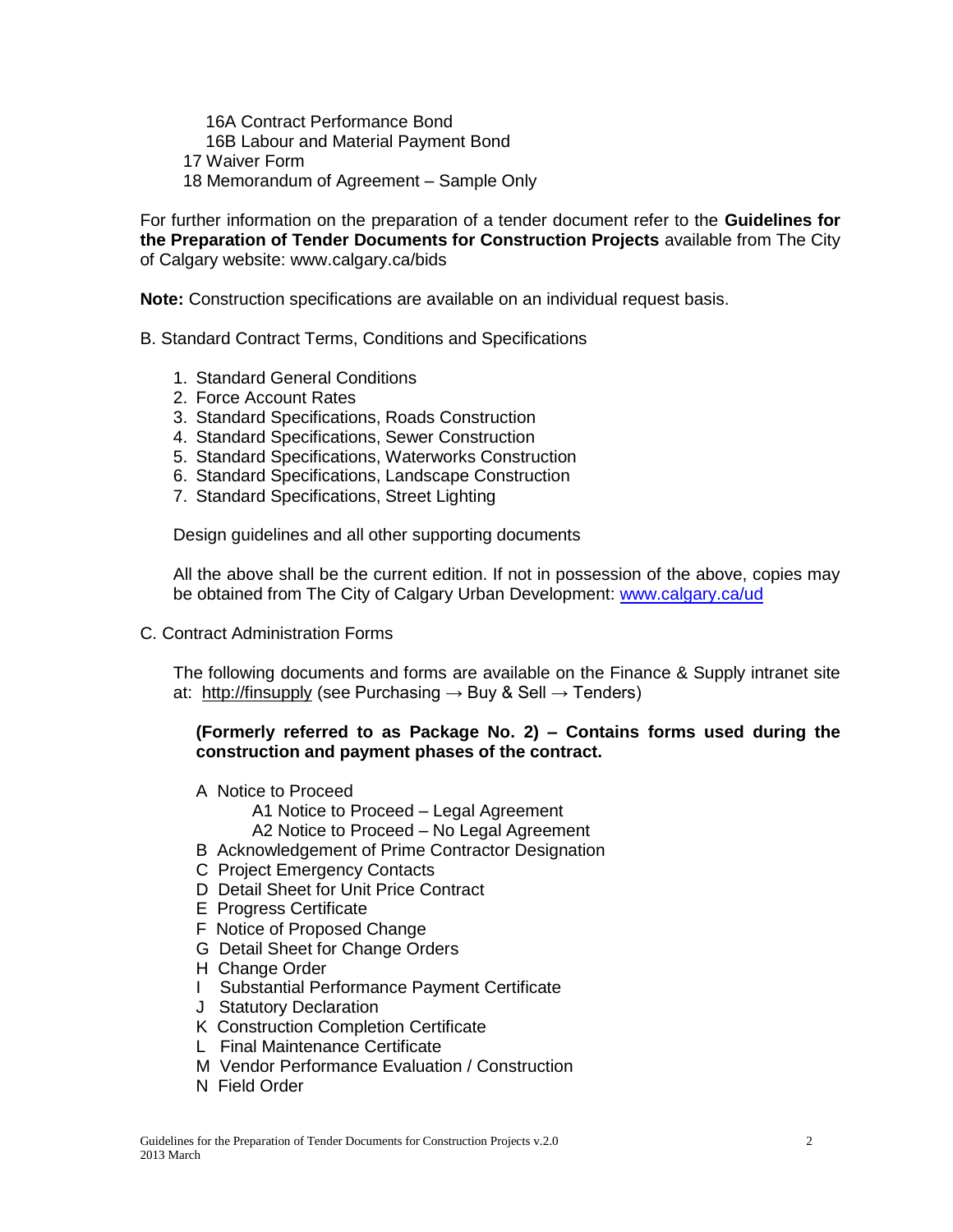- 16A Contract Performance Bond
- 16B Labour and Material Payment Bond
- 17 Waiver Form
- 18 Memorandum of Agreement – Sample Only

For further information on the preparation of a tender document refer to the **Guidelines for the Preparation of Tender Documents for Construction Projects** available from The City of Calgary website: www.calgary.ca/bids

**Note:** Construction specifications are available on an individual request basis.

B. Standard Contract Terms, Conditions and Specifications

1. Standard General Conditions
2. Force Account Rates
3. Standard Specifications, Roads Construction
4. Standard Specifications, Sewer Construction
5. Standard Specifications, Waterworks Construction
6. Standard Specifications, Landscape Construction
7. Standard Specifications, Street Lighting

Design guidelines and all other supporting documents

All the above shall be the current edition. If not in possession of the above, copies may be obtained from The City of Calgary Urban Development: www.calgary.ca/ud

C. Contract Administration Forms

The following documents and forms are available on the Finance & Supply intranet site at: http://finsupply (see Purchasing → Buy & Sell → Tenders)

**(Formerly referred to as Package No. 2) – Contains forms used during the construction and payment phases of the contract.**

- A Notice to Proceed
  - A1 Notice to Proceed – Legal Agreement
  - A2 Notice to Proceed – No Legal Agreement
- B Acknowledgement of Prime Contractor Designation
- C Project Emergency Contacts
- D Detail Sheet for Unit Price Contract
- E Progress Certificate
- F Notice of Proposed Change
- G Detail Sheet for Change Orders
- H Change Order
- I Substantial Performance Payment Certificate
- J Statutory Declaration
- K Construction Completion Certificate
- L Final Maintenance Certificate
- M Vendor Performance Evaluation / Construction
- N Field Order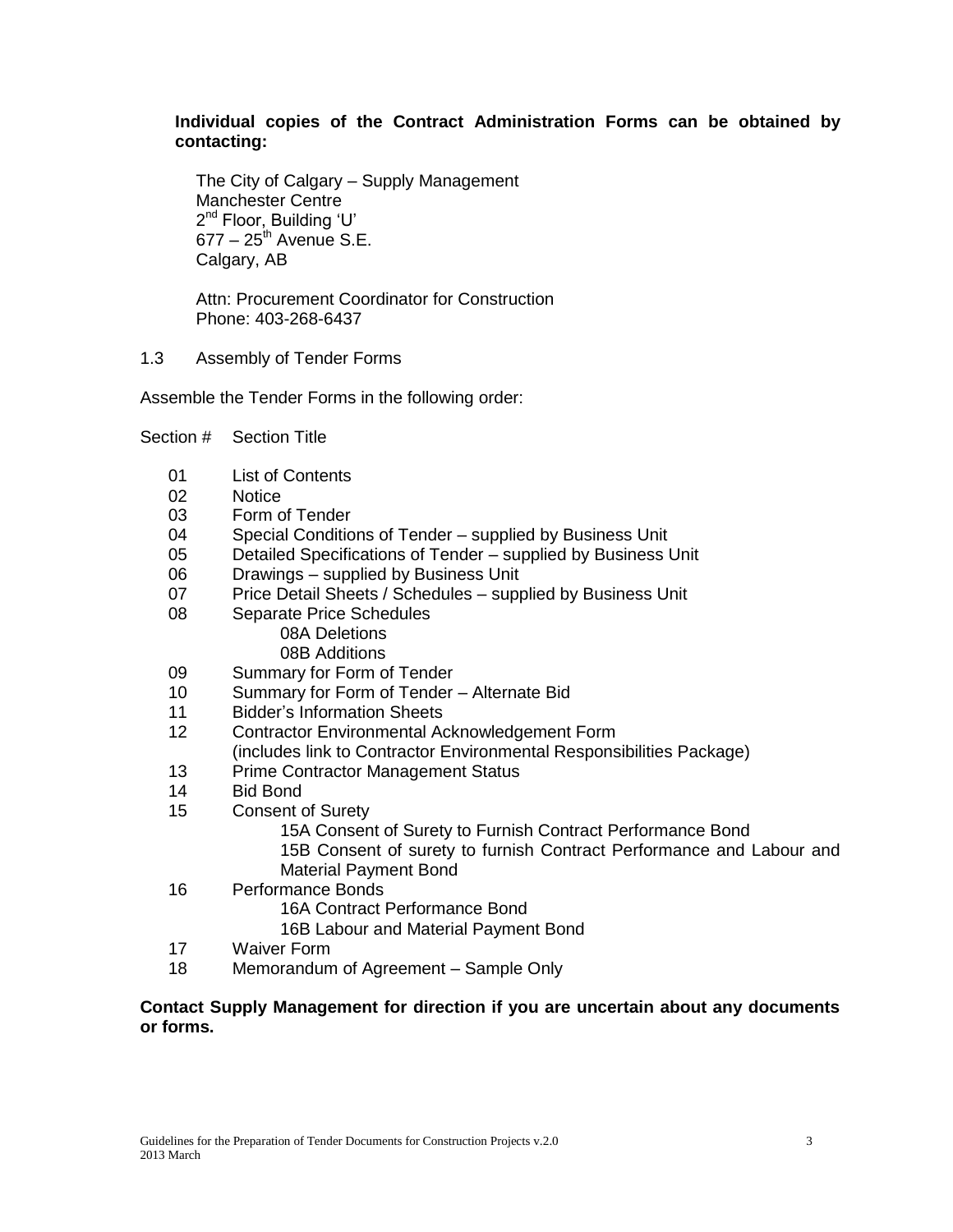**Individual copies of the Contract Administration Forms can be obtained by contacting:**

The City of Calgary – Supply Management
Manchester Centre
2nd Floor, Building 'U'
677 – 25th Avenue S.E.
Calgary, AB

Attn: Procurement Coordinator for Construction
Phone: 403-268-6437

1.3 Assembly of Tender Forms

Assemble the Tender Forms in the following order:

| Section # | Section Title |
|---|---|
| 01 | List of Contents |
| 02 | Notice |
| 03 | Form of Tender |
| 04 | Special Conditions of Tender – supplied by Business Unit |
| 05 | Detailed Specifications of Tender – supplied by Business Unit |
| 06 | Drawings – supplied by Business Unit |
| 07 | Price Detail Sheets / Schedules – supplied by Business Unit |
| 08 | Separate Price Schedules<br>08A Deletions<br>08B Additions |
| 09 | Summary for Form of Tender |
| 10 | Summary for Form of Tender – Alternate Bid |
| 11 | Bidder's Information Sheets |
| 12 | Contractor Environmental Acknowledgement Form<br>(includes link to Contractor Environmental Responsibilities Package) |
| 13 | Prime Contractor Management Status |
| 14 | Bid Bond |
| 15 | Consent of Surety<br>15A Consent of Surety to Furnish Contract Performance Bond<br>15B Consent of surety to furnish Contract Performance and Labour and Material Payment Bond |
| 16 | Performance Bonds<br>16A Contract Performance Bond<br>16B Labour and Material Payment Bond |
| 17 | Waiver Form |
| 18 | Memorandum of Agreement – Sample Only |

**Contact Supply Management for direction if you are uncertain about any documents or forms.**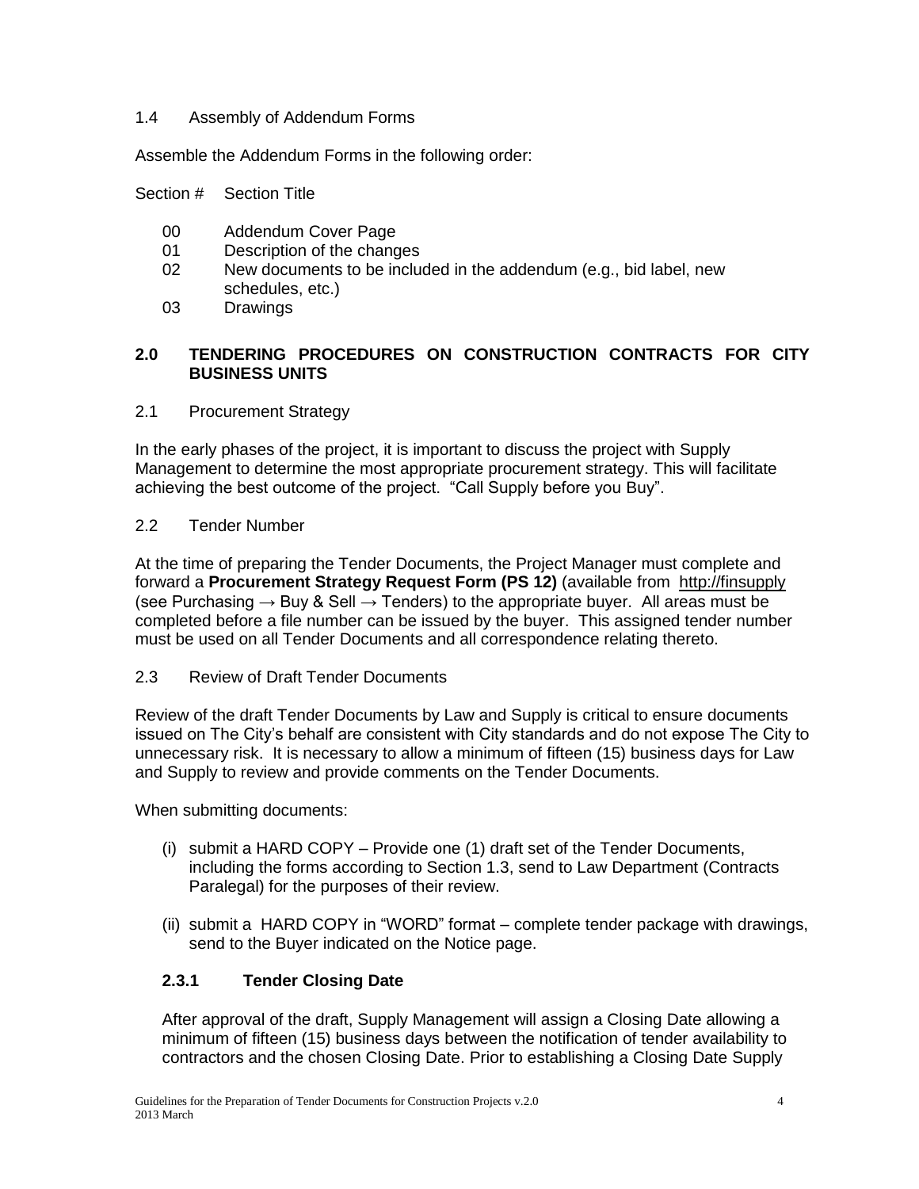1.4 Assembly of Addendum Forms

Assemble the Addendum Forms in the following order:

| Section # | Section Title |
|---|---|
| 00 | Addendum Cover Page |
| 01 | Description of the changes |
| 02 | New documents to be included in the addendum (e.g., bid label, new schedules, etc.) |
| 03 | Drawings |

## 2.0 TENDERING PROCEDURES ON CONSTRUCTION CONTRACTS FOR CITY BUSINESS UNITS

2.1 Procurement Strategy

In the early phases of the project, it is important to discuss the project with Supply Management to determine the most appropriate procurement strategy. This will facilitate achieving the best outcome of the project. "Call Supply before you Buy".

2.2 Tender Number

At the time of preparing the Tender Documents, the Project Manager must complete and forward a **Procurement Strategy Request Form (PS 12)** (available from http://finsupply (see Purchasing → Buy & Sell → Tenders) to the appropriate buyer. All areas must be completed before a file number can be issued by the buyer. This assigned tender number must be used on all Tender Documents and all correspondence relating thereto.

2.3 Review of Draft Tender Documents

Review of the draft Tender Documents by Law and Supply is critical to ensure documents issued on The City's behalf are consistent with City standards and do not expose The City to unnecessary risk. It is necessary to allow a minimum of fifteen (15) business days for Law and Supply to review and provide comments on the Tender Documents.

When submitting documents:

(i) submit a HARD COPY – Provide one (1) draft set of the Tender Documents, including the forms according to Section 1.3, send to Law Department (Contracts Paralegal) for the purposes of their review.

(ii) submit a HARD COPY in "WORD" format – complete tender package with drawings, send to the Buyer indicated on the Notice page.

### 2.3.1 Tender Closing Date

After approval of the draft, Supply Management will assign a Closing Date allowing a minimum of fifteen (15) business days between the notification of tender availability to contractors and the chosen Closing Date. Prior to establishing a Closing Date Supply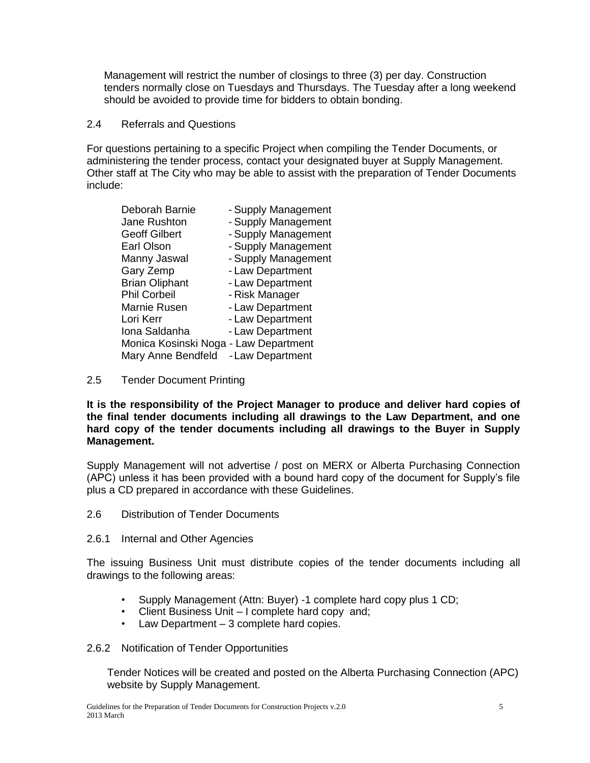Management will restrict the number of closings to three (3) per day. Construction tenders normally close on Tuesdays and Thursdays. The Tuesday after a long weekend should be avoided to provide time for bidders to obtain bonding.

### 2.4 Referrals and Questions

For questions pertaining to a specific Project when compiling the Tender Documents, or administering the tender process, contact your designated buyer at Supply Management. Other staff at The City who may be able to assist with the preparation of Tender Documents include:

- Deborah Barnie - Supply Management
- Jane Rushton - Supply Management
- Geoff Gilbert - Supply Management
- Earl Olson - Supply Management
- Manny Jaswal - Supply Management
- Gary Zemp - Law Department
- Brian Oliphant - Law Department
- Phil Corbeil - Risk Manager
- Marnie Rusen - Law Department
- Lori Kerr - Law Department
- Iona Saldanha - Law Department
- Monica Kosinski Noga - Law Department
- Mary Anne Bendfeld - Law Department

### 2.5 Tender Document Printing

**It is the responsibility of the Project Manager to produce and deliver hard copies of the final tender documents including all drawings to the Law Department, and one hard copy of the tender documents including all drawings to the Buyer in Supply Management.**

Supply Management will not advertise / post on MERX or Alberta Purchasing Connection (APC) unless it has been provided with a bound hard copy of the document for Supply's file plus a CD prepared in accordance with these Guidelines.

### 2.6 Distribution of Tender Documents

#### 2.6.1 Internal and Other Agencies

The issuing Business Unit must distribute copies of the tender documents including all drawings to the following areas:

- Supply Management (Attn: Buyer) -1 complete hard copy plus 1 CD;
- Client Business Unit – I complete hard copy and;
- Law Department – 3 complete hard copies.

#### 2.6.2 Notification of Tender Opportunities

Tender Notices will be created and posted on the Alberta Purchasing Connection (APC) website by Supply Management.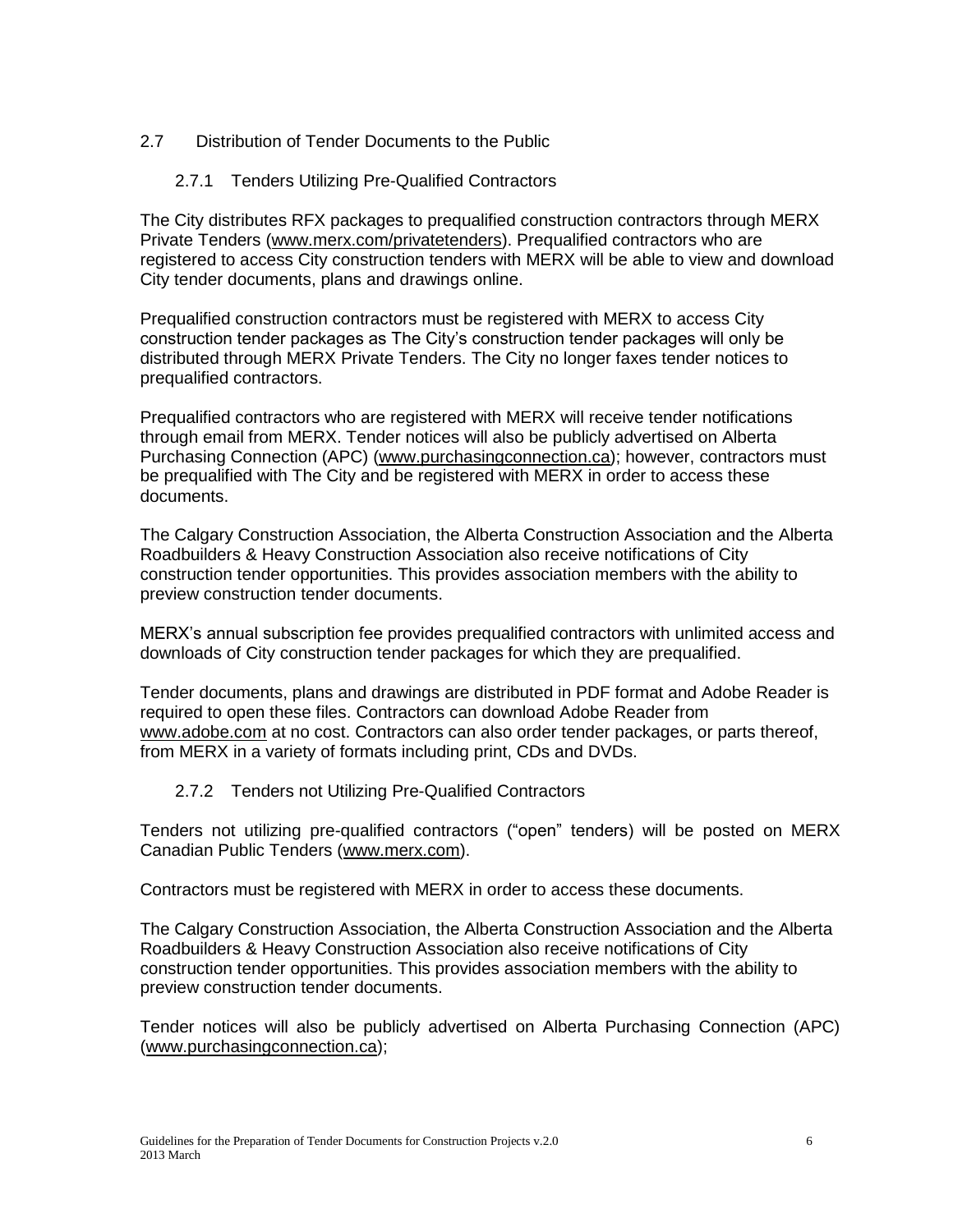## 2.7 Distribution of Tender Documents to the Public

### 2.7.1 Tenders Utilizing Pre-Qualified Contractors

The City distributes RFX packages to prequalified construction contractors through MERX Private Tenders (www.merx.com/privatetenders). Prequalified contractors who are registered to access City construction tenders with MERX will be able to view and download City tender documents, plans and drawings online.

Prequalified construction contractors must be registered with MERX to access City construction tender packages as The City's construction tender packages will only be distributed through MERX Private Tenders. The City no longer faxes tender notices to prequalified contractors.

Prequalified contractors who are registered with MERX will receive tender notifications through email from MERX. Tender notices will also be publicly advertised on Alberta Purchasing Connection (APC) (www.purchasingconnection.ca); however, contractors must be prequalified with The City and be registered with MERX in order to access these documents.

The Calgary Construction Association, the Alberta Construction Association and the Alberta Roadbuilders & Heavy Construction Association also receive notifications of City construction tender opportunities. This provides association members with the ability to preview construction tender documents.

MERX's annual subscription fee provides prequalified contractors with unlimited access and downloads of City construction tender packages for which they are prequalified.

Tender documents, plans and drawings are distributed in PDF format and Adobe Reader is required to open these files. Contractors can download Adobe Reader from www.adobe.com at no cost. Contractors can also order tender packages, or parts thereof, from MERX in a variety of formats including print, CDs and DVDs.

### 2.7.2 Tenders not Utilizing Pre-Qualified Contractors

Tenders not utilizing pre-qualified contractors ("open" tenders) will be posted on MERX Canadian Public Tenders (www.merx.com).

Contractors must be registered with MERX in order to access these documents.

The Calgary Construction Association, the Alberta Construction Association and the Alberta Roadbuilders & Heavy Construction Association also receive notifications of City construction tender opportunities. This provides association members with the ability to preview construction tender documents.

Tender notices will also be publicly advertised on Alberta Purchasing Connection (APC) (www.purchasingconnection.ca);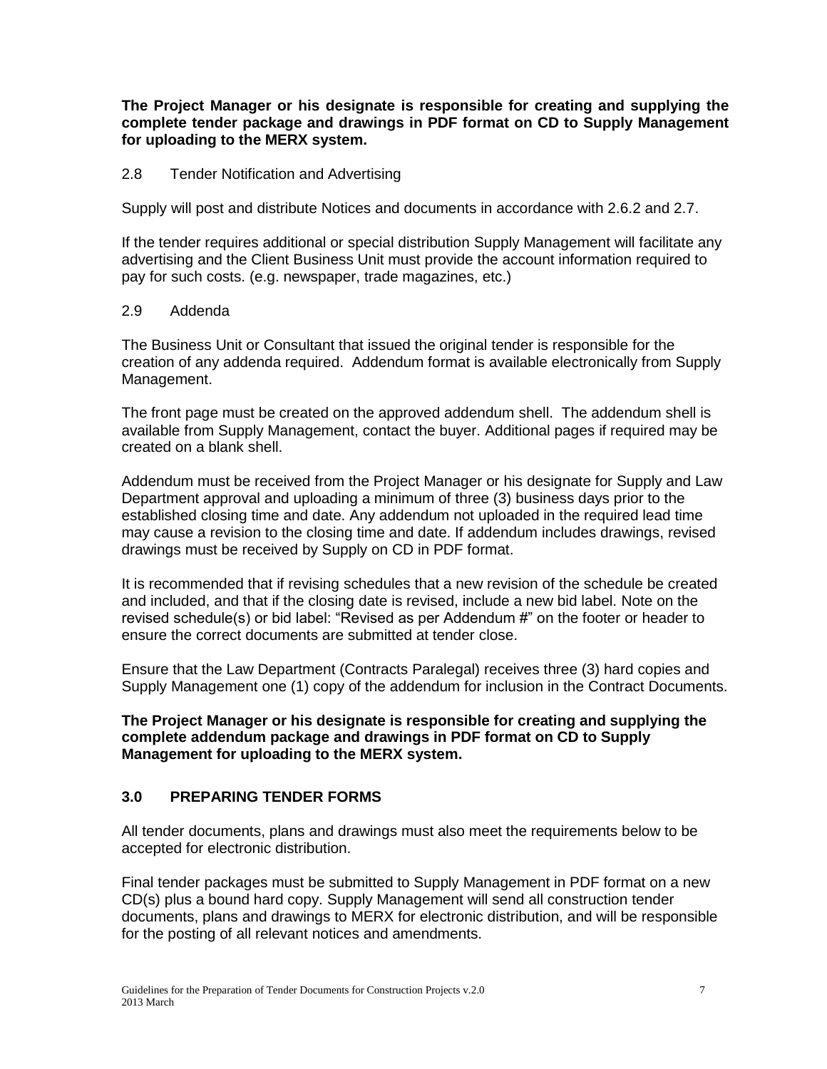**The Project Manager or his designate is responsible for creating and supplying the complete tender package and drawings in PDF format on CD to Supply Management for uploading to the MERX system.**

### 2.8 Tender Notification and Advertising

Supply will post and distribute Notices and documents in accordance with 2.6.2 and 2.7.

If the tender requires additional or special distribution Supply Management will facilitate any advertising and the Client Business Unit must provide the account information required to pay for such costs. (e.g. newspaper, trade magazines, etc.)

### 2.9 Addenda

The Business Unit or Consultant that issued the original tender is responsible for the creation of any addenda required. Addendum format is available electronically from Supply Management.

The front page must be created on the approved addendum shell. The addendum shell is available from Supply Management, contact the buyer. Additional pages if required may be created on a blank shell.

Addendum must be received from the Project Manager or his designate for Supply and Law Department approval and uploading a minimum of three (3) business days prior to the established closing time and date. Any addendum not uploaded in the required lead time may cause a revision to the closing time and date. If addendum includes drawings, revised drawings must be received by Supply on CD in PDF format.

It is recommended that if revising schedules that a new revision of the schedule be created and included, and that if the closing date is revised, include a new bid label. Note on the revised schedule(s) or bid label: "Revised as per Addendum #" on the footer or header to ensure the correct documents are submitted at tender close.

Ensure that the Law Department (Contracts Paralegal) receives three (3) hard copies and Supply Management one (1) copy of the addendum for inclusion in the Contract Documents.

**The Project Manager or his designate is responsible for creating and supplying the complete addendum package and drawings in PDF format on CD to Supply Management for uploading to the MERX system.**

## 3.0 PREPARING TENDER FORMS

All tender documents, plans and drawings must also meet the requirements below to be accepted for electronic distribution.

Final tender packages must be submitted to Supply Management in PDF format on a new CD(s) plus a bound hard copy. Supply Management will send all construction tender documents, plans and drawings to MERX for electronic distribution, and will be responsible for the posting of all relevant notices and amendments.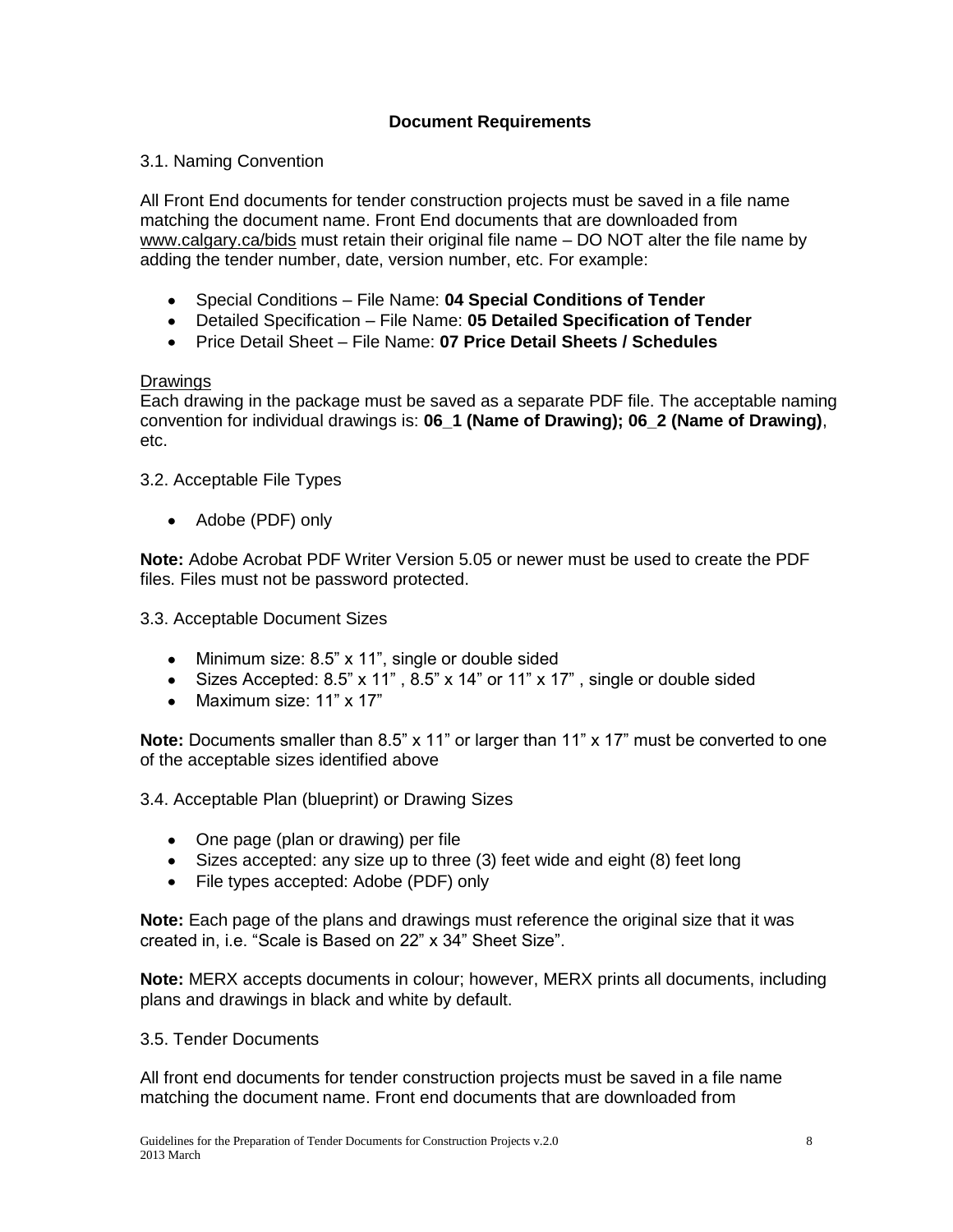**Document Requirements**

3.1. Naming Convention

All Front End documents for tender construction projects must be saved in a file name matching the document name. Front End documents that are downloaded from www.calgary.ca/bids must retain their original file name – DO NOT alter the file name by adding the tender number, date, version number, etc. For example:

- Special Conditions – File Name: **04 Special Conditions of Tender**
- Detailed Specification – File Name: **05 Detailed Specification of Tender**
- Price Detail Sheet – File Name: **07 Price Detail Sheets / Schedules**

Drawings
Each drawing in the package must be saved as a separate PDF file. The acceptable naming convention for individual drawings is: **06_1 (Name of Drawing); 06_2 (Name of Drawing)**, etc.

3.2. Acceptable File Types

- Adobe (PDF) only

**Note:** Adobe Acrobat PDF Writer Version 5.05 or newer must be used to create the PDF files. Files must not be password protected.

3.3. Acceptable Document Sizes

- Minimum size: 8.5" x 11", single or double sided
- Sizes Accepted: 8.5" x 11" , 8.5" x 14" or 11" x 17" , single or double sided
- Maximum size: 11" x 17"

**Note:** Documents smaller than 8.5" x 11" or larger than 11" x 17" must be converted to one of the acceptable sizes identified above

3.4. Acceptable Plan (blueprint) or Drawing Sizes

- One page (plan or drawing) per file
- Sizes accepted: any size up to three (3) feet wide and eight (8) feet long
- File types accepted: Adobe (PDF) only

**Note:** Each page of the plans and drawings must reference the original size that it was created in, i.e. "Scale is Based on 22" x 34" Sheet Size".

**Note:** MERX accepts documents in colour; however, MERX prints all documents, including plans and drawings in black and white by default.

3.5. Tender Documents

All front end documents for tender construction projects must be saved in a file name matching the document name. Front end documents that are downloaded from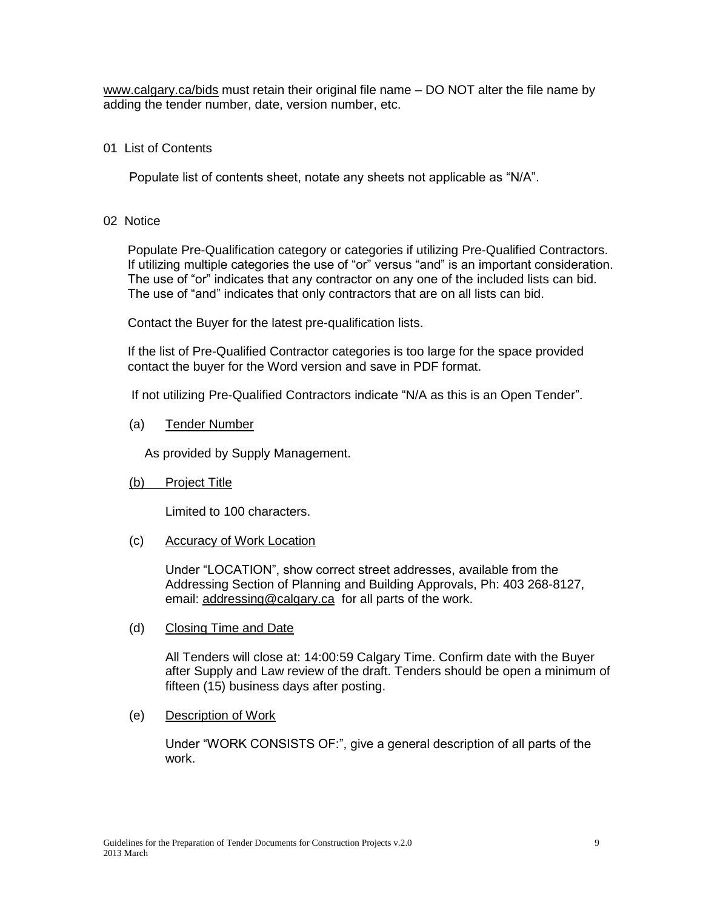www.calgary.ca/bids must retain their original file name – DO NOT alter the file name by adding the tender number, date, version number, etc.

## 01 List of Contents

Populate list of contents sheet, notate any sheets not applicable as “N/A”.

## 02 Notice

Populate Pre-Qualification category or categories if utilizing Pre-Qualified Contractors. If utilizing multiple categories the use of “or” versus “and” is an important consideration. The use of “or” indicates that any contractor on any one of the included lists can bid. The use of “and” indicates that only contractors that are on all lists can bid.

Contact the Buyer for the latest pre-qualification lists.

If the list of Pre-Qualified Contractor categories is too large for the space provided contact the buyer for the Word version and save in PDF format.

If not utilizing Pre-Qualified Contractors indicate “N/A as this is an Open Tender”.

(a) Tender Number

As provided by Supply Management.

(b) Project Title

Limited to 100 characters.

(c) Accuracy of Work Location

Under “LOCATION”, show correct street addresses, available from the Addressing Section of Planning and Building Approvals, Ph: 403 268-8127, email: addressing@calgary.ca for all parts of the work.

(d) Closing Time and Date

All Tenders will close at: 14:00:59 Calgary Time. Confirm date with the Buyer after Supply and Law review of the draft. Tenders should be open a minimum of fifteen (15) business days after posting.

(e) Description of Work

Under “WORK CONSISTS OF:”, give a general description of all parts of the work.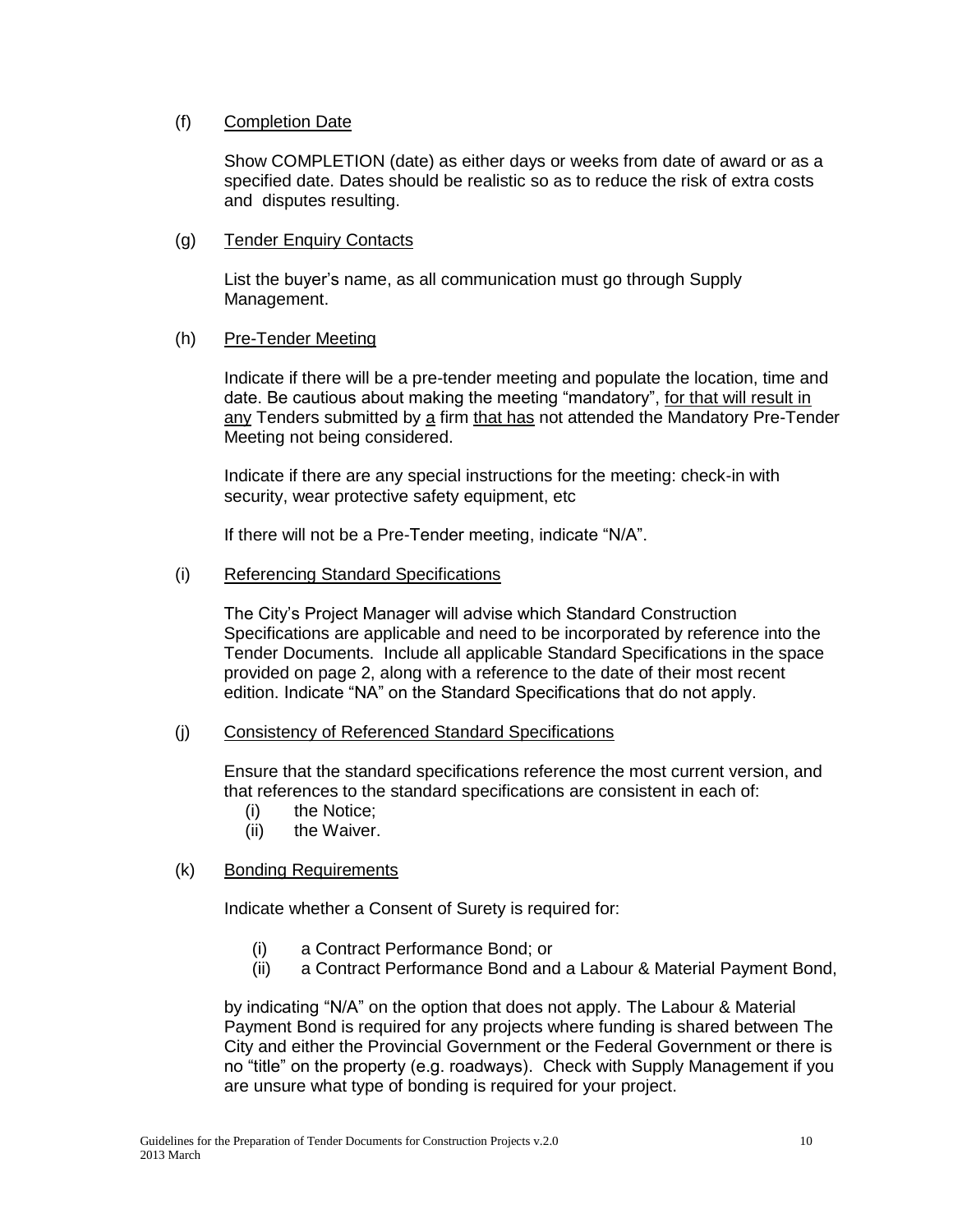(f) <u>Completion Date</u>

Show COMPLETION (date) as either days or weeks from date of award or as a specified date. Dates should be realistic so as to reduce the risk of extra costs and disputes resulting.

(g) <u>Tender Enquiry Contacts</u>

List the buyer's name, as all communication must go through Supply Management.

(h) <u>Pre-Tender Meeting</u>

Indicate if there will be a pre-tender meeting and populate the location, time and date. Be cautious about making the meeting "mandatory", <u>for that will result in any</u> Tenders submitted by <u>a</u> firm <u>that has</u> not attended the Mandatory Pre-Tender Meeting not being considered.

Indicate if there are any special instructions for the meeting: check-in with security, wear protective safety equipment, etc

If there will not be a Pre-Tender meeting, indicate "N/A".

(i) <u>Referencing Standard Specifications</u>

The City's Project Manager will advise which Standard Construction Specifications are applicable and need to be incorporated by reference into the Tender Documents. Include all applicable Standard Specifications in the space provided on page 2, along with a reference to the date of their most recent edition. Indicate "NA" on the Standard Specifications that do not apply.

(j) <u>Consistency of Referenced Standard Specifications</u>

Ensure that the standard specifications reference the most current version, and that references to the standard specifications are consistent in each of:

(i) the Notice;
(ii) the Waiver.

(k) <u>Bonding Requirements</u>

Indicate whether a Consent of Surety is required for:

(i) a Contract Performance Bond; or
(ii) a Contract Performance Bond and a Labour & Material Payment Bond,

by indicating "N/A" on the option that does not apply. The Labour & Material Payment Bond is required for any projects where funding is shared between The City and either the Provincial Government or the Federal Government or there is no "title" on the property (e.g. roadways). Check with Supply Management if you are unsure what type of bonding is required for your project.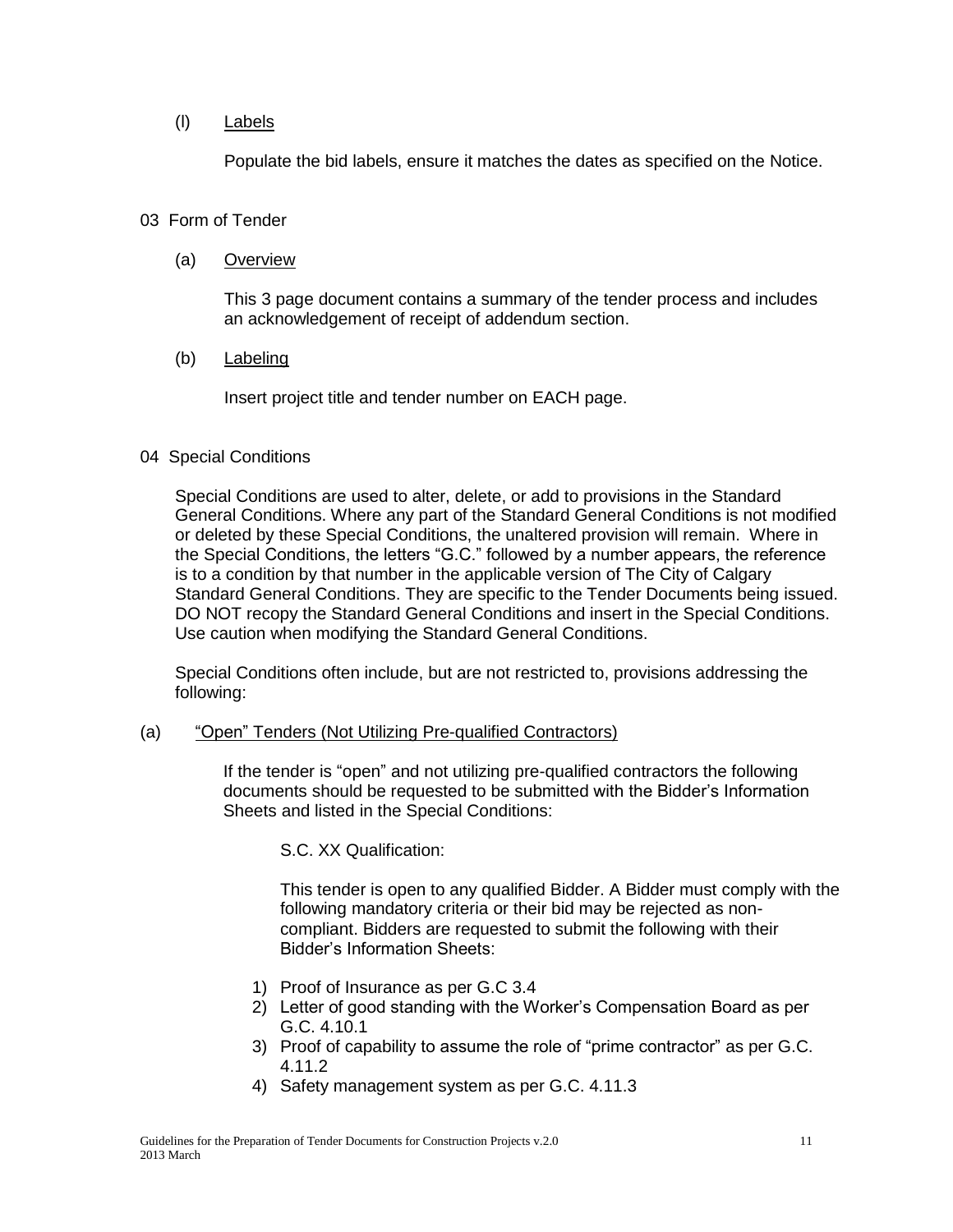(l) Labels

Populate the bid labels, ensure it matches the dates as specified on the Notice.

## 03 Form of Tender

(a) Overview

This 3 page document contains a summary of the tender process and includes an acknowledgement of receipt of addendum section.

(b) Labeling

Insert project title and tender number on EACH page.

## 04 Special Conditions

Special Conditions are used to alter, delete, or add to provisions in the Standard General Conditions. Where any part of the Standard General Conditions is not modified or deleted by these Special Conditions, the unaltered provision will remain. Where in the Special Conditions, the letters "G.C." followed by a number appears, the reference is to a condition by that number in the applicable version of The City of Calgary Standard General Conditions. They are specific to the Tender Documents being issued. DO NOT recopy the Standard General Conditions and insert in the Special Conditions. Use caution when modifying the Standard General Conditions.

Special Conditions often include, but are not restricted to, provisions addressing the following:

(a) "Open" Tenders (Not Utilizing Pre-qualified Contractors)

If the tender is "open" and not utilizing pre-qualified contractors the following documents should be requested to be submitted with the Bidder's Information Sheets and listed in the Special Conditions:

S.C. XX Qualification:

This tender is open to any qualified Bidder. A Bidder must comply with the following mandatory criteria or their bid may be rejected as non-compliant. Bidders are requested to submit the following with their Bidder's Information Sheets:

1) Proof of Insurance as per G.C 3.4
2) Letter of good standing with the Worker's Compensation Board as per G.C. 4.10.1
3) Proof of capability to assume the role of "prime contractor" as per G.C. 4.11.2
4) Safety management system as per G.C. 4.11.3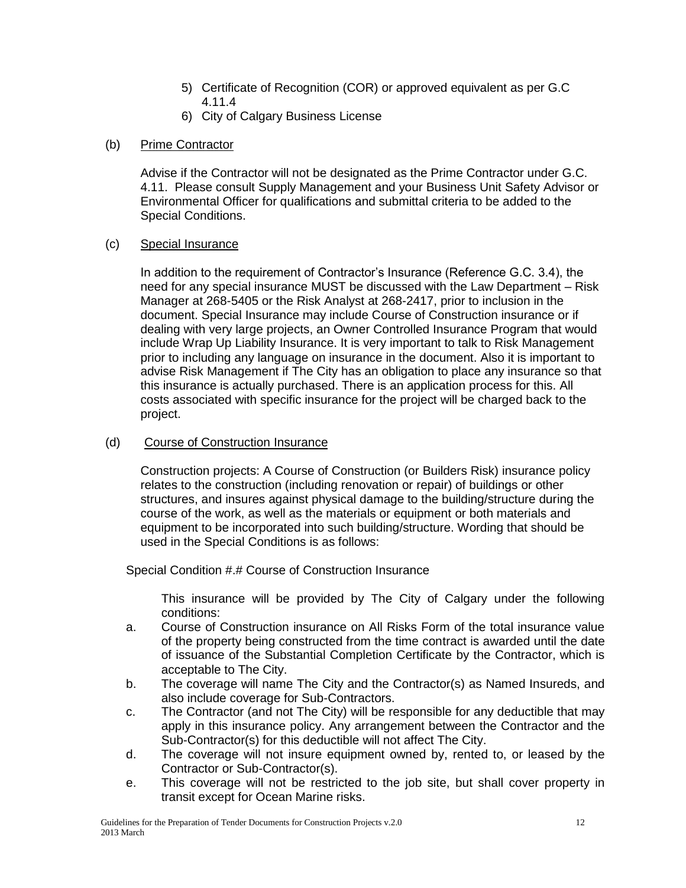5) Certificate of Recognition (COR) or approved equivalent as per G.C 4.11.4
6) City of Calgary Business License

(b) Prime Contractor

Advise if the Contractor will not be designated as the Prime Contractor under G.C. 4.11. Please consult Supply Management and your Business Unit Safety Advisor or Environmental Officer for qualifications and submittal criteria to be added to the Special Conditions.

(c) Special Insurance

In addition to the requirement of Contractor's Insurance (Reference G.C. 3.4), the need for any special insurance MUST be discussed with the Law Department – Risk Manager at 268-5405 or the Risk Analyst at 268-2417, prior to inclusion in the document. Special Insurance may include Course of Construction insurance or if dealing with very large projects, an Owner Controlled Insurance Program that would include Wrap Up Liability Insurance. It is very important to talk to Risk Management prior to including any language on insurance in the document. Also it is important to advise Risk Management if The City has an obligation to place any insurance so that this insurance is actually purchased. There is an application process for this. All costs associated with specific insurance for the project will be charged back to the project.

(d) Course of Construction Insurance

Construction projects: A Course of Construction (or Builders Risk) insurance policy relates to the construction (including renovation or repair) of buildings or other structures, and insures against physical damage to the building/structure during the course of the work, as well as the materials or equipment or both materials and equipment to be incorporated into such building/structure. Wording that should be used in the Special Conditions is as follows:

Special Condition #.# Course of Construction Insurance

This insurance will be provided by The City of Calgary under the following conditions:

a. Course of Construction insurance on All Risks Form of the total insurance value of the property being constructed from the time contract is awarded until the date of issuance of the Substantial Completion Certificate by the Contractor, which is acceptable to The City.
b. The coverage will name The City and the Contractor(s) as Named Insureds, and also include coverage for Sub-Contractors.
c. The Contractor (and not The City) will be responsible for any deductible that may apply in this insurance policy. Any arrangement between the Contractor and the Sub-Contractor(s) for this deductible will not affect The City.
d. The coverage will not insure equipment owned by, rented to, or leased by the Contractor or Sub-Contractor(s).
e. This coverage will not be restricted to the job site, but shall cover property in transit except for Ocean Marine risks.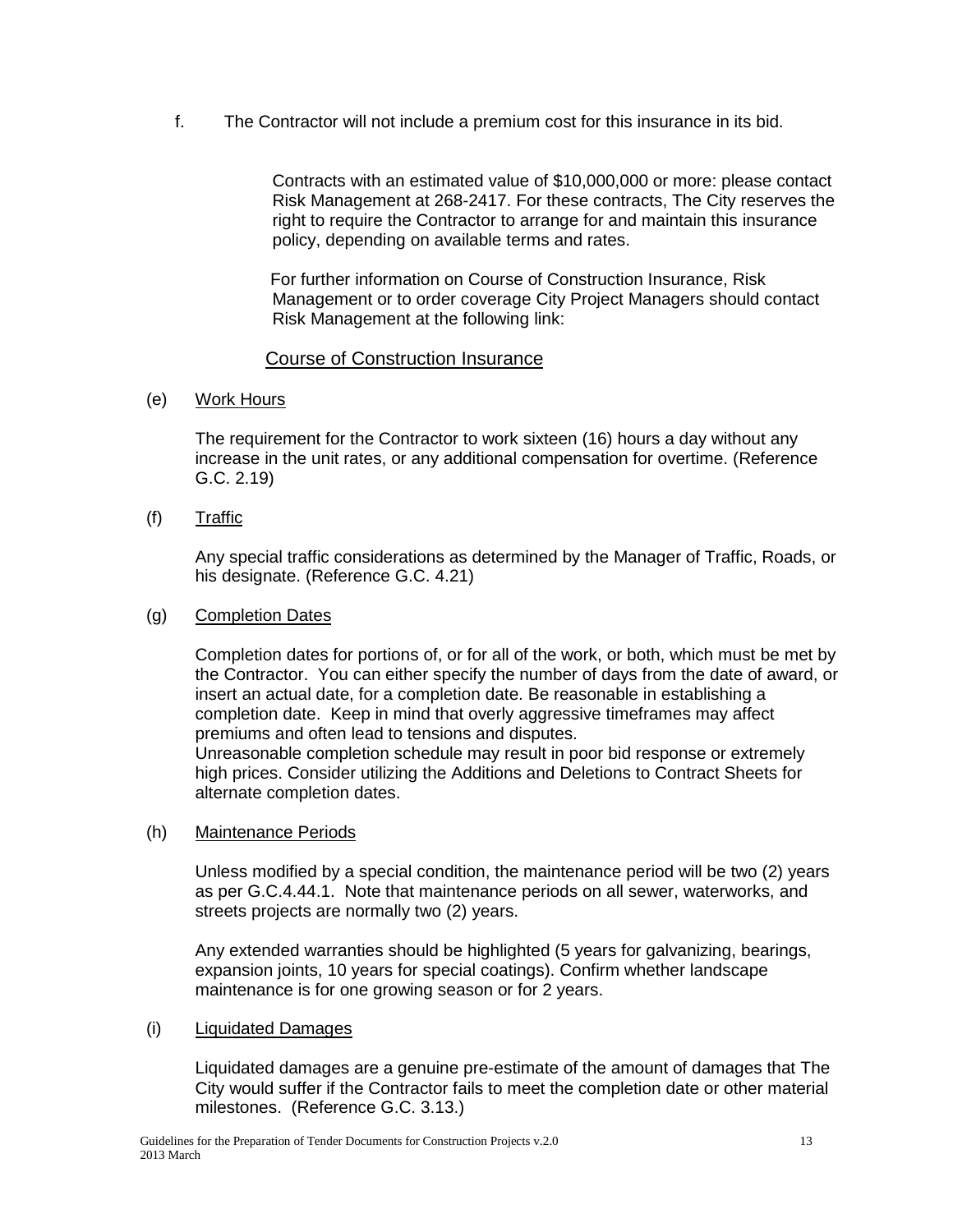f. The Contractor will not include a premium cost for this insurance in its bid.

Contracts with an estimated value of $10,000,000 or more: please contact Risk Management at 268-2417. For these contracts, The City reserves the right to require the Contractor to arrange for and maintain this insurance policy, depending on available terms and rates.

For further information on Course of Construction Insurance, Risk Management or to order coverage City Project Managers should contact Risk Management at the following link:

Course of Construction Insurance

(e) Work Hours

The requirement for the Contractor to work sixteen (16) hours a day without any increase in the unit rates, or any additional compensation for overtime. (Reference G.C. 2.19)

(f) Traffic

Any special traffic considerations as determined by the Manager of Traffic, Roads, or his designate. (Reference G.C. 4.21)

(g) Completion Dates

Completion dates for portions of, or for all of the work, or both, which must be met by the Contractor. You can either specify the number of days from the date of award, or insert an actual date, for a completion date. Be reasonable in establishing a completion date. Keep in mind that overly aggressive timeframes may affect premiums and often lead to tensions and disputes.
Unreasonable completion schedule may result in poor bid response or extremely high prices. Consider utilizing the Additions and Deletions to Contract Sheets for alternate completion dates.

(h) Maintenance Periods

Unless modified by a special condition, the maintenance period will be two (2) years as per G.C.4.44.1. Note that maintenance periods on all sewer, waterworks, and streets projects are normally two (2) years.

Any extended warranties should be highlighted (5 years for galvanizing, bearings, expansion joints, 10 years for special coatings). Confirm whether landscape maintenance is for one growing season or for 2 years.

(i) Liquidated Damages

Liquidated damages are a genuine pre-estimate of the amount of damages that The City would suffer if the Contractor fails to meet the completion date or other material milestones. (Reference G.C. 3.13.)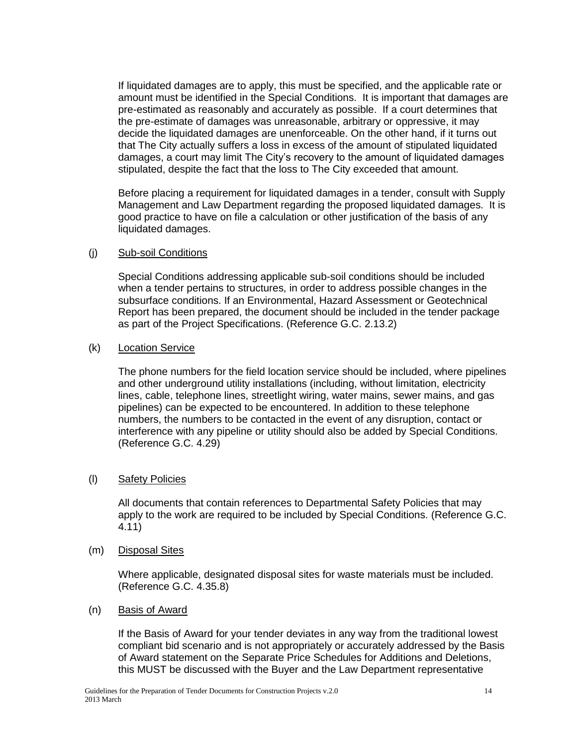If liquidated damages are to apply, this must be specified, and the applicable rate or amount must be identified in the Special Conditions. It is important that damages are pre-estimated as reasonably and accurately as possible. If a court determines that the pre-estimate of damages was unreasonable, arbitrary or oppressive, it may decide the liquidated damages are unenforceable. On the other hand, if it turns out that The City actually suffers a loss in excess of the amount of stipulated liquidated damages, a court may limit The City's recovery to the amount of liquidated damages stipulated, despite the fact that the loss to The City exceeded that amount.

Before placing a requirement for liquidated damages in a tender, consult with Supply Management and Law Department regarding the proposed liquidated damages. It is good practice to have on file a calculation or other justification of the basis of any liquidated damages.

(j) Sub-soil Conditions

Special Conditions addressing applicable sub-soil conditions should be included when a tender pertains to structures, in order to address possible changes in the subsurface conditions. If an Environmental, Hazard Assessment or Geotechnical Report has been prepared, the document should be included in the tender package as part of the Project Specifications. (Reference G.C. 2.13.2)

(k) Location Service

The phone numbers for the field location service should be included, where pipelines and other underground utility installations (including, without limitation, electricity lines, cable, telephone lines, streetlight wiring, water mains, sewer mains, and gas pipelines) can be expected to be encountered. In addition to these telephone numbers, the numbers to be contacted in the event of any disruption, contact or interference with any pipeline or utility should also be added by Special Conditions. (Reference G.C. 4.29)

(l) Safety Policies

All documents that contain references to Departmental Safety Policies that may apply to the work are required to be included by Special Conditions. (Reference G.C. 4.11)

(m) Disposal Sites

Where applicable, designated disposal sites for waste materials must be included. (Reference G.C. 4.35.8)

(n) Basis of Award

If the Basis of Award for your tender deviates in any way from the traditional lowest compliant bid scenario and is not appropriately or accurately addressed by the Basis of Award statement on the Separate Price Schedules for Additions and Deletions, this MUST be discussed with the Buyer and the Law Department representative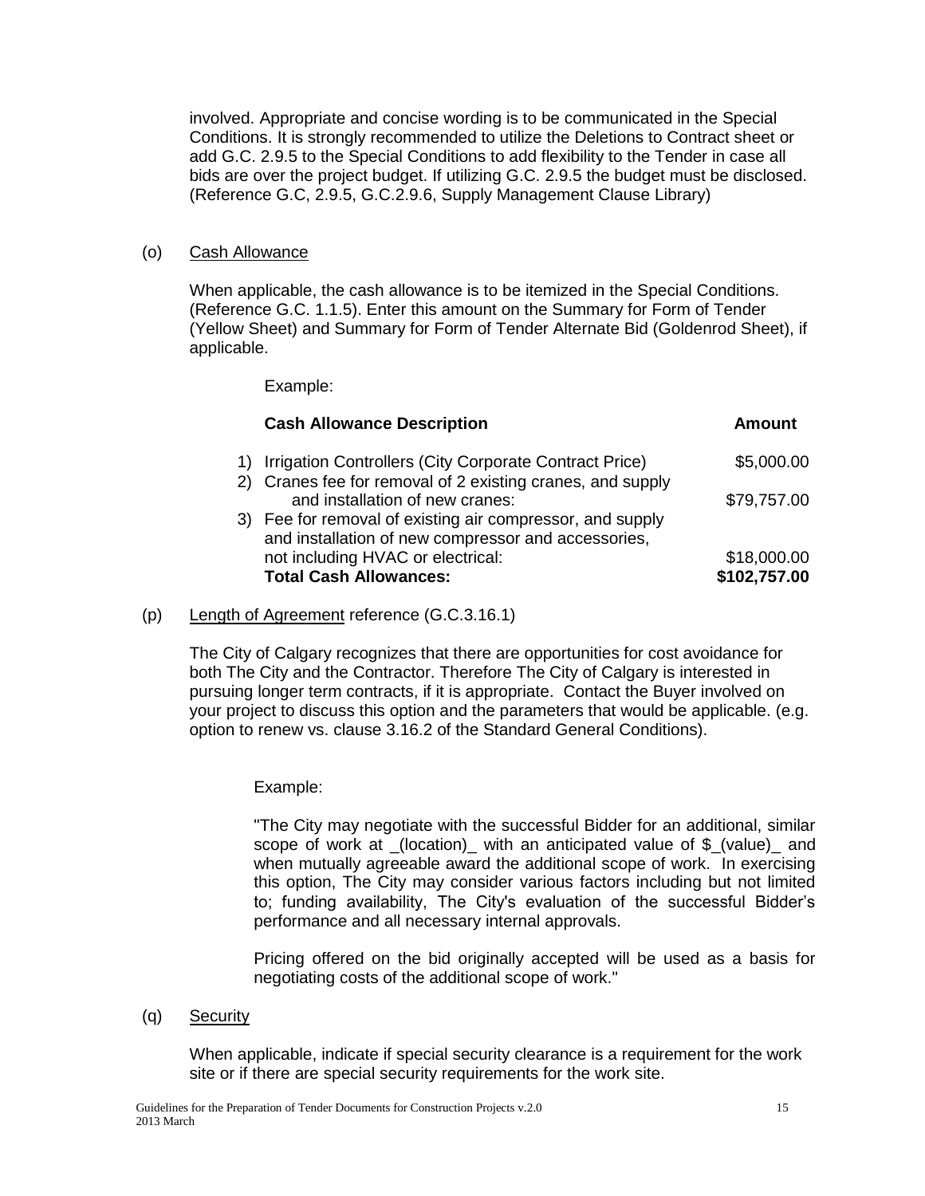involved. Appropriate and concise wording is to be communicated in the Special Conditions. It is strongly recommended to utilize the Deletions to Contract sheet or add G.C. 2.9.5 to the Special Conditions to add flexibility to the Tender in case all bids are over the project budget. If utilizing G.C. 2.9.5 the budget must be disclosed. (Reference G.C, 2.9.5, G.C.2.9.6, Supply Management Clause Library)

(o) Cash Allowance

When applicable, the cash allowance is to be itemized in the Special Conditions. (Reference G.C. 1.1.5). Enter this amount on the Summary for Form of Tender (Yellow Sheet) and Summary for Form of Tender Alternate Bid (Goldenrod Sheet), if applicable.

Example:

| **Cash Allowance Description** | **Amount** |
|---|---|
| 1) Irrigation Controllers (City Corporate Contract Price) | $5,000.00 |
| 2) Cranes fee for removal of 2 existing cranes, and supply and installation of new cranes: | $79,757.00 |
| 3) Fee for removal of existing air compressor, and supply and installation of new compressor and accessories, not including HVAC or electrical: | $18,000.00 |
| **Total Cash Allowances:** | **$102,757.00** |

(p) Length of Agreement reference (G.C.3.16.1)

The City of Calgary recognizes that there are opportunities for cost avoidance for both The City and the Contractor. Therefore The City of Calgary is interested in pursuing longer term contracts, if it is appropriate. Contact the Buyer involved on your project to discuss this option and the parameters that would be applicable. (e.g. option to renew vs. clause 3.16.2 of the Standard General Conditions).

Example:

"The City may negotiate with the successful Bidder for an additional, similar scope of work at _(location)_ with an anticipated value of $_(value)_ and when mutually agreeable award the additional scope of work. In exercising this option, The City may consider various factors including but not limited to; funding availability, The City's evaluation of the successful Bidder's performance and all necessary internal approvals.

Pricing offered on the bid originally accepted will be used as a basis for negotiating costs of the additional scope of work."

(q) Security

When applicable, indicate if special security clearance is a requirement for the work site or if there are special security requirements for the work site.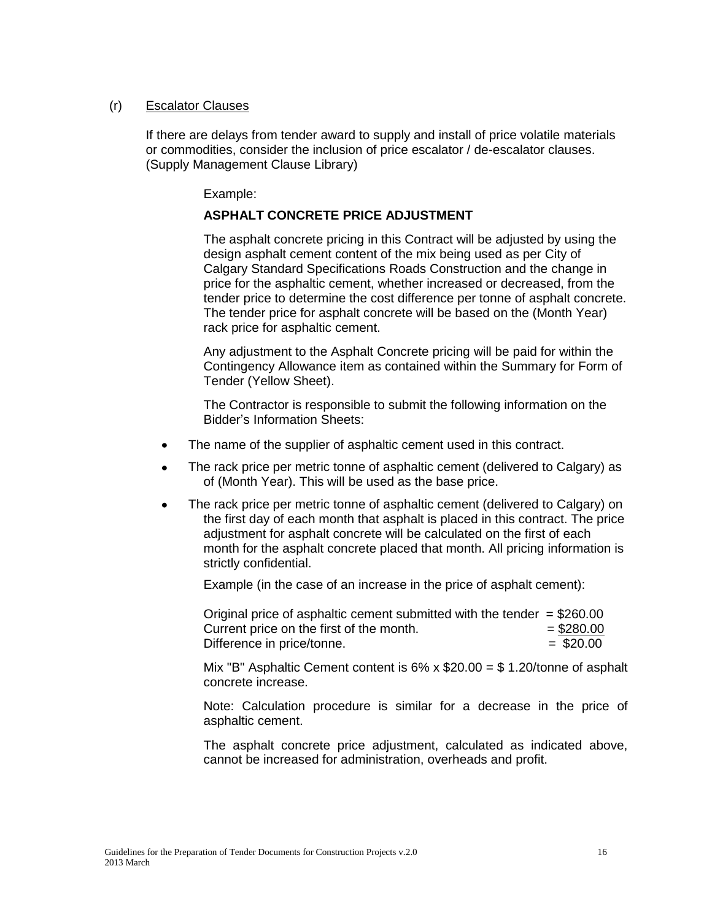(r) Escalator Clauses

If there are delays from tender award to supply and install of price volatile materials or commodities, consider the inclusion of price escalator / de-escalator clauses. (Supply Management Clause Library)

Example:

**ASPHALT CONCRETE PRICE ADJUSTMENT**

The asphalt concrete pricing in this Contract will be adjusted by using the design asphalt cement content of the mix being used as per City of Calgary Standard Specifications Roads Construction and the change in price for the asphaltic cement, whether increased or decreased, from the tender price to determine the cost difference per tonne of asphalt concrete. The tender price for asphalt concrete will be based on the (Month Year) rack price for asphaltic cement.

Any adjustment to the Asphalt Concrete pricing will be paid for within the Contingency Allowance item as contained within the Summary for Form of Tender (Yellow Sheet).

The Contractor is responsible to submit the following information on the Bidder's Information Sheets:

- The name of the supplier of asphaltic cement used in this contract.
- The rack price per metric tonne of asphaltic cement (delivered to Calgary) as of (Month Year). This will be used as the base price.
- The rack price per metric tonne of asphaltic cement (delivered to Calgary) on the first day of each month that asphalt is placed in this contract. The price adjustment for asphalt concrete will be calculated on the first of each month for the asphalt concrete placed that month. All pricing information is strictly confidential.

  Example (in the case of an increase in the price of asphalt cement):

| | |
|---|---|
| Original price of asphaltic cement submitted with the tender | = \$260.00 |
| Current price on the first of the month. | = \$280.00 |
| Difference in price/tonne. | = \$20.00 |

Mix "B" Asphaltic Cement content is 6% x \$20.00 = \$ 1.20/tonne of asphalt concrete increase.

Note: Calculation procedure is similar for a decrease in the price of asphaltic cement.

The asphalt concrete price adjustment, calculated as indicated above, cannot be increased for administration, overheads and profit.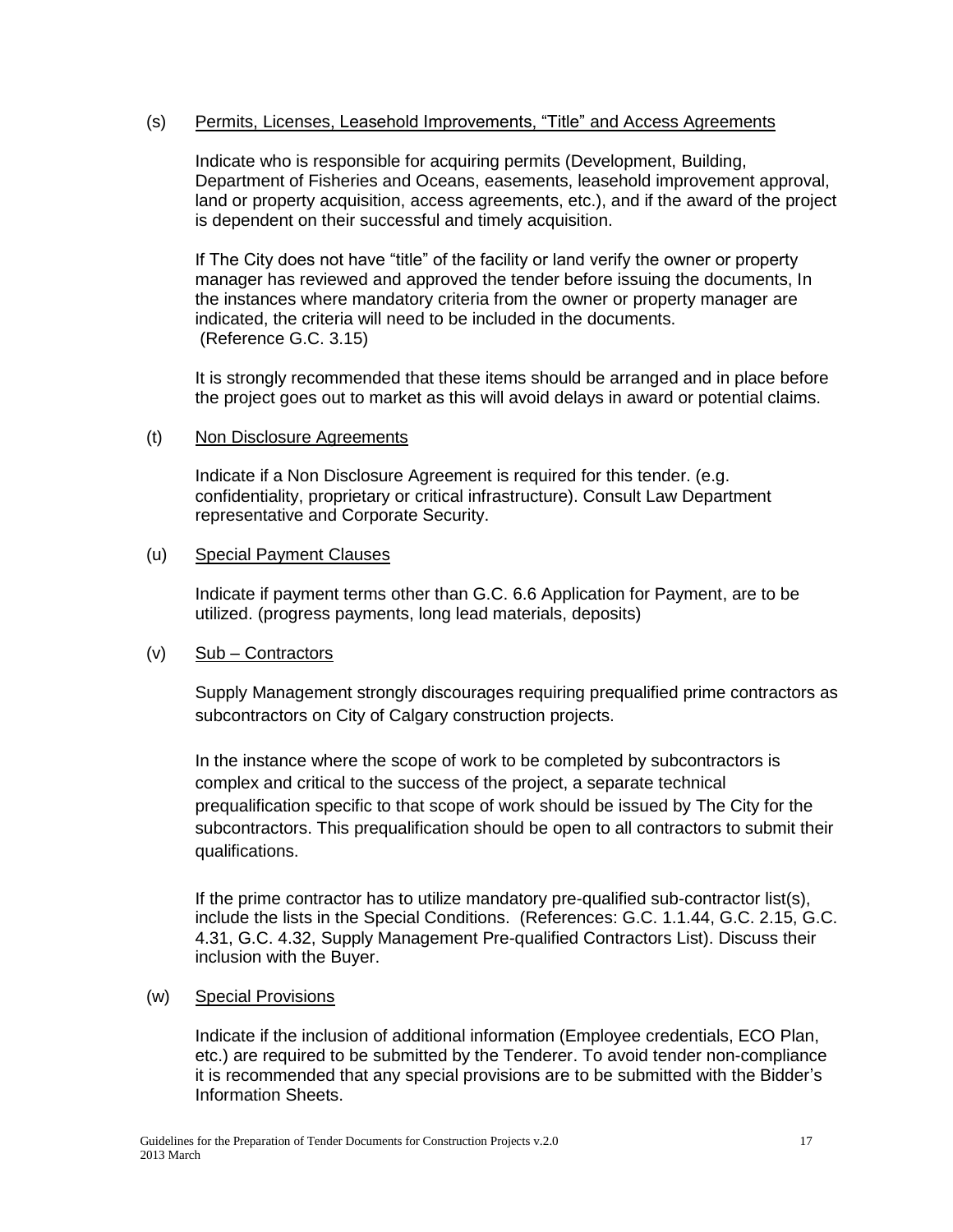(s) Permits, Licenses, Leasehold Improvements, "Title" and Access Agreements

Indicate who is responsible for acquiring permits (Development, Building, Department of Fisheries and Oceans, easements, leasehold improvement approval, land or property acquisition, access agreements, etc.), and if the award of the project is dependent on their successful and timely acquisition.

If The City does not have "title" of the facility or land verify the owner or property manager has reviewed and approved the tender before issuing the documents, In the instances where mandatory criteria from the owner or property manager are indicated, the criteria will need to be included in the documents. (Reference G.C. 3.15)

It is strongly recommended that these items should be arranged and in place before the project goes out to market as this will avoid delays in award or potential claims.

(t) Non Disclosure Agreements

Indicate if a Non Disclosure Agreement is required for this tender. (e.g. confidentiality, proprietary or critical infrastructure). Consult Law Department representative and Corporate Security.

(u) Special Payment Clauses

Indicate if payment terms other than G.C. 6.6 Application for Payment, are to be utilized. (progress payments, long lead materials, deposits)

(v) Sub – Contractors

Supply Management strongly discourages requiring prequalified prime contractors as subcontractors on City of Calgary construction projects.

In the instance where the scope of work to be completed by subcontractors is complex and critical to the success of the project, a separate technical prequalification specific to that scope of work should be issued by The City for the subcontractors. This prequalification should be open to all contractors to submit their qualifications.

If the prime contractor has to utilize mandatory pre-qualified sub-contractor list(s), include the lists in the Special Conditions. (References: G.C. 1.1.44, G.C. 2.15, G.C. 4.31, G.C. 4.32, Supply Management Pre-qualified Contractors List). Discuss their inclusion with the Buyer.

(w) Special Provisions

Indicate if the inclusion of additional information (Employee credentials, ECO Plan, etc.) are required to be submitted by the Tenderer. To avoid tender non-compliance it is recommended that any special provisions are to be submitted with the Bidder's Information Sheets.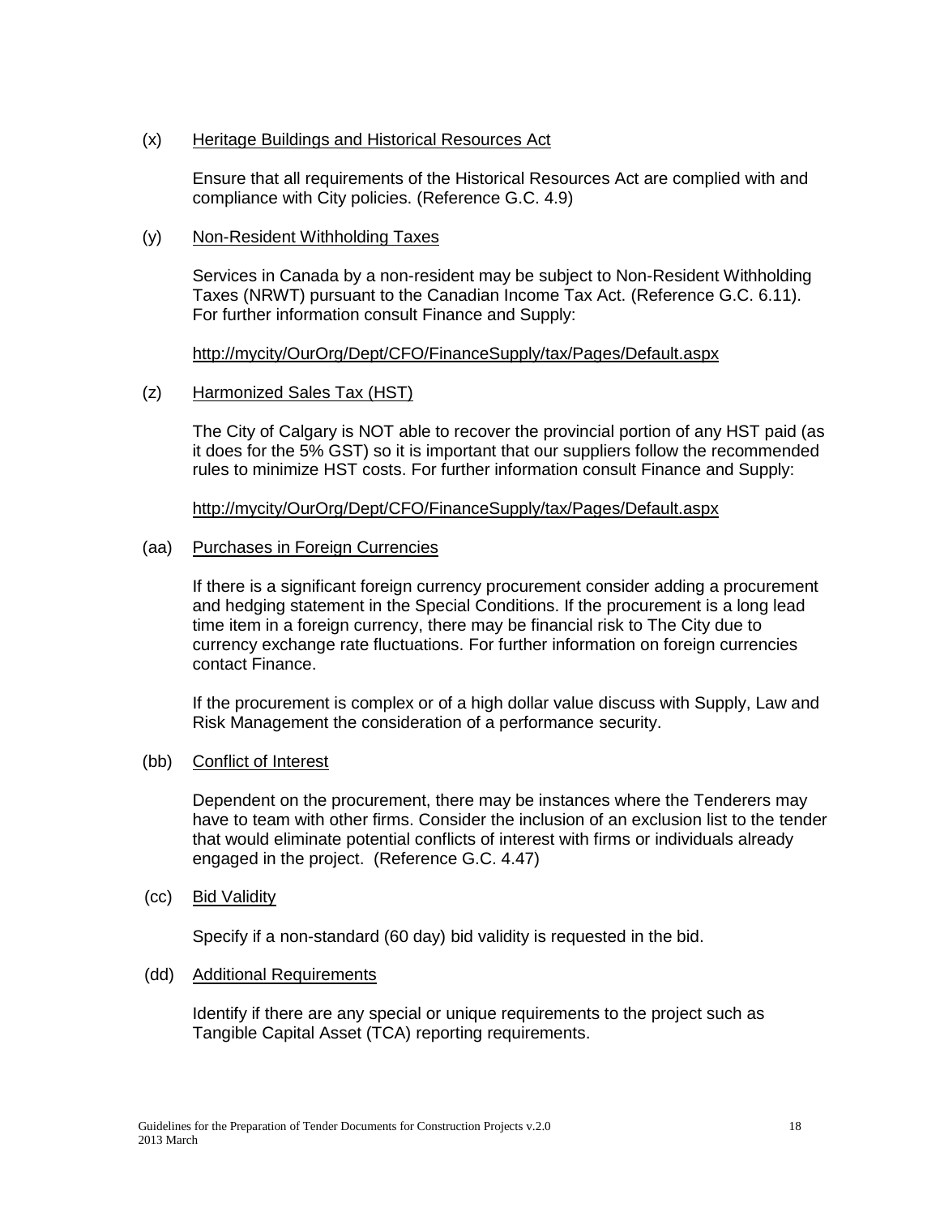(x) Heritage Buildings and Historical Resources Act

Ensure that all requirements of the Historical Resources Act are complied with and compliance with City policies. (Reference G.C. 4.9)

(y) Non-Resident Withholding Taxes

Services in Canada by a non-resident may be subject to Non-Resident Withholding Taxes (NRWT) pursuant to the Canadian Income Tax Act. (Reference G.C. 6.11). For further information consult Finance and Supply:

http://mycity/OurOrg/Dept/CFO/FinanceSupply/tax/Pages/Default.aspx

(z) Harmonized Sales Tax (HST)

The City of Calgary is NOT able to recover the provincial portion of any HST paid (as it does for the 5% GST) so it is important that our suppliers follow the recommended rules to minimize HST costs. For further information consult Finance and Supply:

http://mycity/OurOrg/Dept/CFO/FinanceSupply/tax/Pages/Default.aspx

(aa) Purchases in Foreign Currencies

If there is a significant foreign currency procurement consider adding a procurement and hedging statement in the Special Conditions. If the procurement is a long lead time item in a foreign currency, there may be financial risk to The City due to currency exchange rate fluctuations. For further information on foreign currencies contact Finance.

If the procurement is complex or of a high dollar value discuss with Supply, Law and Risk Management the consideration of a performance security.

(bb) Conflict of Interest

Dependent on the procurement, there may be instances where the Tenderers may have to team with other firms. Consider the inclusion of an exclusion list to the tender that would eliminate potential conflicts of interest with firms or individuals already engaged in the project. (Reference G.C. 4.47)

(cc) Bid Validity

Specify if a non-standard (60 day) bid validity is requested in the bid.

(dd) Additional Requirements

Identify if there are any special or unique requirements to the project such as Tangible Capital Asset (TCA) reporting requirements.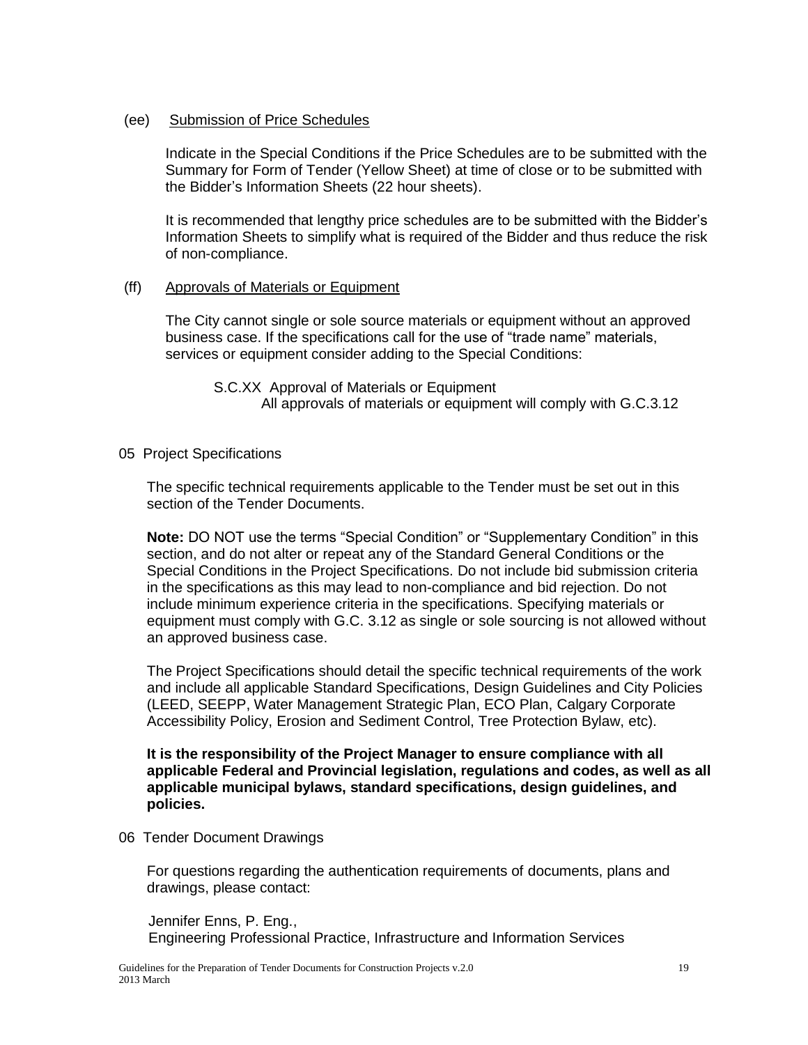(ee) Submission of Price Schedules

Indicate in the Special Conditions if the Price Schedules are to be submitted with the Summary for Form of Tender (Yellow Sheet) at time of close or to be submitted with the Bidder's Information Sheets (22 hour sheets).

It is recommended that lengthy price schedules are to be submitted with the Bidder's Information Sheets to simplify what is required of the Bidder and thus reduce the risk of non-compliance.

(ff) Approvals of Materials or Equipment

The City cannot single or sole source materials or equipment without an approved business case. If the specifications call for the use of "trade name" materials, services or equipment consider adding to the Special Conditions:

S.C.XX Approval of Materials or Equipment
All approvals of materials or equipment will comply with G.C.3.12

05 Project Specifications

The specific technical requirements applicable to the Tender must be set out in this section of the Tender Documents.

**Note:** DO NOT use the terms "Special Condition" or "Supplementary Condition" in this section, and do not alter or repeat any of the Standard General Conditions or the Special Conditions in the Project Specifications. Do not include bid submission criteria in the specifications as this may lead to non-compliance and bid rejection. Do not include minimum experience criteria in the specifications. Specifying materials or equipment must comply with G.C. 3.12 as single or sole sourcing is not allowed without an approved business case.

The Project Specifications should detail the specific technical requirements of the work and include all applicable Standard Specifications, Design Guidelines and City Policies (LEED, SEEPP, Water Management Strategic Plan, ECO Plan, Calgary Corporate Accessibility Policy, Erosion and Sediment Control, Tree Protection Bylaw, etc).

**It is the responsibility of the Project Manager to ensure compliance with all applicable Federal and Provincial legislation, regulations and codes, as well as all applicable municipal bylaws, standard specifications, design guidelines, and policies.**

06 Tender Document Drawings

For questions regarding the authentication requirements of documents, plans and drawings, please contact:

Jennifer Enns, P. Eng.,
Engineering Professional Practice, Infrastructure and Information Services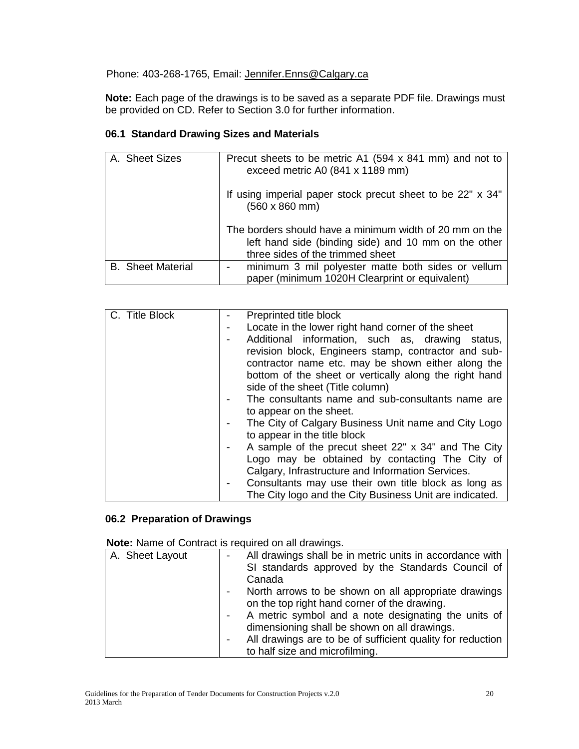Phone: 403-268-1765, Email: Jennifer.Enns@Calgary.ca

**Note:** Each page of the drawings is to be saved as a separate PDF file. Drawings must be provided on CD. Refer to Section 3.0 for further information.

### 06.1 Standard Drawing Sizes and Materials

| | |
|---|---|
| A. Sheet Sizes | Precut sheets to be metric A1 (594 x 841 mm) and not to exceed metric A0 (841 x 1189 mm)<br><br>If using imperial paper stock precut sheet to be 22" x 34" (560 x 860 mm)<br><br>The borders should have a minimum width of 20 mm on the left hand side (binding side) and 10 mm on the other three sides of the trimmed sheet |
| B. Sheet Material | - minimum 3 mil polyester matte both sides or vellum paper (minimum 1020H Clearprint or equivalent) |

| | |
|---|---|
| C. Title Block | - Preprinted title block<br>- Locate in the lower right hand corner of the sheet<br>- Additional information, such as, drawing status, revision block, Engineers stamp, contractor and sub-contractor name etc. may be shown either along the bottom of the sheet or vertically along the right hand side of the sheet (Title column)<br>- The consultants name and sub-consultants name are to appear on the sheet.<br>- The City of Calgary Business Unit name and City Logo to appear in the title block<br>- A sample of the precut sheet 22" x 34" and The City Logo may be obtained by contacting The City of Calgary, Infrastructure and Information Services.<br>- Consultants may use their own title block as long as The City logo and the City Business Unit are indicated. |

### 06.2 Preparation of Drawings

**Note:** Name of Contract is required on all drawings.

| | |
|---|---|
| A. Sheet Layout | - All drawings shall be in metric units in accordance with SI standards approved by the Standards Council of Canada<br>- North arrows to be shown on all appropriate drawings on the top right hand corner of the drawing.<br>- A metric symbol and a note designating the units of dimensioning shall be shown on all drawings.<br>- All drawings are to be of sufficient quality for reduction to half size and microfilming. |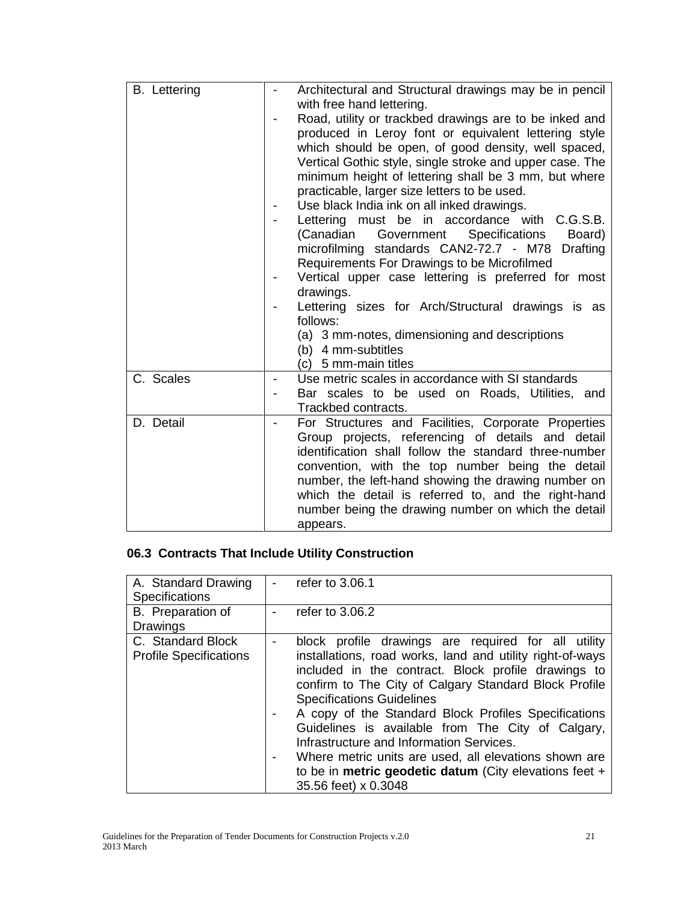| B. Lettering | - Architectural and Structural drawings may be in pencil with free hand lettering.<br>- Road, utility or trackbed drawings are to be inked and produced in Leroy font or equivalent lettering style which should be open, of good density, well spaced, Vertical Gothic style, single stroke and upper case. The minimum height of lettering shall be 3 mm, but where practicable, larger size letters to be used.<br>- Use black India ink on all inked drawings.<br>- Lettering must be in accordance with C.G.S.B. (Canadian Government Specifications Board) microfilming standards CAN2-72.7 - M78 Drafting Requirements For Drawings to be Microfilmed<br>- Vertical upper case lettering is preferred for most drawings.<br>- Lettering sizes for Arch/Structural drawings is as follows:<br>(a) 3 mm-notes, dimensioning and descriptions<br>(b) 4 mm-subtitles<br>(c) 5 mm-main titles |
|---|---|
| C. Scales | - Use metric scales in accordance with SI standards<br>- Bar scales to be used on Roads, Utilities, and Trackbed contracts. |
| D. Detail | - For Structures and Facilities, Corporate Properties Group projects, referencing of details and detail identification shall follow the standard three-number convention, with the top number being the detail number, the left-hand showing the drawing number on which the detail is referred to, and the right-hand number being the drawing number on which the detail appears. |

## 06.3 Contracts That Include Utility Construction

| A. Standard Drawing Specifications | - refer to 3.06.1 |
|---|---|
| B. Preparation of Drawings | - refer to 3.06.2 |
| C. Standard Block Profile Specifications | - block profile drawings are required for all utility installations, road works, land and utility right-of-ways included in the contract. Block profile drawings to confirm to The City of Calgary Standard Block Profile Specifications Guidelines<br>- A copy of the Standard Block Profiles Specifications Guidelines is available from The City of Calgary, Infrastructure and Information Services.<br>- Where metric units are used, all elevations shown are to be in **metric geodetic datum** (City elevations feet + 35.56 feet) x 0.3048 |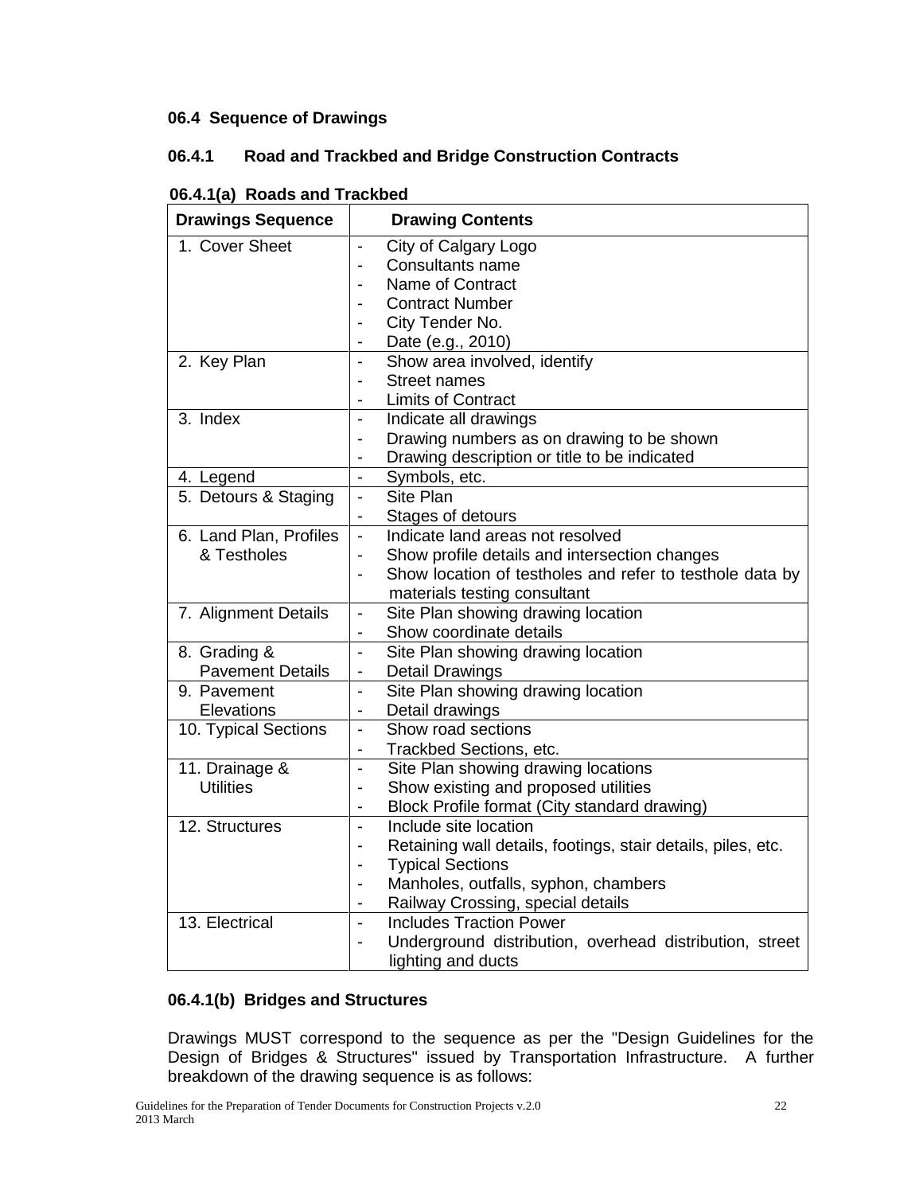### 06.4 Sequence of Drawings

### 06.4.1 Road and Trackbed and Bridge Construction Contracts

**06.4.1(a) Roads and Trackbed**

| Drawings Sequence | Drawing Contents |
|---|---|
| 1. Cover Sheet | - City of Calgary Logo<br>- Consultants name<br>- Name of Contract<br>- Contract Number<br>- City Tender No.<br>- Date (e.g., 2010) |
| 2. Key Plan | - Show area involved, identify<br>- Street names<br>- Limits of Contract |
| 3. Index | - Indicate all drawings<br>- Drawing numbers as on drawing to be shown<br>- Drawing description or title to be indicated |
| 4. Legend | - Symbols, etc. |
| 5. Detours & Staging | - Site Plan<br>- Stages of detours |
| 6. Land Plan, Profiles & Testholes | - Indicate land areas not resolved<br>- Show profile details and intersection changes<br>- Show location of testholes and refer to testhole data by materials testing consultant |
| 7. Alignment Details | - Site Plan showing drawing location<br>- Show coordinate details |
| 8. Grading & Pavement Details | - Site Plan showing drawing location<br>- Detail Drawings |
| 9. Pavement Elevations | - Site Plan showing drawing location<br>- Detail drawings |
| 10. Typical Sections | - Show road sections<br>- Trackbed Sections, etc. |
| 11. Drainage & Utilities | - Site Plan showing drawing locations<br>- Show existing and proposed utilities<br>- Block Profile format (City standard drawing) |
| 12. Structures | - Include site location<br>- Retaining wall details, footings, stair details, piles, etc.<br>- Typical Sections<br>- Manholes, outfalls, syphon, chambers<br>- Railway Crossing, special details |
| 13. Electrical | - Includes Traction Power<br>- Underground distribution, overhead distribution, street lighting and ducts |

**06.4.1(b) Bridges and Structures**

Drawings MUST correspond to the sequence as per the "Design Guidelines for the Design of Bridges & Structures" issued by Transportation Infrastructure. A further breakdown of the drawing sequence is as follows: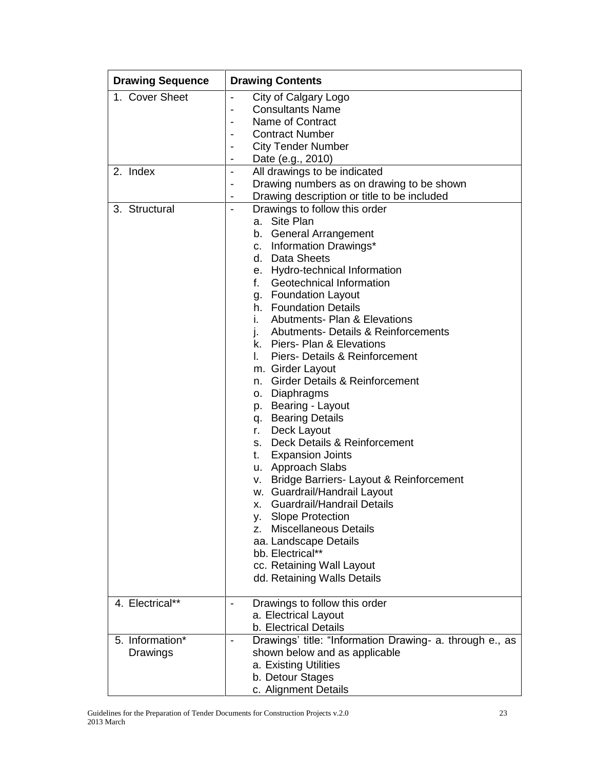| Drawing Sequence | Drawing Contents |
|---|---|
| 1. Cover Sheet | - City of Calgary Logo<br>- Consultants Name<br>- Name of Contract<br>- Contract Number<br>- City Tender Number<br>- Date (e.g., 2010) |
| 2. Index | - All drawings to be indicated<br>- Drawing numbers as on drawing to be shown<br>- Drawing description or title to be included |
| 3. Structural | - Drawings to follow this order<br>a. Site Plan<br>b. General Arrangement<br>c. Information Drawings*<br>d. Data Sheets<br>e. Hydro-technical Information<br>f. Geotechnical Information<br>g. Foundation Layout<br>h. Foundation Details<br>i. Abutments- Plan & Elevations<br>j. Abutments- Details & Reinforcements<br>k. Piers- Plan & Elevations<br>l. Piers- Details & Reinforcement<br>m. Girder Layout<br>n. Girder Details & Reinforcement<br>o. Diaphragms<br>p. Bearing - Layout<br>q. Bearing Details<br>r. Deck Layout<br>s. Deck Details & Reinforcement<br>t. Expansion Joints<br>u. Approach Slabs<br>v. Bridge Barriers- Layout & Reinforcement<br>w. Guardrail/Handrail Layout<br>x. Guardrail/Handrail Details<br>y. Slope Protection<br>z. Miscellaneous Details<br>aa. Landscape Details<br>bb. Electrical**<br>cc. Retaining Wall Layout<br>dd. Retaining Walls Details |
| 4. Electrical** | - Drawings to follow this order<br>a. Electrical Layout<br>b. Electrical Details |
| 5. Information* Drawings | - Drawings' title: "Information Drawing- a. through e., as shown below and as applicable<br>a. Existing Utilities<br>b. Detour Stages<br>c. Alignment Details |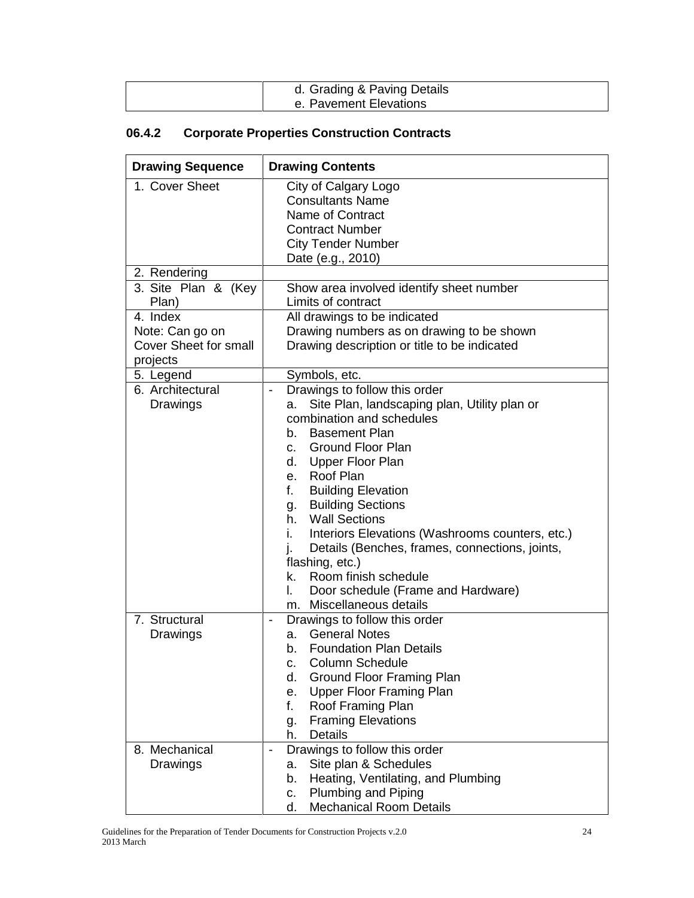| | |
|---|---|
| | d. Grading & Paving Details<br>e. Pavement Elevations |

### 06.4.2 Corporate Properties Construction Contracts

| Drawing Sequence | Drawing Contents |
|---|---|
| 1. Cover Sheet | City of Calgary Logo<br>Consultants Name<br>Name of Contract<br>Contract Number<br>City Tender Number<br>Date (e.g., 2010) |
| 2. Rendering | |
| 3. Site Plan & (Key Plan) | Show area involved identify sheet number<br>Limits of contract |
| 4. Index<br>Note: Can go on Cover Sheet for small projects | All drawings to be indicated<br>Drawing numbers as on drawing to be shown<br>Drawing description or title to be indicated |
| 5. Legend | Symbols, etc. |
| 6. Architectural Drawings | - Drawings to follow this order<br>a. Site Plan, landscaping plan, Utility plan or combination and schedules<br>b. Basement Plan<br>c. Ground Floor Plan<br>d. Upper Floor Plan<br>e. Roof Plan<br>f. Building Elevation<br>g. Building Sections<br>h. Wall Sections<br>i. Interiors Elevations (Washrooms counters, etc.)<br>j. Details (Benches, frames, connections, joints, flashing, etc.)<br>k. Room finish schedule<br>l. Door schedule (Frame and Hardware)<br>m. Miscellaneous details |
| 7. Structural Drawings | - Drawings to follow this order<br>a. General Notes<br>b. Foundation Plan Details<br>c. Column Schedule<br>d. Ground Floor Framing Plan<br>e. Upper Floor Framing Plan<br>f. Roof Framing Plan<br>g. Framing Elevations<br>h. Details |
| 8. Mechanical Drawings | - Drawings to follow this order<br>a. Site plan & Schedules<br>b. Heating, Ventilating, and Plumbing<br>c. Plumbing and Piping<br>d. Mechanical Room Details |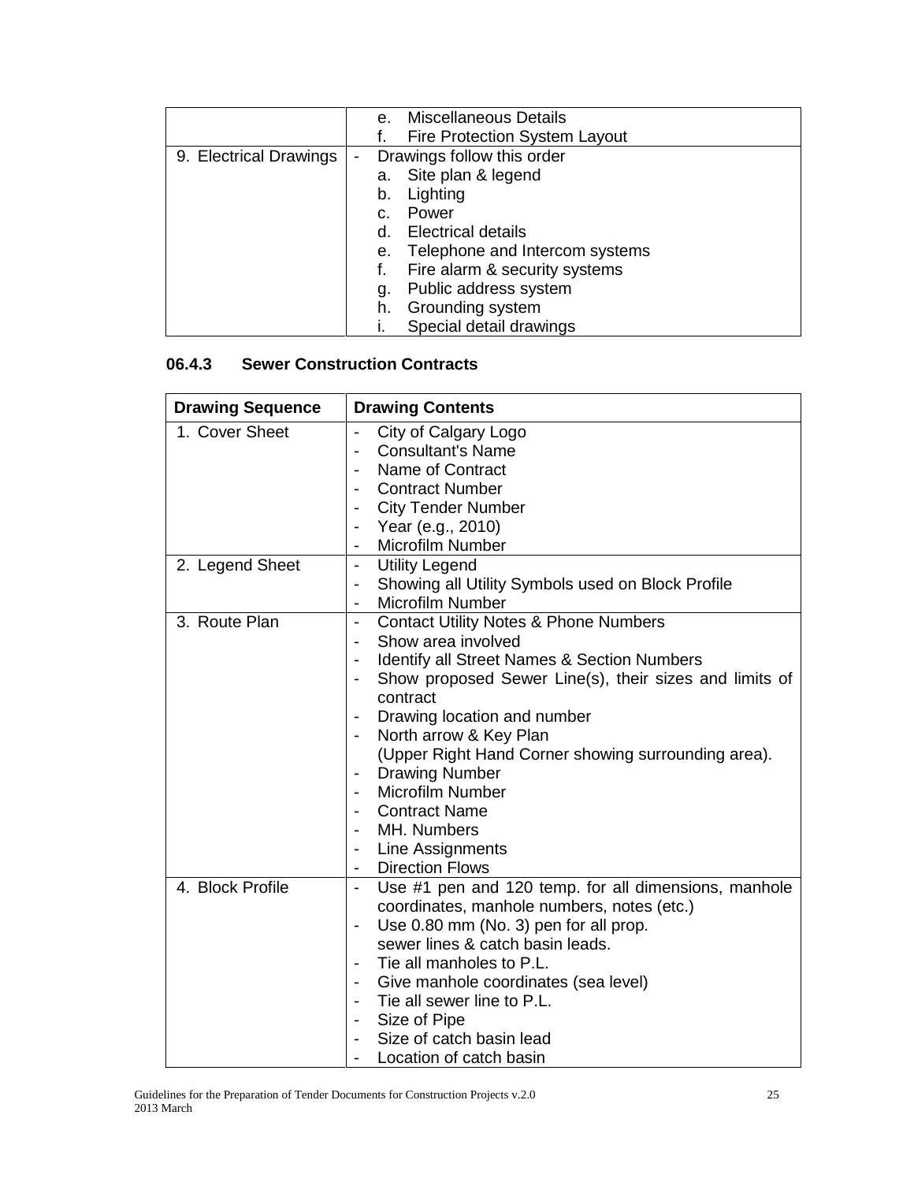| | e. Miscellaneous Details<br>f. Fire Protection System Layout |
|---|---|
| 9. Electrical Drawings | - Drawings follow this order<br>a. Site plan & legend<br>b. Lighting<br>c. Power<br>d. Electrical details<br>e. Telephone and Intercom systems<br>f. Fire alarm & security systems<br>g. Public address system<br>h. Grounding system<br>i. Special detail drawings |

### 06.4.3 Sewer Construction Contracts

| Drawing Sequence | Drawing Contents |
|---|---|
| 1. Cover Sheet | - City of Calgary Logo<br>- Consultant's Name<br>- Name of Contract<br>- Contract Number<br>- City Tender Number<br>- Year (e.g., 2010)<br>- Microfilm Number |
| 2. Legend Sheet | - Utility Legend<br>- Showing all Utility Symbols used on Block Profile<br>- Microfilm Number |
| 3. Route Plan | - Contact Utility Notes & Phone Numbers<br>- Show area involved<br>- Identify all Street Names & Section Numbers<br>- Show proposed Sewer Line(s), their sizes and limits of contract<br>- Drawing location and number<br>- North arrow & Key Plan (Upper Right Hand Corner showing surrounding area).<br>- Drawing Number<br>- Microfilm Number<br>- Contract Name<br>- MH. Numbers<br>- Line Assignments<br>- Direction Flows |
| 4. Block Profile | - Use #1 pen and 120 temp. for all dimensions, manhole coordinates, manhole numbers, notes (etc.)<br>- Use 0.80 mm (No. 3) pen for all prop. sewer lines & catch basin leads.<br>- Tie all manholes to P.L.<br>- Give manhole coordinates (sea level)<br>- Tie all sewer line to P.L.<br>- Size of Pipe<br>- Size of catch basin lead<br>- Location of catch basin |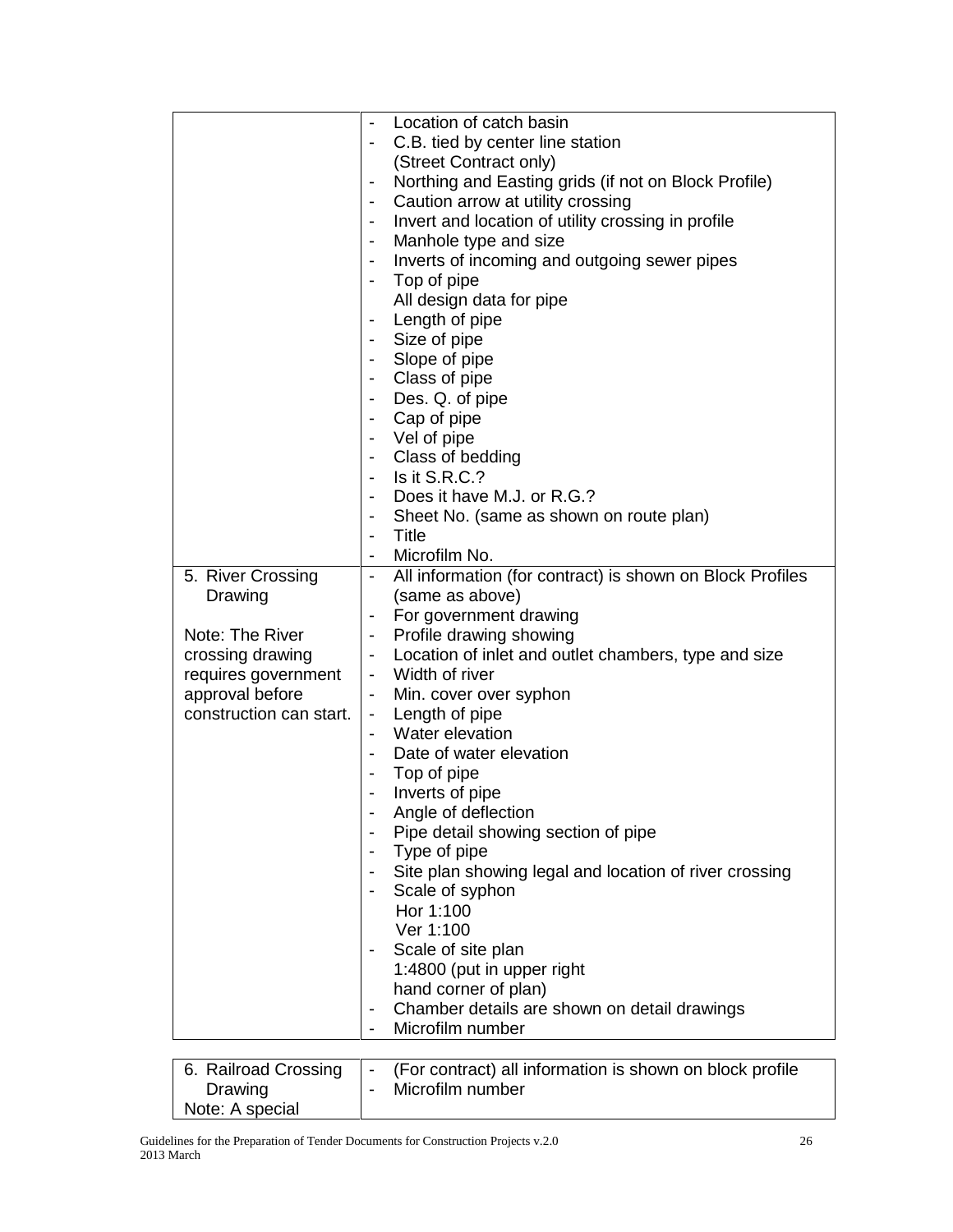| | |
|---|---|
| | - Location of catch basin<br>- C.B. tied by center line station (Street Contract only)<br>- Northing and Easting grids (if not on Block Profile)<br>- Caution arrow at utility crossing<br>- Invert and location of utility crossing in profile<br>- Manhole type and size<br>- Inverts of incoming and outgoing sewer pipes<br>- Top of pipe<br>All design data for pipe<br>- Length of pipe<br>- Size of pipe<br>- Slope of pipe<br>- Class of pipe<br>- Des. Q. of pipe<br>- Cap of pipe<br>- Vel of pipe<br>- Class of bedding<br>- Is it S.R.C.?<br>- Does it have M.J. or R.G.?<br>- Sheet No. (same as shown on route plan)<br>- Title<br>- Microfilm No. |
| 5. River Crossing Drawing<br><br>Note: The River crossing drawing requires government approval before construction can start. | - All information (for contract) is shown on Block Profiles (same as above)<br>- For government drawing<br>- Profile drawing showing<br>- Location of inlet and outlet chambers, type and size<br>- Width of river<br>- Min. cover over syphon<br>- Length of pipe<br>- Water elevation<br>- Date of water elevation<br>- Top of pipe<br>- Inverts of pipe<br>- Angle of deflection<br>- Pipe detail showing section of pipe<br>- Type of pipe<br>- Site plan showing legal and location of river crossing<br>- Scale of syphon<br>Hor 1:100<br>Ver 1:100<br>- Scale of site plan<br>1:4800 (put in upper right hand corner of plan)<br>- Chamber details are shown on detail drawings<br>- Microfilm number |

| | |
|---|---|
| 6. Railroad Crossing Drawing<br>Note: A special | - (For contract) all information is shown on block profile<br>- Microfilm number |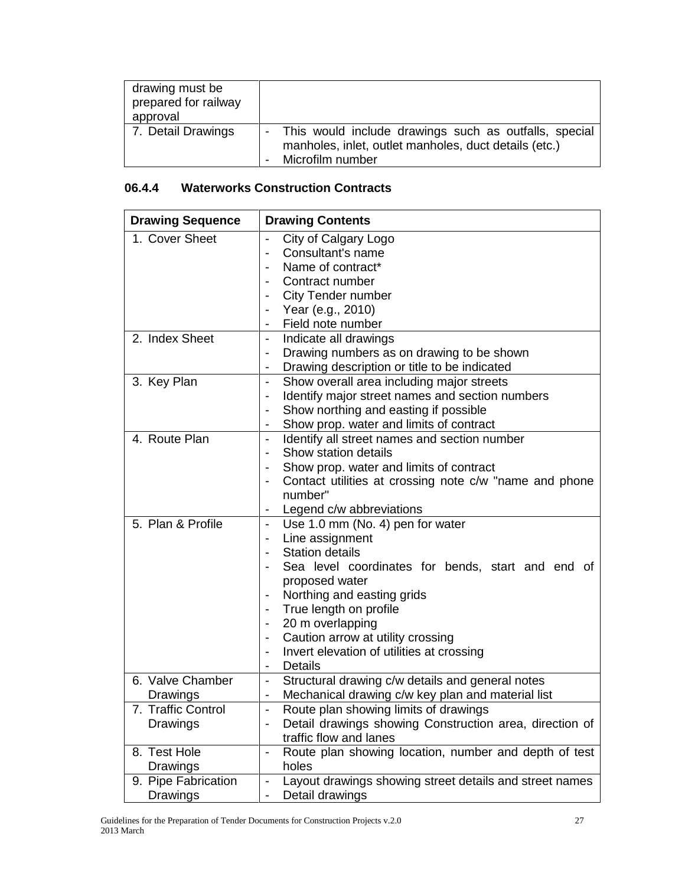| | |
|---|---|
| drawing must be prepared for railway approval | |
| 7. Detail Drawings | - This would include drawings such as outfalls, special manholes, inlet, outlet manholes, duct details (etc.)<br>- Microfilm number |

### 06.4.4 Waterworks Construction Contracts

| Drawing Sequence | Drawing Contents |
|---|---|
| 1. Cover Sheet | - City of Calgary Logo<br>- Consultant's name<br>- Name of contract*<br>- Contract number<br>- City Tender number<br>- Year (e.g., 2010)<br>- Field note number |
| 2. Index Sheet | - Indicate all drawings<br>- Drawing numbers as on drawing to be shown<br>- Drawing description or title to be indicated |
| 3. Key Plan | - Show overall area including major streets<br>- Identify major street names and section numbers<br>- Show northing and easting if possible<br>- Show prop. water and limits of contract |
| 4. Route Plan | - Identify all street names and section number<br>- Show station details<br>- Show prop. water and limits of contract<br>- Contact utilities at crossing note c/w "name and phone number"<br>- Legend c/w abbreviations |
| 5. Plan & Profile | - Use 1.0 mm (No. 4) pen for water<br>- Line assignment<br>- Station details<br>- Sea level coordinates for bends, start and end of proposed water<br>- Northing and easting grids<br>- True length on profile<br>- 20 m overlapping<br>- Caution arrow at utility crossing<br>- Invert elevation of utilities at crossing<br>- Details |
| 6. Valve Chamber Drawings | - Structural drawing c/w details and general notes<br>- Mechanical drawing c/w key plan and material list |
| 7. Traffic Control Drawings | - Route plan showing limits of drawings<br>- Detail drawings showing Construction area, direction of traffic flow and lanes |
| 8. Test Hole Drawings | - Route plan showing location, number and depth of test holes |
| 9. Pipe Fabrication Drawings | - Layout drawings showing street details and street names<br>- Detail drawings |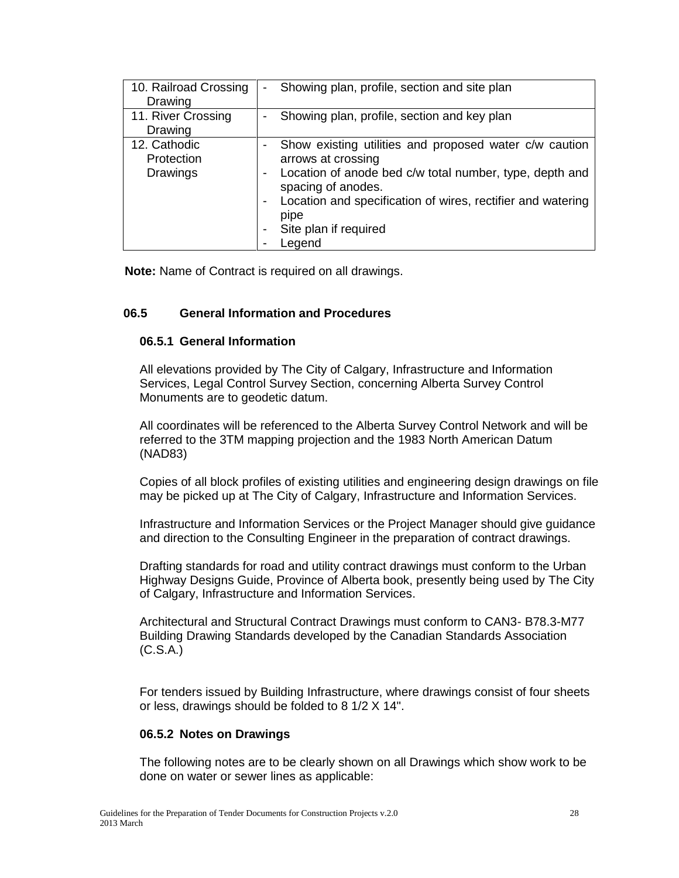| | |
|---|---|
| 10. Railroad Crossing Drawing | - Showing plan, profile, section and site plan |
| 11. River Crossing Drawing | - Showing plan, profile, section and key plan |
| 12. Cathodic Protection Drawings | - Show existing utilities and proposed water c/w caution arrows at crossing<br>- Location of anode bed c/w total number, type, depth and spacing of anodes.<br>- Location and specification of wires, rectifier and watering pipe<br>- Site plan if required<br>- Legend |

**Note:** Name of Contract is required on all drawings.

## 06.5 General Information and Procedures

### 06.5.1 General Information

All elevations provided by The City of Calgary, Infrastructure and Information Services, Legal Control Survey Section, concerning Alberta Survey Control Monuments are to geodetic datum.

All coordinates will be referenced to the Alberta Survey Control Network and will be referred to the 3TM mapping projection and the 1983 North American Datum (NAD83)

Copies of all block profiles of existing utilities and engineering design drawings on file may be picked up at The City of Calgary, Infrastructure and Information Services.

Infrastructure and Information Services or the Project Manager should give guidance and direction to the Consulting Engineer in the preparation of contract drawings.

Drafting standards for road and utility contract drawings must conform to the Urban Highway Designs Guide, Province of Alberta book, presently being used by The City of Calgary, Infrastructure and Information Services.

Architectural and Structural Contract Drawings must conform to CAN3- B78.3-M77 Building Drawing Standards developed by the Canadian Standards Association (C.S.A.)

For tenders issued by Building Infrastructure, where drawings consist of four sheets or less, drawings should be folded to 8 1/2 X 14".

### 06.5.2 Notes on Drawings

The following notes are to be clearly shown on all Drawings which show work to be done on water or sewer lines as applicable: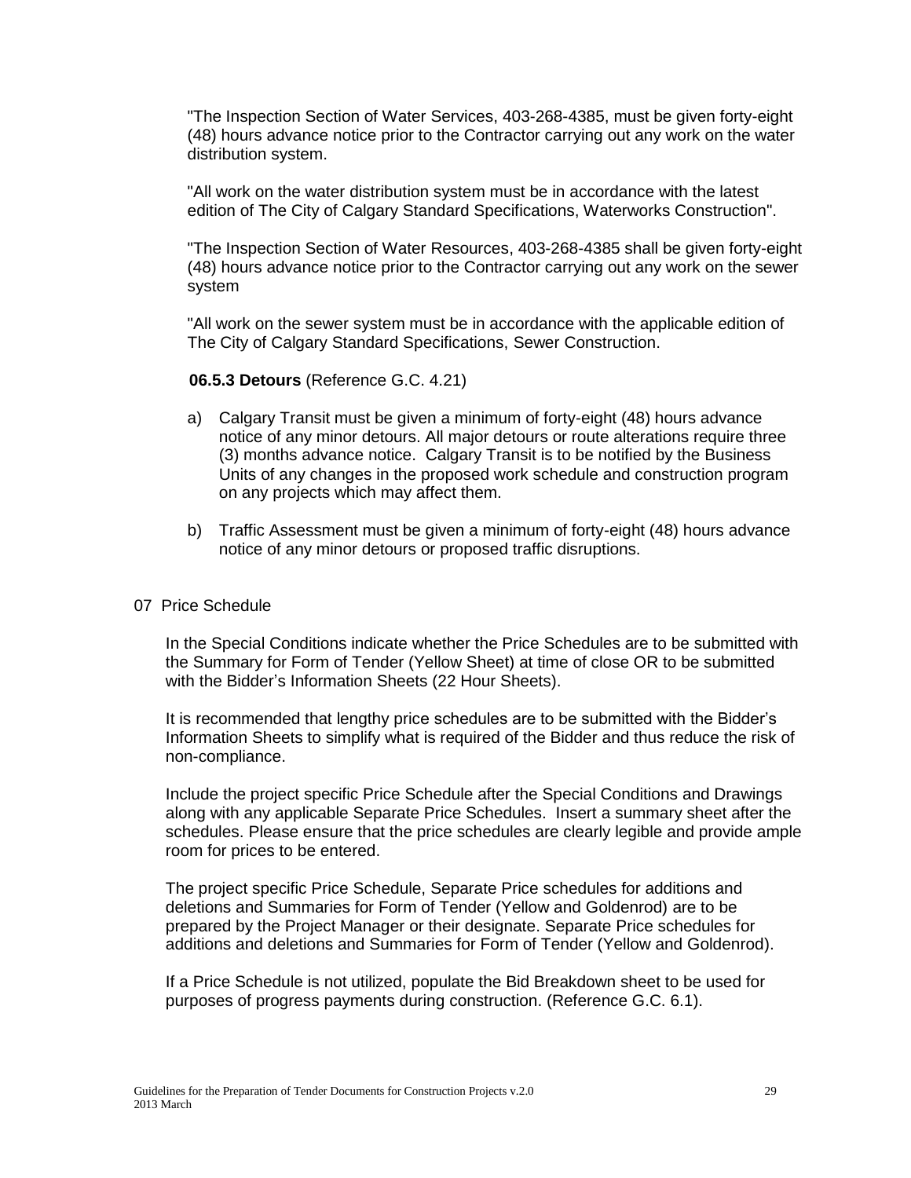"The Inspection Section of Water Services, 403-268-4385, must be given forty-eight (48) hours advance notice prior to the Contractor carrying out any work on the water distribution system.

"All work on the water distribution system must be in accordance with the latest edition of The City of Calgary Standard Specifications, Waterworks Construction".

"The Inspection Section of Water Resources, 403-268-4385 shall be given forty-eight (48) hours advance notice prior to the Contractor carrying out any work on the sewer system

"All work on the sewer system must be in accordance with the applicable edition of The City of Calgary Standard Specifications, Sewer Construction.

**06.5.3 Detours** (Reference G.C. 4.21)

a) Calgary Transit must be given a minimum of forty-eight (48) hours advance notice of any minor detours. All major detours or route alterations require three (3) months advance notice. Calgary Transit is to be notified by the Business Units of any changes in the proposed work schedule and construction program on any projects which may affect them.

b) Traffic Assessment must be given a minimum of forty-eight (48) hours advance notice of any minor detours or proposed traffic disruptions.

## 07 Price Schedule

In the Special Conditions indicate whether the Price Schedules are to be submitted with the Summary for Form of Tender (Yellow Sheet) at time of close OR to be submitted with the Bidder's Information Sheets (22 Hour Sheets).

It is recommended that lengthy price schedules are to be submitted with the Bidder's Information Sheets to simplify what is required of the Bidder and thus reduce the risk of non-compliance.

Include the project specific Price Schedule after the Special Conditions and Drawings along with any applicable Separate Price Schedules. Insert a summary sheet after the schedules. Please ensure that the price schedules are clearly legible and provide ample room for prices to be entered.

The project specific Price Schedule, Separate Price schedules for additions and deletions and Summaries for Form of Tender (Yellow and Goldenrod) are to be prepared by the Project Manager or their designate. Separate Price schedules for additions and deletions and Summaries for Form of Tender (Yellow and Goldenrod).

If a Price Schedule is not utilized, populate the Bid Breakdown sheet to be used for purposes of progress payments during construction. (Reference G.C. 6.1).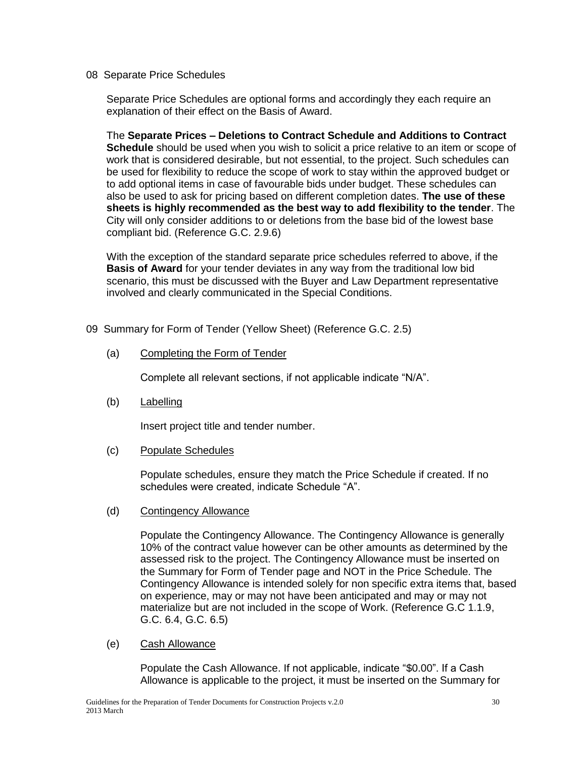## 08 Separate Price Schedules

Separate Price Schedules are optional forms and accordingly they each require an explanation of their effect on the Basis of Award.

The **Separate Prices – Deletions to Contract Schedule and Additions to Contract Schedule** should be used when you wish to solicit a price relative to an item or scope of work that is considered desirable, but not essential, to the project. Such schedules can be used for flexibility to reduce the scope of work to stay within the approved budget or to add optional items in case of favourable bids under budget. These schedules can also be used to ask for pricing based on different completion dates. **The use of these sheets is highly recommended as the best way to add flexibility to the tender**. The City will only consider additions to or deletions from the base bid of the lowest base compliant bid. (Reference G.C. 2.9.6)

With the exception of the standard separate price schedules referred to above, if the **Basis of Award** for your tender deviates in any way from the traditional low bid scenario, this must be discussed with the Buyer and Law Department representative involved and clearly communicated in the Special Conditions.

## 09 Summary for Form of Tender (Yellow Sheet) (Reference G.C. 2.5)

(a) Completing the Form of Tender

Complete all relevant sections, if not applicable indicate "N/A".

(b) Labelling

Insert project title and tender number.

(c) Populate Schedules

Populate schedules, ensure they match the Price Schedule if created. If no schedules were created, indicate Schedule "A".

(d) Contingency Allowance

Populate the Contingency Allowance. The Contingency Allowance is generally 10% of the contract value however can be other amounts as determined by the assessed risk to the project. The Contingency Allowance must be inserted on the Summary for Form of Tender page and NOT in the Price Schedule. The Contingency Allowance is intended solely for non specific extra items that, based on experience, may or may not have been anticipated and may or may not materialize but are not included in the scope of Work. (Reference G.C 1.1.9, G.C. 6.4, G.C. 6.5)

(e) Cash Allowance

Populate the Cash Allowance. If not applicable, indicate "$0.00". If a Cash Allowance is applicable to the project, it must be inserted on the Summary for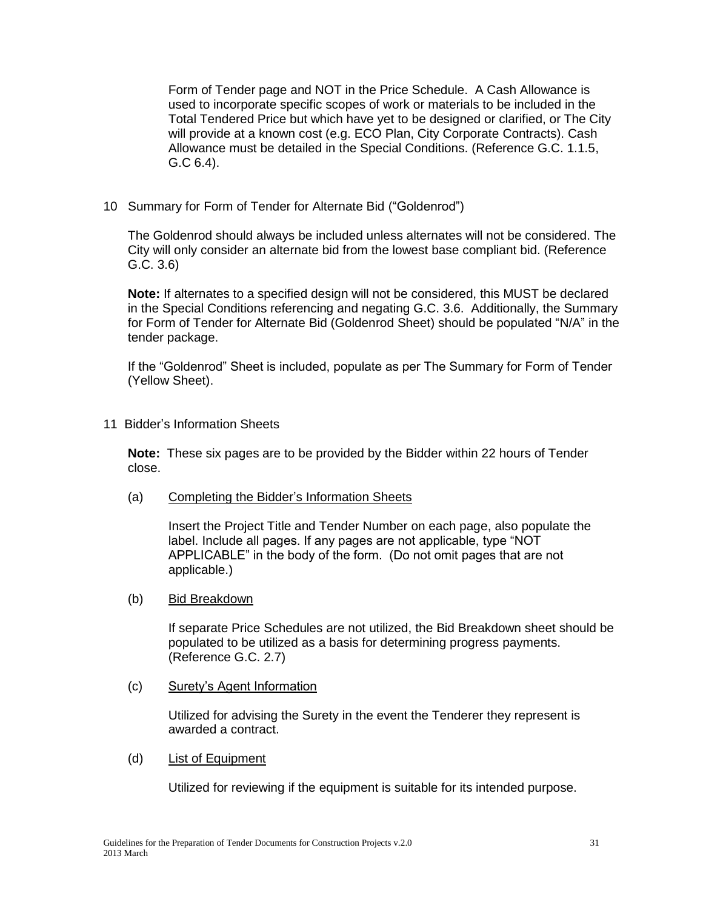Form of Tender page and NOT in the Price Schedule. A Cash Allowance is used to incorporate specific scopes of work or materials to be included in the Total Tendered Price but which have yet to be designed or clarified, or The City will provide at a known cost (e.g. ECO Plan, City Corporate Contracts). Cash Allowance must be detailed in the Special Conditions. (Reference G.C. 1.1.5, G.C 6.4).

10 Summary for Form of Tender for Alternate Bid ("Goldenrod")

The Goldenrod should always be included unless alternates will not be considered. The City will only consider an alternate bid from the lowest base compliant bid. (Reference G.C. 3.6)

**Note:** If alternates to a specified design will not be considered, this MUST be declared in the Special Conditions referencing and negating G.C. 3.6. Additionally, the Summary for Form of Tender for Alternate Bid (Goldenrod Sheet) should be populated "N/A" in the tender package.

If the "Goldenrod" Sheet is included, populate as per The Summary for Form of Tender (Yellow Sheet).

11 Bidder's Information Sheets

**Note:** These six pages are to be provided by the Bidder within 22 hours of Tender close.

(a) Completing the Bidder's Information Sheets

Insert the Project Title and Tender Number on each page, also populate the label. Include all pages. If any pages are not applicable, type "NOT APPLICABLE" in the body of the form. (Do not omit pages that are not applicable.)

(b) Bid Breakdown

If separate Price Schedules are not utilized, the Bid Breakdown sheet should be populated to be utilized as a basis for determining progress payments. (Reference G.C. 2.7)

(c) Surety's Agent Information

Utilized for advising the Surety in the event the Tenderer they represent is awarded a contract.

(d) List of Equipment

Utilized for reviewing if the equipment is suitable for its intended purpose.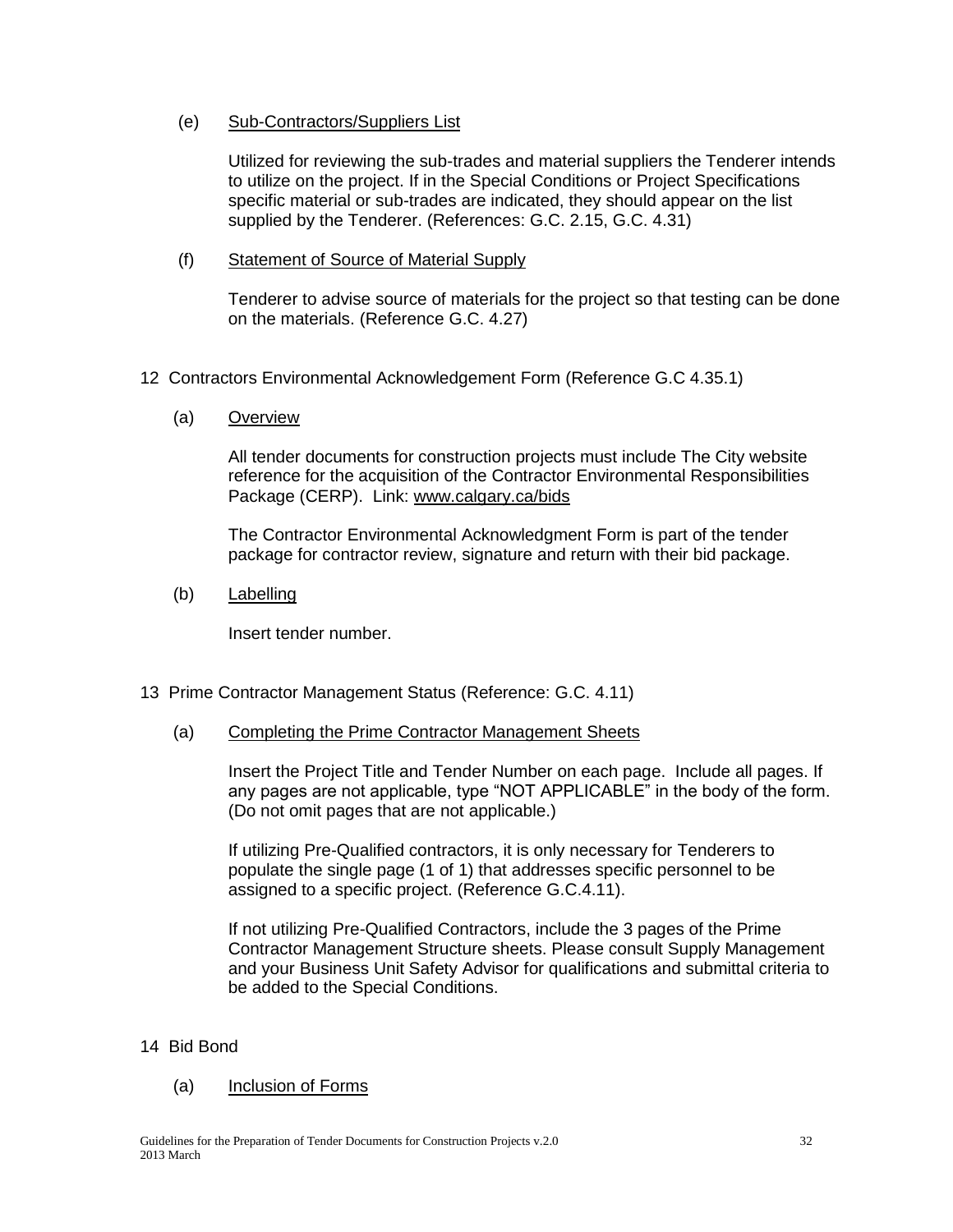(e) Sub-Contractors/Suppliers List

Utilized for reviewing the sub-trades and material suppliers the Tenderer intends to utilize on the project. If in the Special Conditions or Project Specifications specific material or sub-trades are indicated, they should appear on the list supplied by the Tenderer. (References: G.C. 2.15, G.C. 4.31)

(f) Statement of Source of Material Supply

Tenderer to advise source of materials for the project so that testing can be done on the materials. (Reference G.C. 4.27)

## 12 Contractors Environmental Acknowledgement Form (Reference G.C 4.35.1)

(a) Overview

All tender documents for construction projects must include The City website reference for the acquisition of the Contractor Environmental Responsibilities Package (CERP). Link: www.calgary.ca/bids

The Contractor Environmental Acknowledgment Form is part of the tender package for contractor review, signature and return with their bid package.

(b) Labelling

Insert tender number.

## 13 Prime Contractor Management Status (Reference: G.C. 4.11)

(a) Completing the Prime Contractor Management Sheets

Insert the Project Title and Tender Number on each page. Include all pages. If any pages are not applicable, type “NOT APPLICABLE” in the body of the form. (Do not omit pages that are not applicable.)

If utilizing Pre-Qualified contractors, it is only necessary for Tenderers to populate the single page (1 of 1) that addresses specific personnel to be assigned to a specific project. (Reference G.C.4.11).

If not utilizing Pre-Qualified Contractors, include the 3 pages of the Prime Contractor Management Structure sheets. Please consult Supply Management and your Business Unit Safety Advisor for qualifications and submittal criteria to be added to the Special Conditions.

## 14 Bid Bond

(a) Inclusion of Forms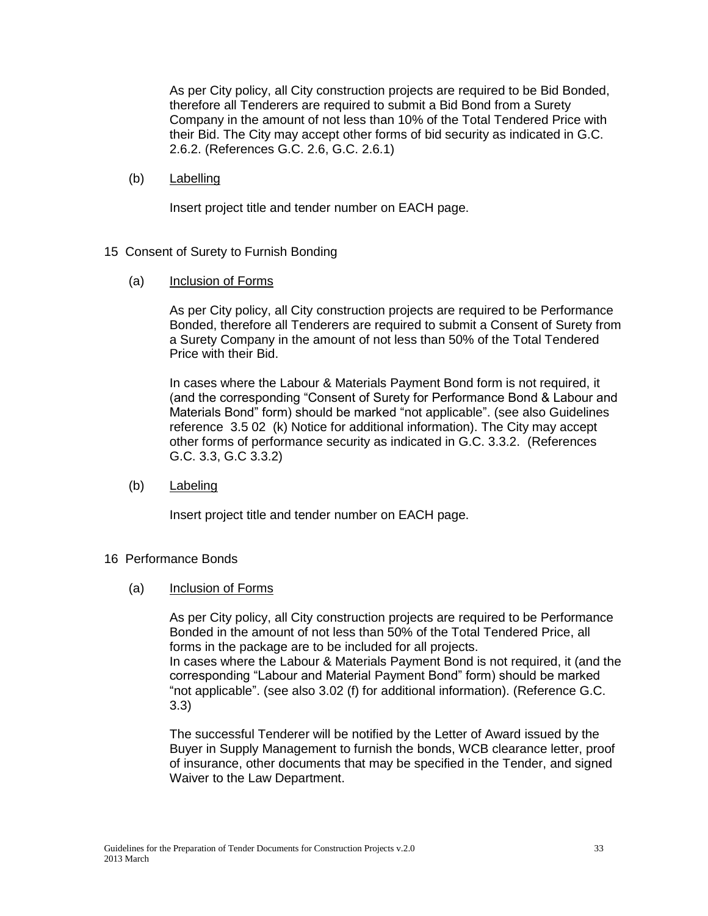As per City policy, all City construction projects are required to be Bid Bonded, therefore all Tenderers are required to submit a Bid Bond from a Surety Company in the amount of not less than 10% of the Total Tendered Price with their Bid. The City may accept other forms of bid security as indicated in G.C. 2.6.2. (References G.C. 2.6, G.C. 2.6.1)

(b) Labelling

Insert project title and tender number on EACH page.

## 15 Consent of Surety to Furnish Bonding

(a) Inclusion of Forms

As per City policy, all City construction projects are required to be Performance Bonded, therefore all Tenderers are required to submit a Consent of Surety from a Surety Company in the amount of not less than 50% of the Total Tendered Price with their Bid.

In cases where the Labour & Materials Payment Bond form is not required, it (and the corresponding "Consent of Surety for Performance Bond & Labour and Materials Bond" form) should be marked "not applicable". (see also Guidelines reference 3.5 02 (k) Notice for additional information). The City may accept other forms of performance security as indicated in G.C. 3.3.2. (References G.C. 3.3, G.C 3.3.2)

(b) Labeling

Insert project title and tender number on EACH page.

## 16 Performance Bonds

(a) Inclusion of Forms

As per City policy, all City construction projects are required to be Performance Bonded in the amount of not less than 50% of the Total Tendered Price, all forms in the package are to be included for all projects.
In cases where the Labour & Materials Payment Bond is not required, it (and the corresponding "Labour and Material Payment Bond" form) should be marked "not applicable". (see also 3.02 (f) for additional information). (Reference G.C. 3.3)

The successful Tenderer will be notified by the Letter of Award issued by the Buyer in Supply Management to furnish the bonds, WCB clearance letter, proof of insurance, other documents that may be specified in the Tender, and signed Waiver to the Law Department.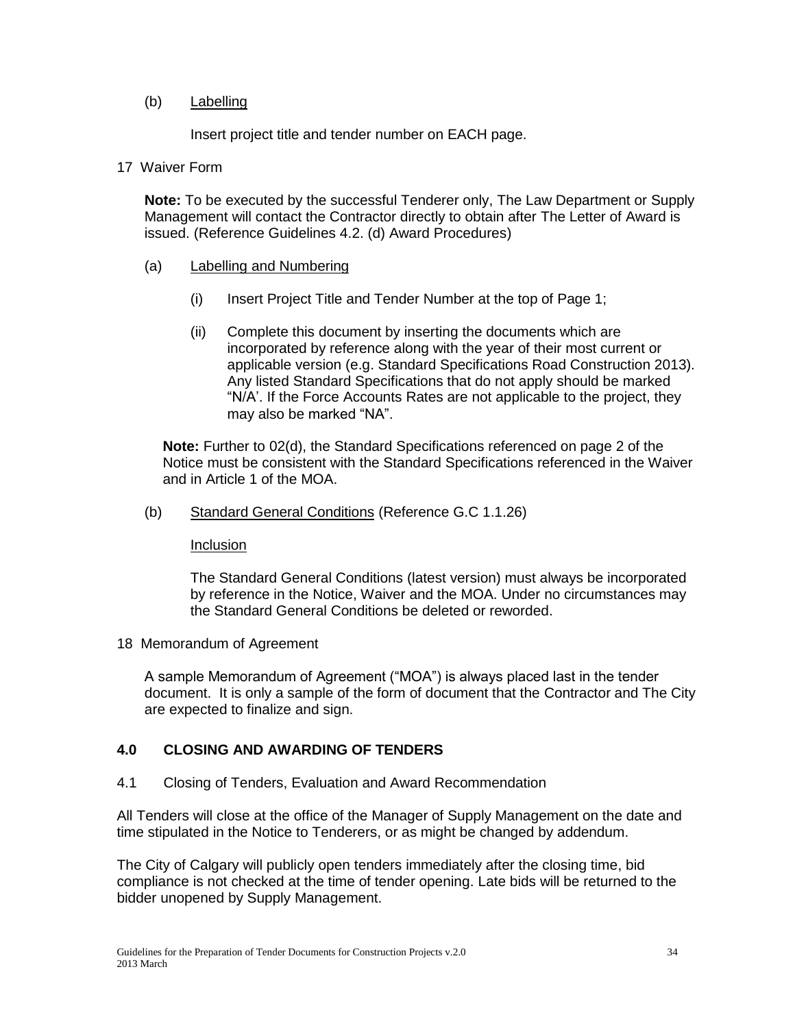(b) Labelling

Insert project title and tender number on EACH page.

17 Waiver Form

**Note:** To be executed by the successful Tenderer only, The Law Department or Supply Management will contact the Contractor directly to obtain after The Letter of Award is issued. (Reference Guidelines 4.2. (d) Award Procedures)

(a) Labelling and Numbering

(i) Insert Project Title and Tender Number at the top of Page 1;

(ii) Complete this document by inserting the documents which are incorporated by reference along with the year of their most current or applicable version (e.g. Standard Specifications Road Construction 2013). Any listed Standard Specifications that do not apply should be marked "N/A'. If the Force Accounts Rates are not applicable to the project, they may also be marked "NA".

**Note:** Further to 02(d), the Standard Specifications referenced on page 2 of the Notice must be consistent with the Standard Specifications referenced in the Waiver and in Article 1 of the MOA.

(b) Standard General Conditions (Reference G.C 1.1.26)

Inclusion

The Standard General Conditions (latest version) must always be incorporated by reference in the Notice, Waiver and the MOA. Under no circumstances may the Standard General Conditions be deleted or reworded.

18 Memorandum of Agreement

A sample Memorandum of Agreement ("MOA") is always placed last in the tender document. It is only a sample of the form of document that the Contractor and The City are expected to finalize and sign.

## 4.0 CLOSING AND AWARDING OF TENDERS

4.1 Closing of Tenders, Evaluation and Award Recommendation

All Tenders will close at the office of the Manager of Supply Management on the date and time stipulated in the Notice to Tenderers, or as might be changed by addendum.

The City of Calgary will publicly open tenders immediately after the closing time, bid compliance is not checked at the time of tender opening. Late bids will be returned to the bidder unopened by Supply Management.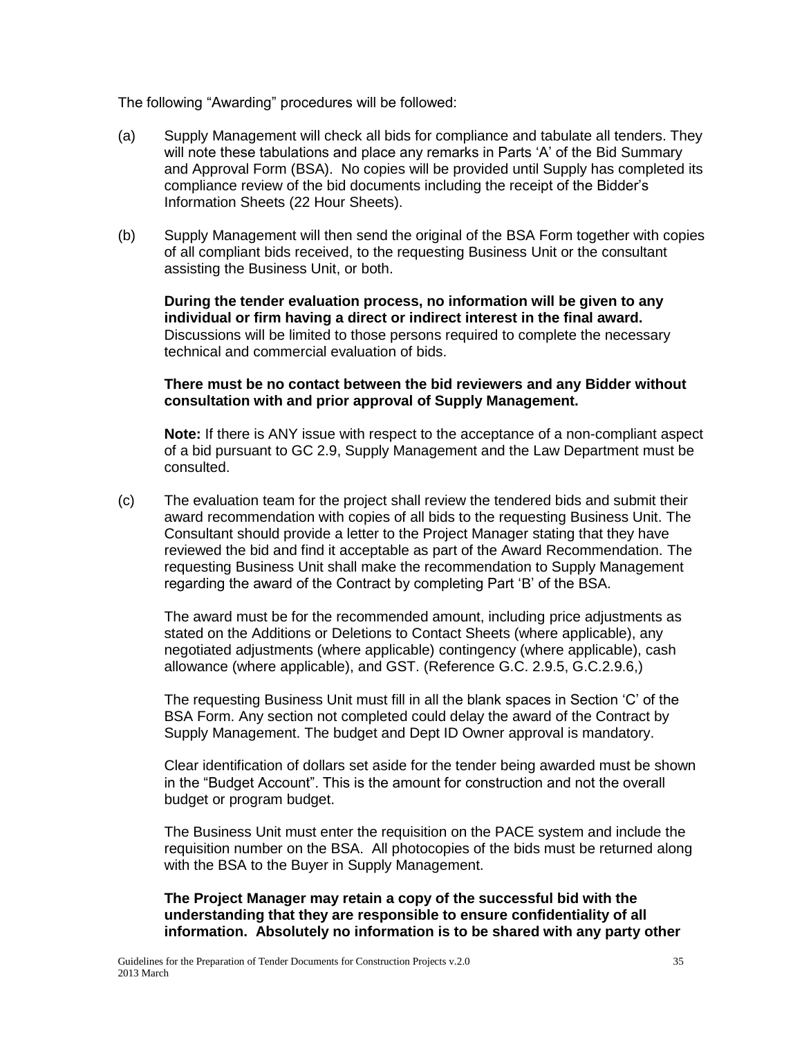The following "Awarding" procedures will be followed:

(a) Supply Management will check all bids for compliance and tabulate all tenders. They will note these tabulations and place any remarks in Parts 'A' of the Bid Summary and Approval Form (BSA). No copies will be provided until Supply has completed its compliance review of the bid documents including the receipt of the Bidder's Information Sheets (22 Hour Sheets).

(b) Supply Management will then send the original of the BSA Form together with copies of all compliant bids received, to the requesting Business Unit or the consultant assisting the Business Unit, or both.

**During the tender evaluation process, no information will be given to any individual or firm having a direct or indirect interest in the final award.** Discussions will be limited to those persons required to complete the necessary technical and commercial evaluation of bids.

**There must be no contact between the bid reviewers and any Bidder without consultation with and prior approval of Supply Management.**

**Note:** If there is ANY issue with respect to the acceptance of a non-compliant aspect of a bid pursuant to GC 2.9, Supply Management and the Law Department must be consulted.

(c) The evaluation team for the project shall review the tendered bids and submit their award recommendation with copies of all bids to the requesting Business Unit. The Consultant should provide a letter to the Project Manager stating that they have reviewed the bid and find it acceptable as part of the Award Recommendation. The requesting Business Unit shall make the recommendation to Supply Management regarding the award of the Contract by completing Part 'B' of the BSA.

The award must be for the recommended amount, including price adjustments as stated on the Additions or Deletions to Contact Sheets (where applicable), any negotiated adjustments (where applicable) contingency (where applicable), cash allowance (where applicable), and GST. (Reference G.C. 2.9.5, G.C.2.9.6,)

The requesting Business Unit must fill in all the blank spaces in Section 'C' of the BSA Form. Any section not completed could delay the award of the Contract by Supply Management. The budget and Dept ID Owner approval is mandatory.

Clear identification of dollars set aside for the tender being awarded must be shown in the "Budget Account". This is the amount for construction and not the overall budget or program budget.

The Business Unit must enter the requisition on the PACE system and include the requisition number on the BSA. All photocopies of the bids must be returned along with the BSA to the Buyer in Supply Management.

**The Project Manager may retain a copy of the successful bid with the understanding that they are responsible to ensure confidentiality of all information. Absolutely no information is to be shared with any party other**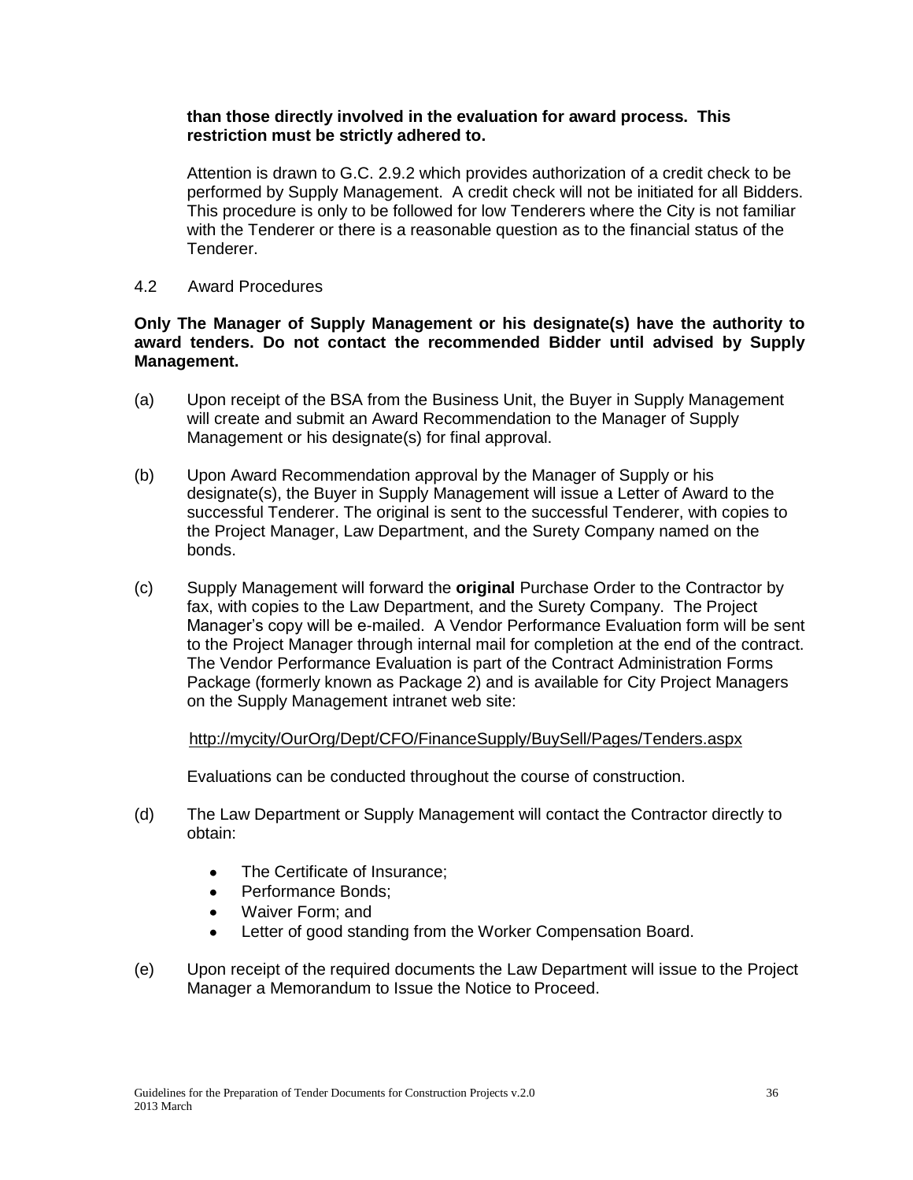**than those directly involved in the evaluation for award process. This restriction must be strictly adhered to.**

Attention is drawn to G.C. 2.9.2 which provides authorization of a credit check to be performed by Supply Management. A credit check will not be initiated for all Bidders. This procedure is only to be followed for low Tenderers where the City is not familiar with the Tenderer or there is a reasonable question as to the financial status of the Tenderer.

4.2 Award Procedures

**Only The Manager of Supply Management or his designate(s) have the authority to award tenders. Do not contact the recommended Bidder until advised by Supply Management.**

(a) Upon receipt of the BSA from the Business Unit, the Buyer in Supply Management will create and submit an Award Recommendation to the Manager of Supply Management or his designate(s) for final approval.

(b) Upon Award Recommendation approval by the Manager of Supply or his designate(s), the Buyer in Supply Management will issue a Letter of Award to the successful Tenderer. The original is sent to the successful Tenderer, with copies to the Project Manager, Law Department, and the Surety Company named on the bonds.

(c) Supply Management will forward the **original** Purchase Order to the Contractor by fax, with copies to the Law Department, and the Surety Company. The Project Manager's copy will be e-mailed. A Vendor Performance Evaluation form will be sent to the Project Manager through internal mail for completion at the end of the contract. The Vendor Performance Evaluation is part of the Contract Administration Forms Package (formerly known as Package 2) and is available for City Project Managers on the Supply Management intranet web site:

http://mycity/OurOrg/Dept/CFO/FinanceSupply/BuySell/Pages/Tenders.aspx

Evaluations can be conducted throughout the course of construction.

(d) The Law Department or Supply Management will contact the Contractor directly to obtain:

- The Certificate of Insurance;
- Performance Bonds;
- Waiver Form; and
- Letter of good standing from the Worker Compensation Board.

(e) Upon receipt of the required documents the Law Department will issue to the Project Manager a Memorandum to Issue the Notice to Proceed.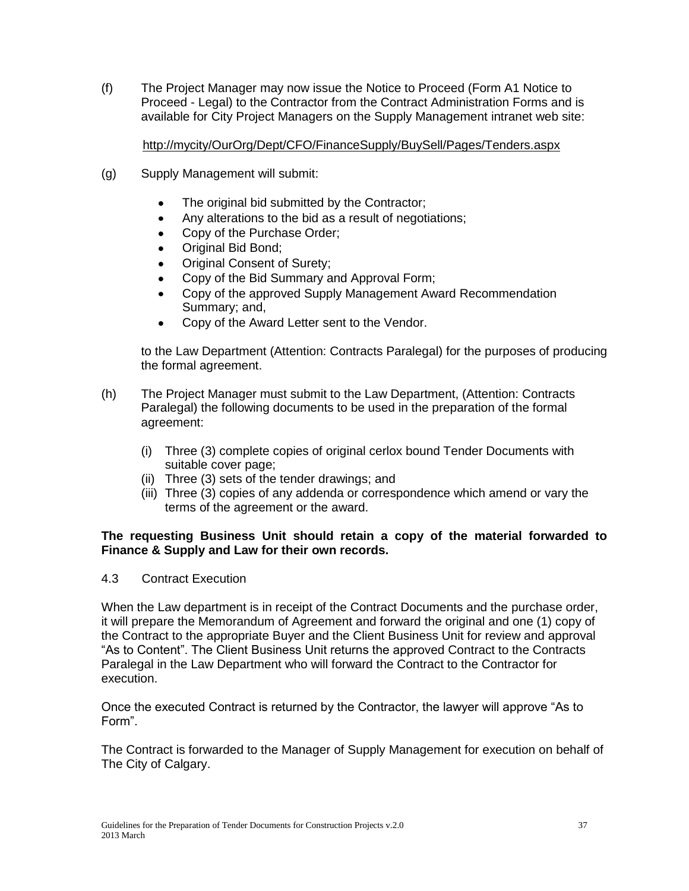(f) The Project Manager may now issue the Notice to Proceed (Form A1 Notice to Proceed - Legal) to the Contractor from the Contract Administration Forms and is available for City Project Managers on the Supply Management intranet web site:

http://mycity/OurOrg/Dept/CFO/FinanceSupply/BuySell/Pages/Tenders.aspx

(g) Supply Management will submit:

- The original bid submitted by the Contractor;
- Any alterations to the bid as a result of negotiations;
- Copy of the Purchase Order;
- Original Bid Bond;
- Original Consent of Surety;
- Copy of the Bid Summary and Approval Form;
- Copy of the approved Supply Management Award Recommendation Summary; and,
- Copy of the Award Letter sent to the Vendor.

to the Law Department (Attention: Contracts Paralegal) for the purposes of producing the formal agreement.

(h) The Project Manager must submit to the Law Department, (Attention: Contracts Paralegal) the following documents to be used in the preparation of the formal agreement:

(i) Three (3) complete copies of original cerlox bound Tender Documents with suitable cover page;
(ii) Three (3) sets of the tender drawings; and
(iii) Three (3) copies of any addenda or correspondence which amend or vary the terms of the agreement or the award.

**The requesting Business Unit should retain a copy of the material forwarded to Finance & Supply and Law for their own records.**

4.3 Contract Execution

When the Law department is in receipt of the Contract Documents and the purchase order, it will prepare the Memorandum of Agreement and forward the original and one (1) copy of the Contract to the appropriate Buyer and the Client Business Unit for review and approval "As to Content". The Client Business Unit returns the approved Contract to the Contracts Paralegal in the Law Department who will forward the Contract to the Contractor for execution.

Once the executed Contract is returned by the Contractor, the lawyer will approve "As to Form".

The Contract is forwarded to the Manager of Supply Management for execution on behalf of The City of Calgary.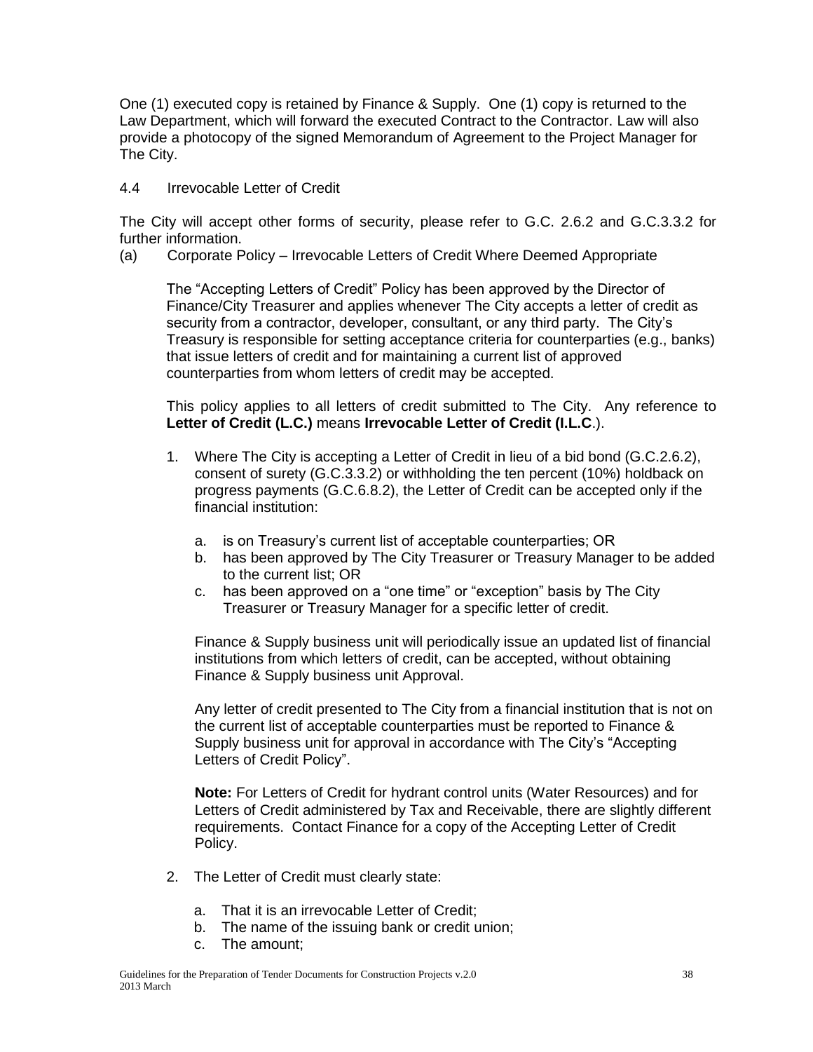One (1) executed copy is retained by Finance & Supply. One (1) copy is returned to the Law Department, which will forward the executed Contract to the Contractor. Law will also provide a photocopy of the signed Memorandum of Agreement to the Project Manager for The City.

### 4.4 Irrevocable Letter of Credit

The City will accept other forms of security, please refer to G.C. 2.6.2 and G.C.3.3.2 for further information.

(a) Corporate Policy – Irrevocable Letters of Credit Where Deemed Appropriate

The "Accepting Letters of Credit" Policy has been approved by the Director of Finance/City Treasurer and applies whenever The City accepts a letter of credit as security from a contractor, developer, consultant, or any third party. The City's Treasury is responsible for setting acceptance criteria for counterparties (e.g., banks) that issue letters of credit and for maintaining a current list of approved counterparties from whom letters of credit may be accepted.

This policy applies to all letters of credit submitted to The City. Any reference to **Letter of Credit (L.C.)** means **Irrevocable Letter of Credit (I.L.C**.).

1. Where The City is accepting a Letter of Credit in lieu of a bid bond (G.C.2.6.2), consent of surety (G.C.3.3.2) or withholding the ten percent (10%) holdback on progress payments (G.C.6.8.2), the Letter of Credit can be accepted only if the financial institution:

   a. is on Treasury's current list of acceptable counterparties; OR
   b. has been approved by The City Treasurer or Treasury Manager to be added to the current list; OR
   c. has been approved on a "one time" or "exception" basis by The City Treasurer or Treasury Manager for a specific letter of credit.

   Finance & Supply business unit will periodically issue an updated list of financial institutions from which letters of credit, can be accepted, without obtaining Finance & Supply business unit Approval.

   Any letter of credit presented to The City from a financial institution that is not on the current list of acceptable counterparties must be reported to Finance & Supply business unit for approval in accordance with The City's "Accepting Letters of Credit Policy".

   **Note:** For Letters of Credit for hydrant control units (Water Resources) and for Letters of Credit administered by Tax and Receivable, there are slightly different requirements. Contact Finance for a copy of the Accepting Letter of Credit Policy.

2. The Letter of Credit must clearly state:

   a. That it is an irrevocable Letter of Credit;
   b. The name of the issuing bank or credit union;
   c. The amount;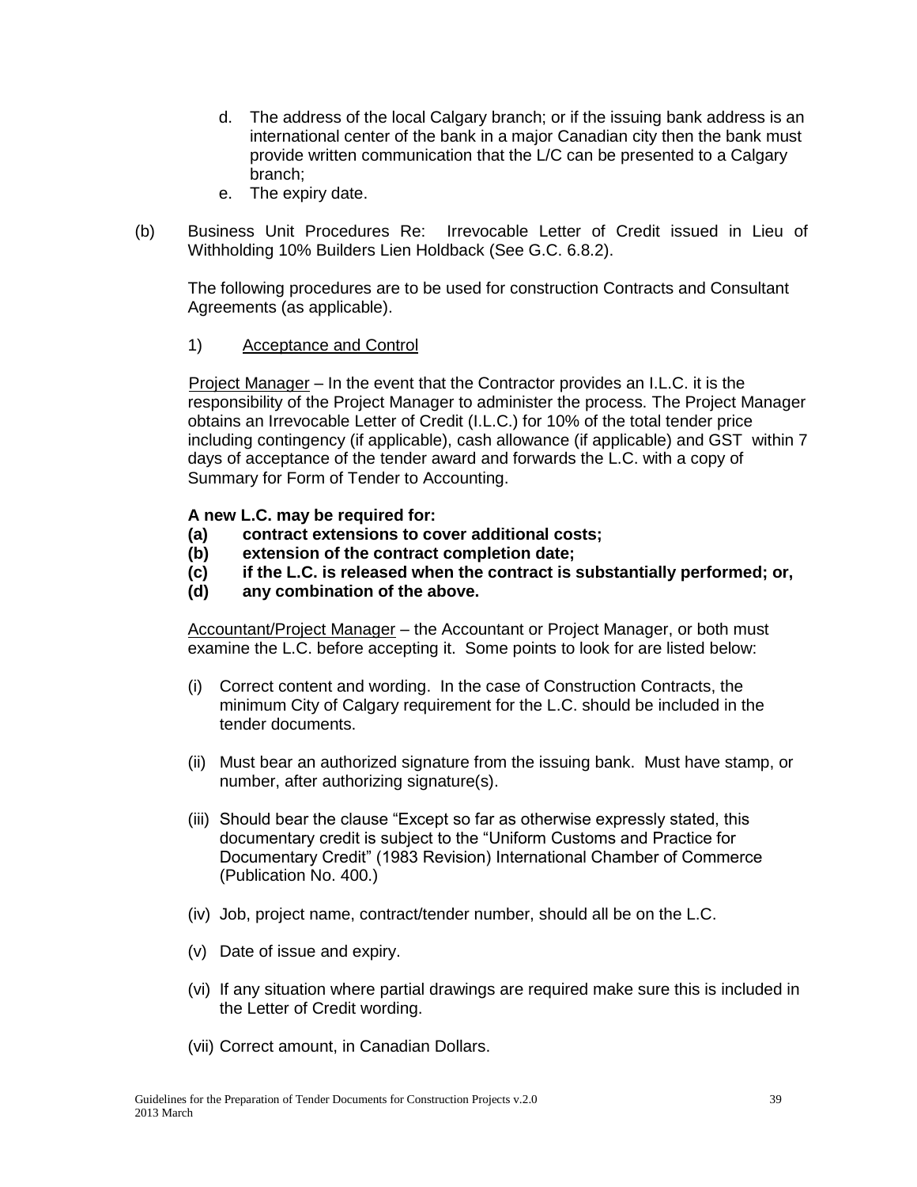d. The address of the local Calgary branch; or if the issuing bank address is an international center of the bank in a major Canadian city then the bank must provide written communication that the L/C can be presented to a Calgary branch;
e. The expiry date.

(b) Business Unit Procedures Re: Irrevocable Letter of Credit issued in Lieu of Withholding 10% Builders Lien Holdback (See G.C. 6.8.2).

The following procedures are to be used for construction Contracts and Consultant Agreements (as applicable).

1) Acceptance and Control

Project Manager – In the event that the Contractor provides an I.L.C. it is the responsibility of the Project Manager to administer the process. The Project Manager obtains an Irrevocable Letter of Credit (I.L.C.) for 10% of the total tender price including contingency (if applicable), cash allowance (if applicable) and GST within 7 days of acceptance of the tender award and forwards the L.C. with a copy of Summary for Form of Tender to Accounting.

**A new L.C. may be required for:**
**(a) contract extensions to cover additional costs;**
**(b) extension of the contract completion date;**
**(c) if the L.C. is released when the contract is substantially performed; or,**
**(d) any combination of the above.**

Accountant/Project Manager – the Accountant or Project Manager, or both must examine the L.C. before accepting it. Some points to look for are listed below:

(i) Correct content and wording. In the case of Construction Contracts, the minimum City of Calgary requirement for the L.C. should be included in the tender documents.

(ii) Must bear an authorized signature from the issuing bank. Must have stamp, or number, after authorizing signature(s).

(iii) Should bear the clause "Except so far as otherwise expressly stated, this documentary credit is subject to the "Uniform Customs and Practice for Documentary Credit" (1983 Revision) International Chamber of Commerce (Publication No. 400.)

(iv) Job, project name, contract/tender number, should all be on the L.C.

(v) Date of issue and expiry.

(vi) If any situation where partial drawings are required make sure this is included in the Letter of Credit wording.

(vii) Correct amount, in Canadian Dollars.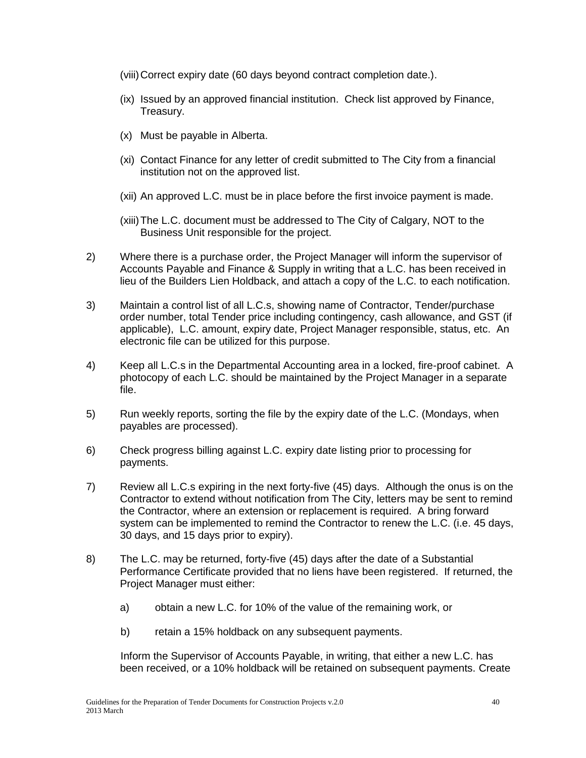(viii) Correct expiry date (60 days beyond contract completion date.).

(ix) Issued by an approved financial institution. Check list approved by Finance, Treasury.

(x) Must be payable in Alberta.

(xi) Contact Finance for any letter of credit submitted to The City from a financial institution not on the approved list.

(xii) An approved L.C. must be in place before the first invoice payment is made.

(xiii) The L.C. document must be addressed to The City of Calgary, NOT to the Business Unit responsible for the project.

2) Where there is a purchase order, the Project Manager will inform the supervisor of Accounts Payable and Finance & Supply in writing that a L.C. has been received in lieu of the Builders Lien Holdback, and attach a copy of the L.C. to each notification.

3) Maintain a control list of all L.C.s, showing name of Contractor, Tender/purchase order number, total Tender price including contingency, cash allowance, and GST (if applicable), L.C. amount, expiry date, Project Manager responsible, status, etc. An electronic file can be utilized for this purpose.

4) Keep all L.C.s in the Departmental Accounting area in a locked, fire-proof cabinet. A photocopy of each L.C. should be maintained by the Project Manager in a separate file.

5) Run weekly reports, sorting the file by the expiry date of the L.C. (Mondays, when payables are processed).

6) Check progress billing against L.C. expiry date listing prior to processing for payments.

7) Review all L.C.s expiring in the next forty-five (45) days. Although the onus is on the Contractor to extend without notification from The City, letters may be sent to remind the Contractor, where an extension or replacement is required. A bring forward system can be implemented to remind the Contractor to renew the L.C. (i.e. 45 days, 30 days, and 15 days prior to expiry).

8) The L.C. may be returned, forty-five (45) days after the date of a Substantial Performance Certificate provided that no liens have been registered. If returned, the Project Manager must either:

   a) obtain a new L.C. for 10% of the value of the remaining work, or

   b) retain a 15% holdback on any subsequent payments.

   Inform the Supervisor of Accounts Payable, in writing, that either a new L.C. has been received, or a 10% holdback will be retained on subsequent payments. Create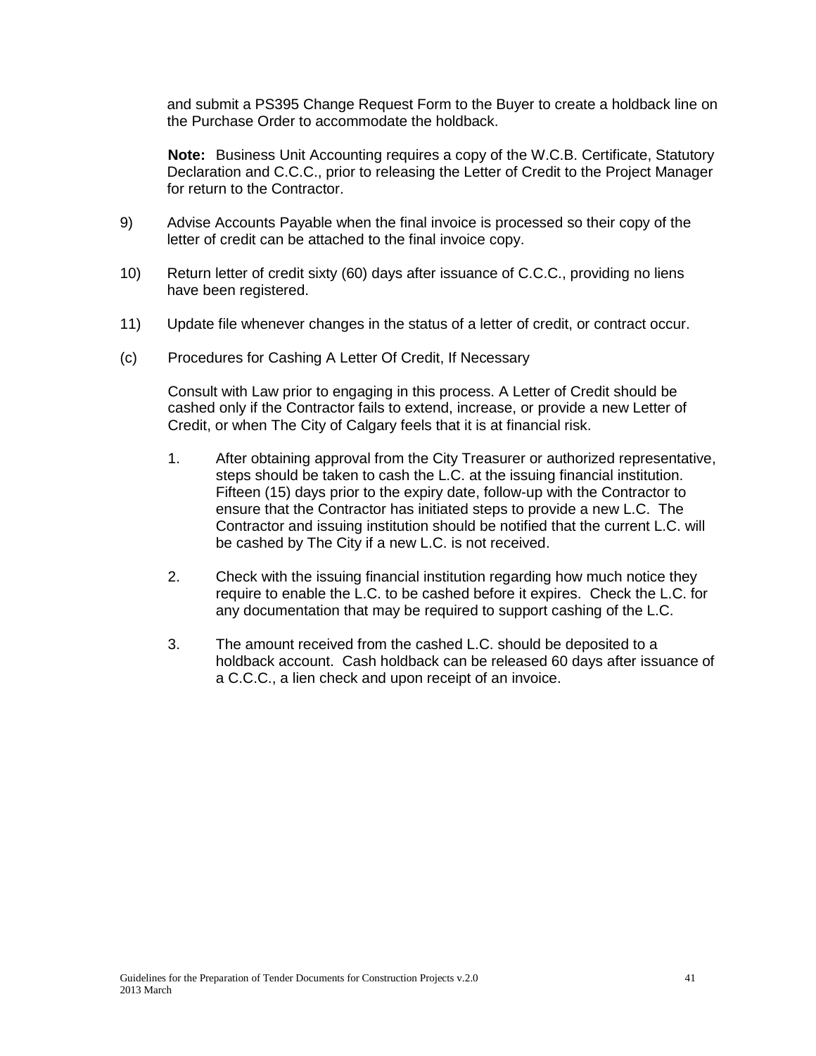and submit a PS395 Change Request Form to the Buyer to create a holdback line on the Purchase Order to accommodate the holdback.

**Note:** Business Unit Accounting requires a copy of the W.C.B. Certificate, Statutory Declaration and C.C.C., prior to releasing the Letter of Credit to the Project Manager for return to the Contractor.

9) Advise Accounts Payable when the final invoice is processed so their copy of the letter of credit can be attached to the final invoice copy.

10) Return letter of credit sixty (60) days after issuance of C.C.C., providing no liens have been registered.

11) Update file whenever changes in the status of a letter of credit, or contract occur.

(c) Procedures for Cashing A Letter Of Credit, If Necessary

Consult with Law prior to engaging in this process. A Letter of Credit should be cashed only if the Contractor fails to extend, increase, or provide a new Letter of Credit, or when The City of Calgary feels that it is at financial risk.

1. After obtaining approval from the City Treasurer or authorized representative, steps should be taken to cash the L.C. at the issuing financial institution. Fifteen (15) days prior to the expiry date, follow-up with the Contractor to ensure that the Contractor has initiated steps to provide a new L.C. The Contractor and issuing institution should be notified that the current L.C. will be cashed by The City if a new L.C. is not received.

2. Check with the issuing financial institution regarding how much notice they require to enable the L.C. to be cashed before it expires. Check the L.C. for any documentation that may be required to support cashing of the L.C.

3. The amount received from the cashed L.C. should be deposited to a holdback account. Cash holdback can be released 60 days after issuance of a C.C.C., a lien check and upon receipt of an invoice.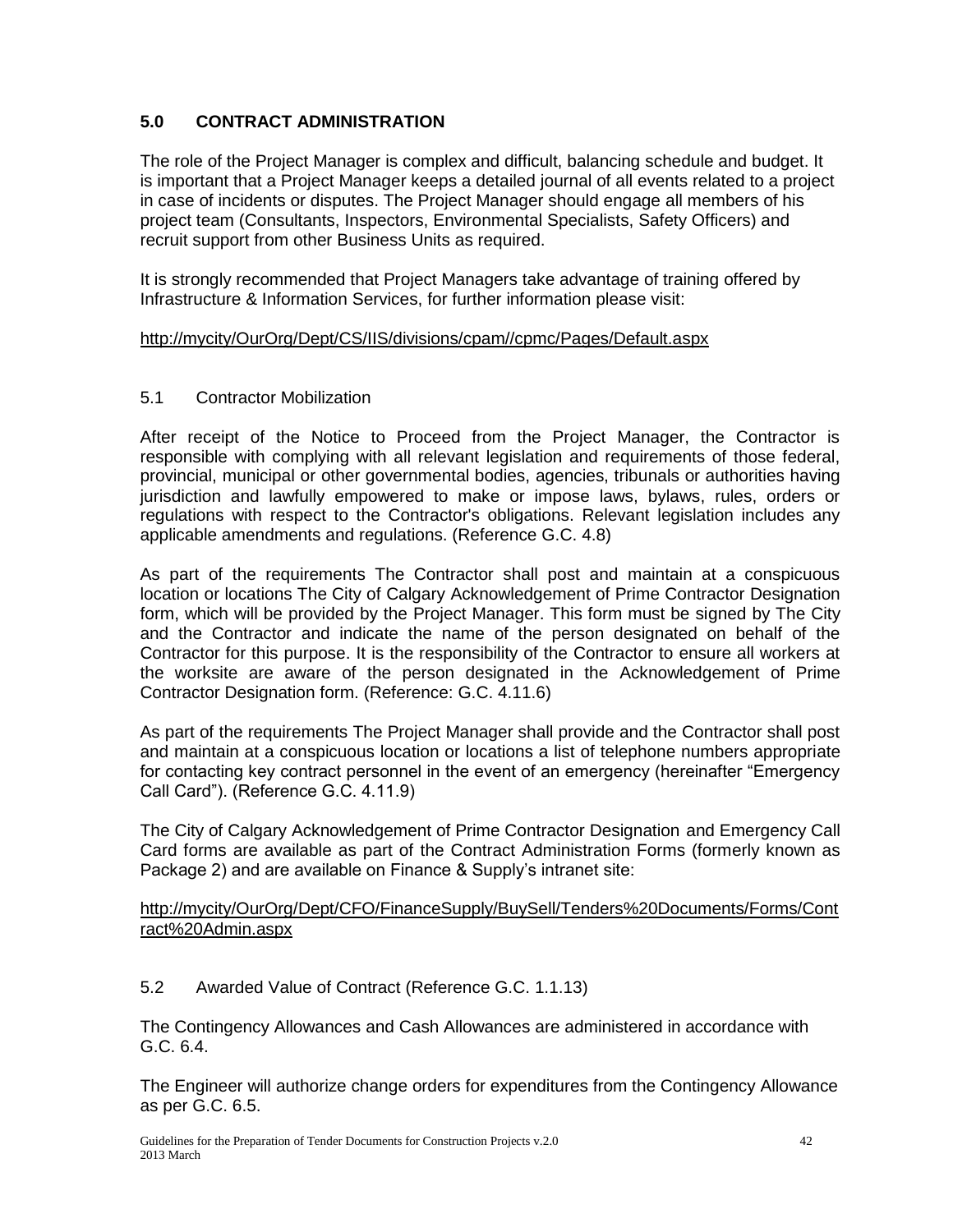## 5.0 CONTRACT ADMINISTRATION

The role of the Project Manager is complex and difficult, balancing schedule and budget. It is important that a Project Manager keeps a detailed journal of all events related to a project in case of incidents or disputes. The Project Manager should engage all members of his project team (Consultants, Inspectors, Environmental Specialists, Safety Officers) and recruit support from other Business Units as required.

It is strongly recommended that Project Managers take advantage of training offered by Infrastructure & Information Services, for further information please visit:

http://mycity/OurOrg/Dept/CS/IIS/divisions/cpam//cpmc/Pages/Default.aspx

### 5.1 Contractor Mobilization

After receipt of the Notice to Proceed from the Project Manager, the Contractor is responsible with complying with all relevant legislation and requirements of those federal, provincial, municipal or other governmental bodies, agencies, tribunals or authorities having jurisdiction and lawfully empowered to make or impose laws, bylaws, rules, orders or regulations with respect to the Contractor's obligations. Relevant legislation includes any applicable amendments and regulations. (Reference G.C. 4.8)

As part of the requirements The Contractor shall post and maintain at a conspicuous location or locations The City of Calgary Acknowledgement of Prime Contractor Designation form, which will be provided by the Project Manager. This form must be signed by The City and the Contractor and indicate the name of the person designated on behalf of the Contractor for this purpose. It is the responsibility of the Contractor to ensure all workers at the worksite are aware of the person designated in the Acknowledgement of Prime Contractor Designation form. (Reference: G.C. 4.11.6)

As part of the requirements The Project Manager shall provide and the Contractor shall post and maintain at a conspicuous location or locations a list of telephone numbers appropriate for contacting key contract personnel in the event of an emergency (hereinafter "Emergency Call Card"). (Reference G.C. 4.11.9)

The City of Calgary Acknowledgement of Prime Contractor Designation and Emergency Call Card forms are available as part of the Contract Administration Forms (formerly known as Package 2) and are available on Finance & Supply's intranet site:

http://mycity/OurOrg/Dept/CFO/FinanceSupply/BuySell/Tenders%20Documents/Forms/Contract%20Admin.aspx

### 5.2 Awarded Value of Contract (Reference G.C. 1.1.13)

The Contingency Allowances and Cash Allowances are administered in accordance with G.C. 6.4.

The Engineer will authorize change orders for expenditures from the Contingency Allowance as per G.C. 6.5.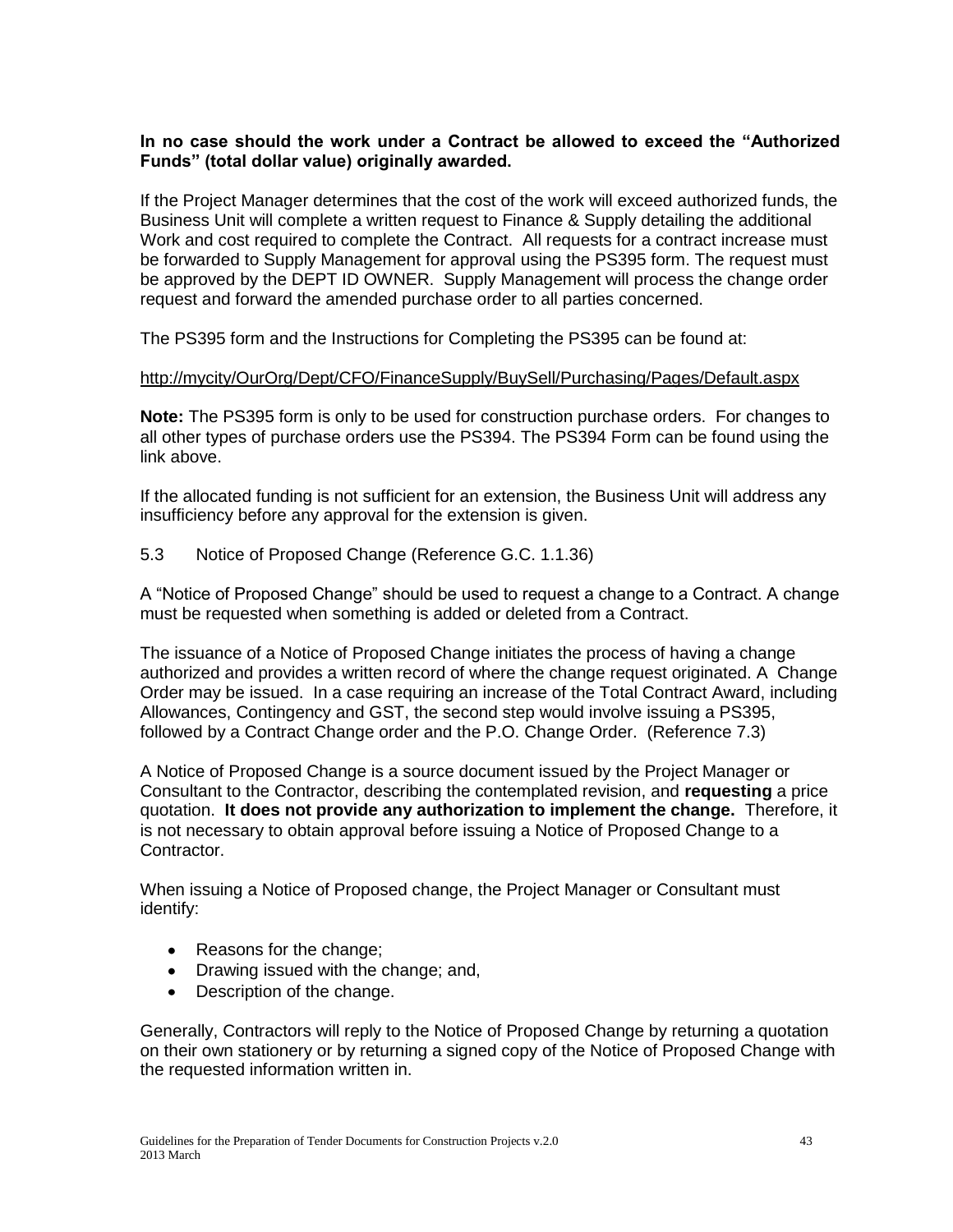**In no case should the work under a Contract be allowed to exceed the "Authorized Funds" (total dollar value) originally awarded.**

If the Project Manager determines that the cost of the work will exceed authorized funds, the Business Unit will complete a written request to Finance & Supply detailing the additional Work and cost required to complete the Contract. All requests for a contract increase must be forwarded to Supply Management for approval using the PS395 form. The request must be approved by the DEPT ID OWNER. Supply Management will process the change order request and forward the amended purchase order to all parties concerned.

The PS395 form and the Instructions for Completing the PS395 can be found at:

http://mycity/OurOrg/Dept/CFO/FinanceSupply/BuySell/Purchasing/Pages/Default.aspx

**Note:** The PS395 form is only to be used for construction purchase orders. For changes to all other types of purchase orders use the PS394. The PS394 Form can be found using the link above.

If the allocated funding is not sufficient for an extension, the Business Unit will address any insufficiency before any approval for the extension is given.

5.3 Notice of Proposed Change (Reference G.C. 1.1.36)

A "Notice of Proposed Change" should be used to request a change to a Contract. A change must be requested when something is added or deleted from a Contract.

The issuance of a Notice of Proposed Change initiates the process of having a change authorized and provides a written record of where the change request originated. A Change Order may be issued. In a case requiring an increase of the Total Contract Award, including Allowances, Contingency and GST, the second step would involve issuing a PS395, followed by a Contract Change order and the P.O. Change Order. (Reference 7.3)

A Notice of Proposed Change is a source document issued by the Project Manager or Consultant to the Contractor, describing the contemplated revision, and **requesting** a price quotation. **It does not provide any authorization to implement the change.** Therefore, it is not necessary to obtain approval before issuing a Notice of Proposed Change to a Contractor.

When issuing a Notice of Proposed change, the Project Manager or Consultant must identify:

- Reasons for the change;
- Drawing issued with the change; and,
- Description of the change.

Generally, Contractors will reply to the Notice of Proposed Change by returning a quotation on their own stationery or by returning a signed copy of the Notice of Proposed Change with the requested information written in.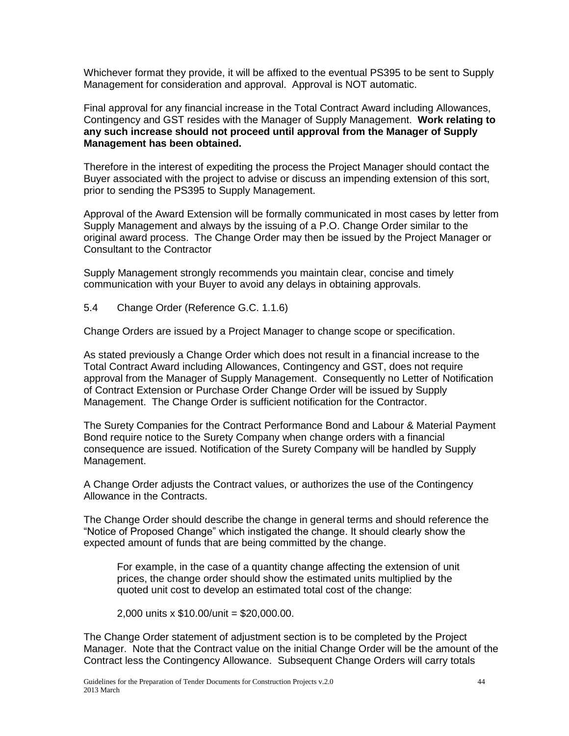Whichever format they provide, it will be affixed to the eventual PS395 to be sent to Supply Management for consideration and approval. Approval is NOT automatic.

Final approval for any financial increase in the Total Contract Award including Allowances, Contingency and GST resides with the Manager of Supply Management. **Work relating to any such increase should not proceed until approval from the Manager of Supply Management has been obtained.**

Therefore in the interest of expediting the process the Project Manager should contact the Buyer associated with the project to advise or discuss an impending extension of this sort, prior to sending the PS395 to Supply Management.

Approval of the Award Extension will be formally communicated in most cases by letter from Supply Management and always by the issuing of a P.O. Change Order similar to the original award process. The Change Order may then be issued by the Project Manager or Consultant to the Contractor

Supply Management strongly recommends you maintain clear, concise and timely communication with your Buyer to avoid any delays in obtaining approvals.

## 5.4 Change Order (Reference G.C. 1.1.6)

Change Orders are issued by a Project Manager to change scope or specification.

As stated previously a Change Order which does not result in a financial increase to the Total Contract Award including Allowances, Contingency and GST, does not require approval from the Manager of Supply Management. Consequently no Letter of Notification of Contract Extension or Purchase Order Change Order will be issued by Supply Management. The Change Order is sufficient notification for the Contractor.

The Surety Companies for the Contract Performance Bond and Labour & Material Payment Bond require notice to the Surety Company when change orders with a financial consequence are issued. Notification of the Surety Company will be handled by Supply Management.

A Change Order adjusts the Contract values, or authorizes the use of the Contingency Allowance in the Contracts.

The Change Order should describe the change in general terms and should reference the "Notice of Proposed Change" which instigated the change. It should clearly show the expected amount of funds that are being committed by the change.

> For example, in the case of a quantity change affecting the extension of unit prices, the change order should show the estimated units multiplied by the quoted unit cost to develop an estimated total cost of the change:
>
> 2,000 units x $10.00/unit = $20,000.00.

The Change Order statement of adjustment section is to be completed by the Project Manager. Note that the Contract value on the initial Change Order will be the amount of the Contract less the Contingency Allowance. Subsequent Change Orders will carry totals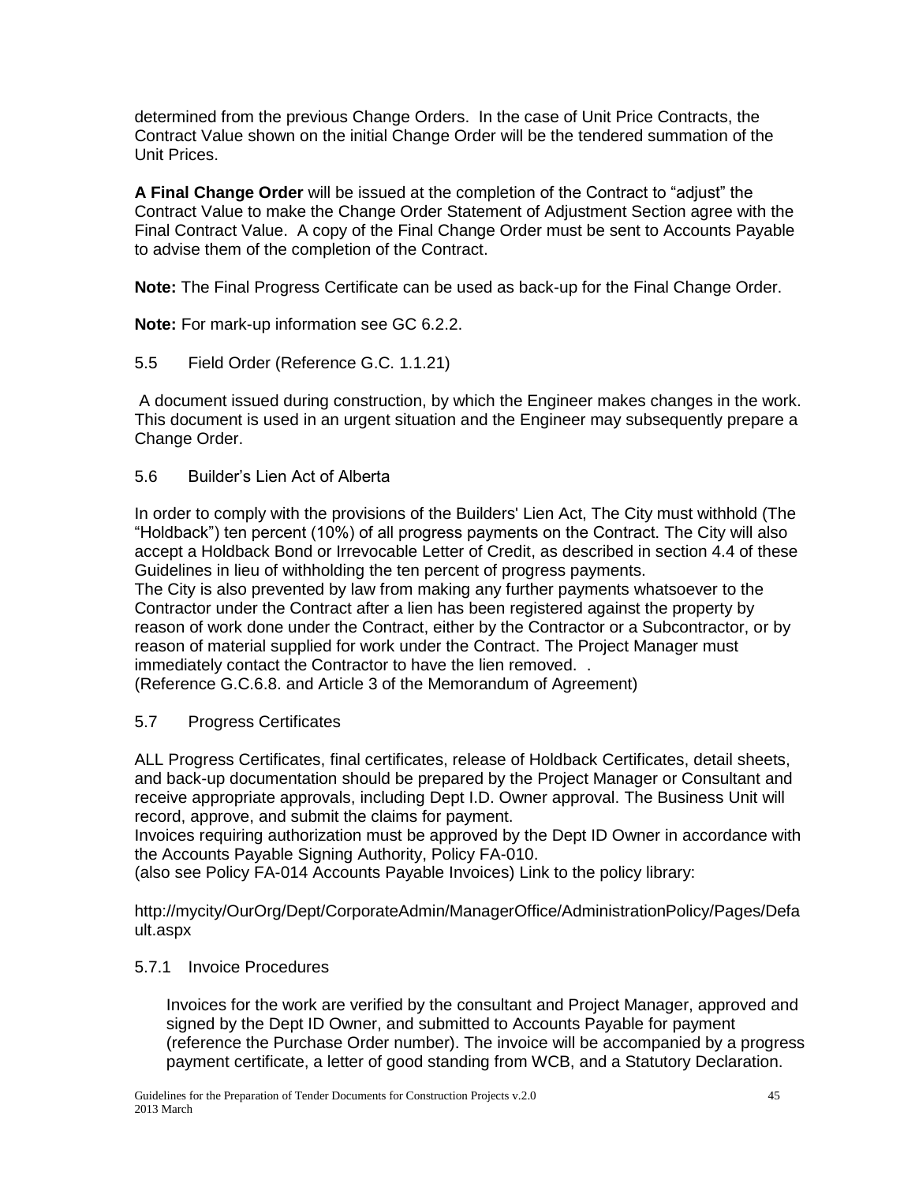determined from the previous Change Orders. In the case of Unit Price Contracts, the Contract Value shown on the initial Change Order will be the tendered summation of the Unit Prices.

**A Final Change Order** will be issued at the completion of the Contract to "adjust" the Contract Value to make the Change Order Statement of Adjustment Section agree with the Final Contract Value. A copy of the Final Change Order must be sent to Accounts Payable to advise them of the completion of the Contract.

**Note:** The Final Progress Certificate can be used as back-up for the Final Change Order.

**Note:** For mark-up information see GC 6.2.2.

### 5.5 Field Order (Reference G.C. 1.1.21)

A document issued during construction, by which the Engineer makes changes in the work. This document is used in an urgent situation and the Engineer may subsequently prepare a Change Order.

### 5.6 Builder's Lien Act of Alberta

In order to comply with the provisions of the Builders' Lien Act, The City must withhold (The "Holdback") ten percent (10%) of all progress payments on the Contract. The City will also accept a Holdback Bond or Irrevocable Letter of Credit, as described in section 4.4 of these Guidelines in lieu of withholding the ten percent of progress payments.

The City is also prevented by law from making any further payments whatsoever to the Contractor under the Contract after a lien has been registered against the property by reason of work done under the Contract, either by the Contractor or a Subcontractor, or by reason of material supplied for work under the Contract. The Project Manager must immediately contact the Contractor to have the lien removed. .

(Reference G.C.6.8. and Article 3 of the Memorandum of Agreement)

### 5.7 Progress Certificates

ALL Progress Certificates, final certificates, release of Holdback Certificates, detail sheets, and back-up documentation should be prepared by the Project Manager or Consultant and receive appropriate approvals, including Dept I.D. Owner approval. The Business Unit will record, approve, and submit the claims for payment.

Invoices requiring authorization must be approved by the Dept ID Owner in accordance with the Accounts Payable Signing Authority, Policy FA-010.

(also see Policy FA-014 Accounts Payable Invoices) Link to the policy library:

http://mycity/OurOrg/Dept/CorporateAdmin/ManagerOffice/AdministrationPolicy/Pages/Default.aspx

#### 5.7.1 Invoice Procedures

Invoices for the work are verified by the consultant and Project Manager, approved and signed by the Dept ID Owner, and submitted to Accounts Payable for payment (reference the Purchase Order number). The invoice will be accompanied by a progress payment certificate, a letter of good standing from WCB, and a Statutory Declaration.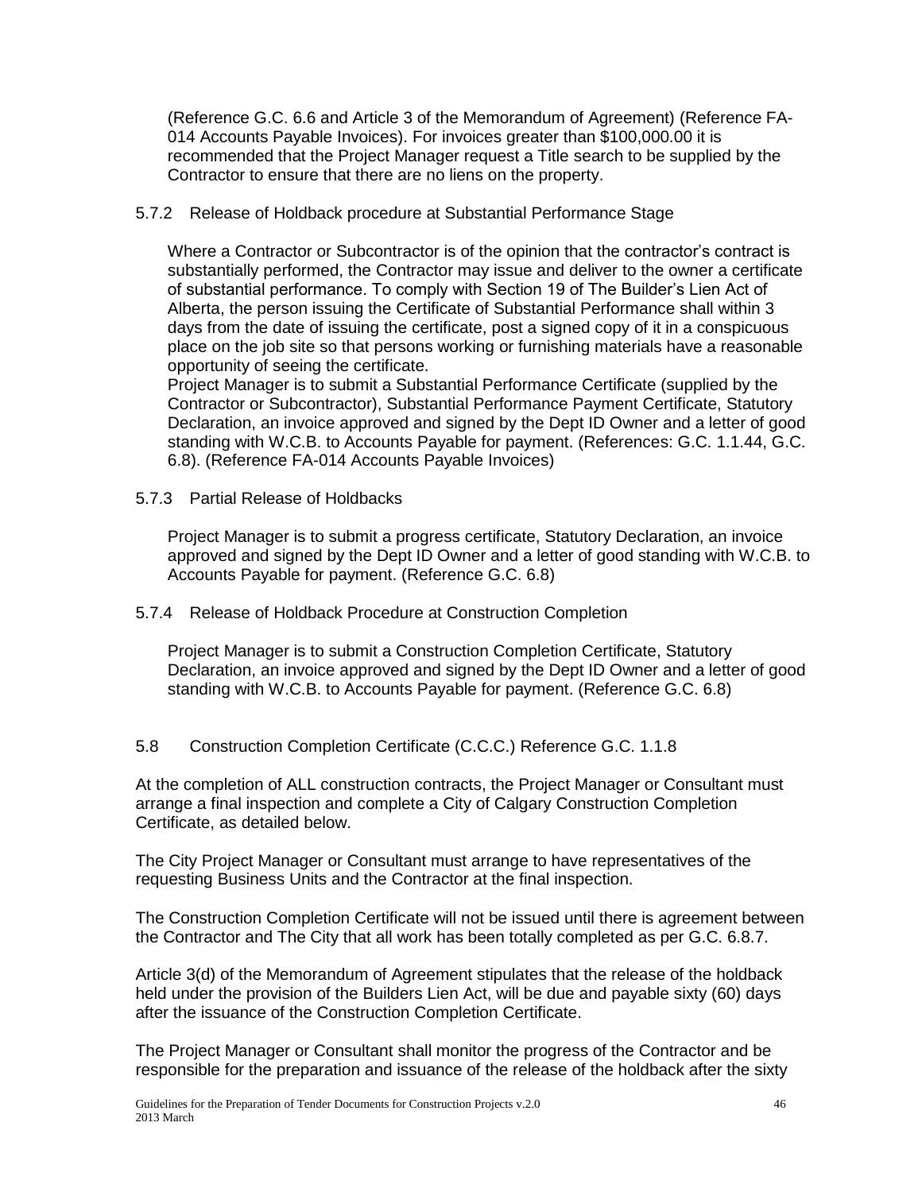(Reference G.C. 6.6 and Article 3 of the Memorandum of Agreement) (Reference FA-014 Accounts Payable Invoices). For invoices greater than $100,000.00 it is recommended that the Project Manager request a Title search to be supplied by the Contractor to ensure that there are no liens on the property.

### 5.7.2 Release of Holdback procedure at Substantial Performance Stage

Where a Contractor or Subcontractor is of the opinion that the contractor's contract is substantially performed, the Contractor may issue and deliver to the owner a certificate of substantial performance. To comply with Section 19 of The Builder's Lien Act of Alberta, the person issuing the Certificate of Substantial Performance shall within 3 days from the date of issuing the certificate, post a signed copy of it in a conspicuous place on the job site so that persons working or furnishing materials have a reasonable opportunity of seeing the certificate.

Project Manager is to submit a Substantial Performance Certificate (supplied by the Contractor or Subcontractor), Substantial Performance Payment Certificate, Statutory Declaration, an invoice approved and signed by the Dept ID Owner and a letter of good standing with W.C.B. to Accounts Payable for payment. (References: G.C. 1.1.44, G.C. 6.8). (Reference FA-014 Accounts Payable Invoices)

### 5.7.3 Partial Release of Holdbacks

Project Manager is to submit a progress certificate, Statutory Declaration, an invoice approved and signed by the Dept ID Owner and a letter of good standing with W.C.B. to Accounts Payable for payment. (Reference G.C. 6.8)

### 5.7.4 Release of Holdback Procedure at Construction Completion

Project Manager is to submit a Construction Completion Certificate, Statutory Declaration, an invoice approved and signed by the Dept ID Owner and a letter of good standing with W.C.B. to Accounts Payable for payment. (Reference G.C. 6.8)

## 5.8 Construction Completion Certificate (C.C.C.) Reference G.C. 1.1.8

At the completion of ALL construction contracts, the Project Manager or Consultant must arrange a final inspection and complete a City of Calgary Construction Completion Certificate, as detailed below.

The City Project Manager or Consultant must arrange to have representatives of the requesting Business Units and the Contractor at the final inspection.

The Construction Completion Certificate will not be issued until there is agreement between the Contractor and The City that all work has been totally completed as per G.C. 6.8.7.

Article 3(d) of the Memorandum of Agreement stipulates that the release of the holdback held under the provision of the Builders Lien Act, will be due and payable sixty (60) days after the issuance of the Construction Completion Certificate.

The Project Manager or Consultant shall monitor the progress of the Contractor and be responsible for the preparation and issuance of the release of the holdback after the sixty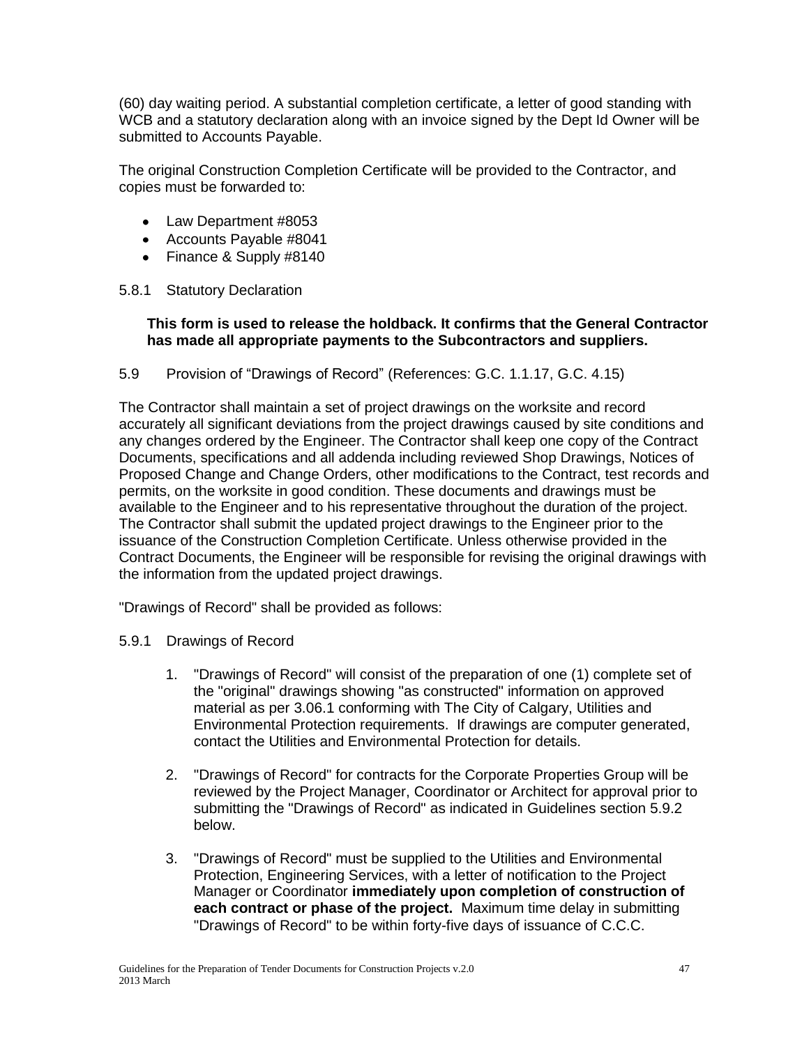(60) day waiting period. A substantial completion certificate, a letter of good standing with WCB and a statutory declaration along with an invoice signed by the Dept Id Owner will be submitted to Accounts Payable.

The original Construction Completion Certificate will be provided to the Contractor, and copies must be forwarded to:

- Law Department #8053
- Accounts Payable #8041
- Finance & Supply #8140

5.8.1 Statutory Declaration

**This form is used to release the holdback. It confirms that the General Contractor has made all appropriate payments to the Subcontractors and suppliers.**

5.9 Provision of "Drawings of Record" (References: G.C. 1.1.17, G.C. 4.15)

The Contractor shall maintain a set of project drawings on the worksite and record accurately all significant deviations from the project drawings caused by site conditions and any changes ordered by the Engineer. The Contractor shall keep one copy of the Contract Documents, specifications and all addenda including reviewed Shop Drawings, Notices of Proposed Change and Change Orders, other modifications to the Contract, test records and permits, on the worksite in good condition. These documents and drawings must be available to the Engineer and to his representative throughout the duration of the project. The Contractor shall submit the updated project drawings to the Engineer prior to the issuance of the Construction Completion Certificate. Unless otherwise provided in the Contract Documents, the Engineer will be responsible for revising the original drawings with the information from the updated project drawings.

"Drawings of Record" shall be provided as follows:

5.9.1 Drawings of Record

1. "Drawings of Record" will consist of the preparation of one (1) complete set of the "original" drawings showing "as constructed" information on approved material as per 3.06.1 conforming with The City of Calgary, Utilities and Environmental Protection requirements. If drawings are computer generated, contact the Utilities and Environmental Protection for details.

2. "Drawings of Record" for contracts for the Corporate Properties Group will be reviewed by the Project Manager, Coordinator or Architect for approval prior to submitting the "Drawings of Record" as indicated in Guidelines section 5.9.2 below.

3. "Drawings of Record" must be supplied to the Utilities and Environmental Protection, Engineering Services, with a letter of notification to the Project Manager or Coordinator **immediately upon completion of construction of each contract or phase of the project.** Maximum time delay in submitting "Drawings of Record" to be within forty-five days of issuance of C.C.C.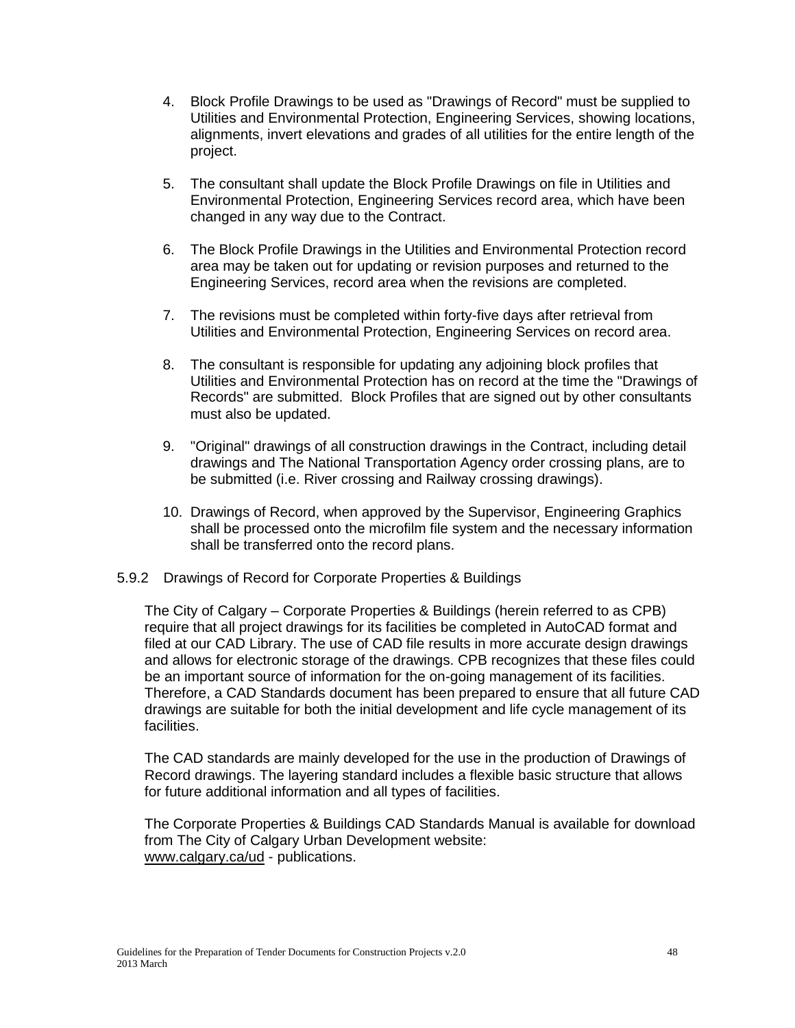4. Block Profile Drawings to be used as "Drawings of Record" must be supplied to Utilities and Environmental Protection, Engineering Services, showing locations, alignments, invert elevations and grades of all utilities for the entire length of the project.

5. The consultant shall update the Block Profile Drawings on file in Utilities and Environmental Protection, Engineering Services record area, which have been changed in any way due to the Contract.

6. The Block Profile Drawings in the Utilities and Environmental Protection record area may be taken out for updating or revision purposes and returned to the Engineering Services, record area when the revisions are completed.

7. The revisions must be completed within forty-five days after retrieval from Utilities and Environmental Protection, Engineering Services on record area.

8. The consultant is responsible for updating any adjoining block profiles that Utilities and Environmental Protection has on record at the time the "Drawings of Records" are submitted. Block Profiles that are signed out by other consultants must also be updated.

9. "Original" drawings of all construction drawings in the Contract, including detail drawings and The National Transportation Agency order crossing plans, are to be submitted (i.e. River crossing and Railway crossing drawings).

10. Drawings of Record, when approved by the Supervisor, Engineering Graphics shall be processed onto the microfilm file system and the necessary information shall be transferred onto the record plans.

### 5.9.2 Drawings of Record for Corporate Properties & Buildings

The City of Calgary – Corporate Properties & Buildings (herein referred to as CPB) require that all project drawings for its facilities be completed in AutoCAD format and filed at our CAD Library. The use of CAD file results in more accurate design drawings and allows for electronic storage of the drawings. CPB recognizes that these files could be an important source of information for the on-going management of its facilities. Therefore, a CAD Standards document has been prepared to ensure that all future CAD drawings are suitable for both the initial development and life cycle management of its facilities.

The CAD standards are mainly developed for the use in the production of Drawings of Record drawings. The layering standard includes a flexible basic structure that allows for future additional information and all types of facilities.

The Corporate Properties & Buildings CAD Standards Manual is available for download from The City of Calgary Urban Development website:
www.calgary.ca/ud - publications.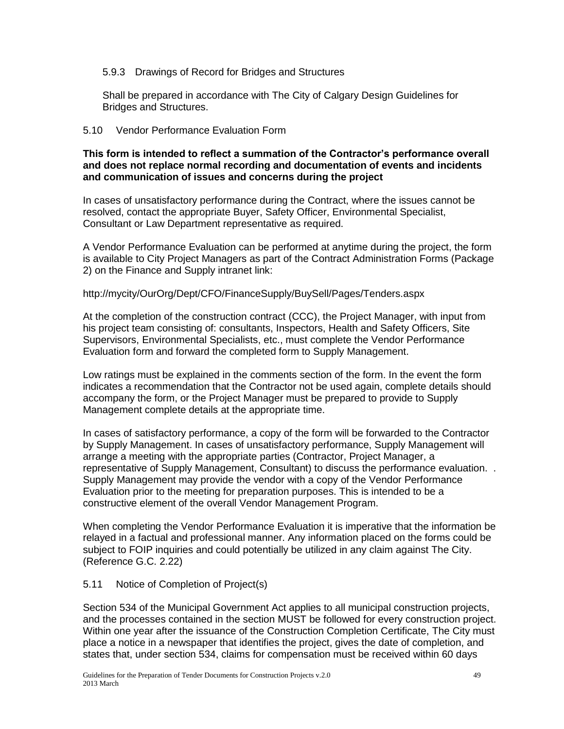### 5.9.3 Drawings of Record for Bridges and Structures

Shall be prepared in accordance with The City of Calgary Design Guidelines for Bridges and Structures.

## 5.10 Vendor Performance Evaluation Form

**This form is intended to reflect a summation of the Contractor's performance overall and does not replace normal recording and documentation of events and incidents and communication of issues and concerns during the project**

In cases of unsatisfactory performance during the Contract, where the issues cannot be resolved, contact the appropriate Buyer, Safety Officer, Environmental Specialist, Consultant or Law Department representative as required.

A Vendor Performance Evaluation can be performed at anytime during the project, the form is available to City Project Managers as part of the Contract Administration Forms (Package 2) on the Finance and Supply intranet link:

http://mycity/OurOrg/Dept/CFO/FinanceSupply/BuySell/Pages/Tenders.aspx

At the completion of the construction contract (CCC), the Project Manager, with input from his project team consisting of: consultants, Inspectors, Health and Safety Officers, Site Supervisors, Environmental Specialists, etc., must complete the Vendor Performance Evaluation form and forward the completed form to Supply Management.

Low ratings must be explained in the comments section of the form. In the event the form indicates a recommendation that the Contractor not be used again, complete details should accompany the form, or the Project Manager must be prepared to provide to Supply Management complete details at the appropriate time.

In cases of satisfactory performance, a copy of the form will be forwarded to the Contractor by Supply Management. In cases of unsatisfactory performance, Supply Management will arrange a meeting with the appropriate parties (Contractor, Project Manager, a representative of Supply Management, Consultant) to discuss the performance evaluation. . Supply Management may provide the vendor with a copy of the Vendor Performance Evaluation prior to the meeting for preparation purposes. This is intended to be a constructive element of the overall Vendor Management Program.

When completing the Vendor Performance Evaluation it is imperative that the information be relayed in a factual and professional manner. Any information placed on the forms could be subject to FOIP inquiries and could potentially be utilized in any claim against The City. (Reference G.C. 2.22)

## 5.11 Notice of Completion of Project(s)

Section 534 of the Municipal Government Act applies to all municipal construction projects, and the processes contained in the section MUST be followed for every construction project. Within one year after the issuance of the Construction Completion Certificate, The City must place a notice in a newspaper that identifies the project, gives the date of completion, and states that, under section 534, claims for compensation must be received within 60 days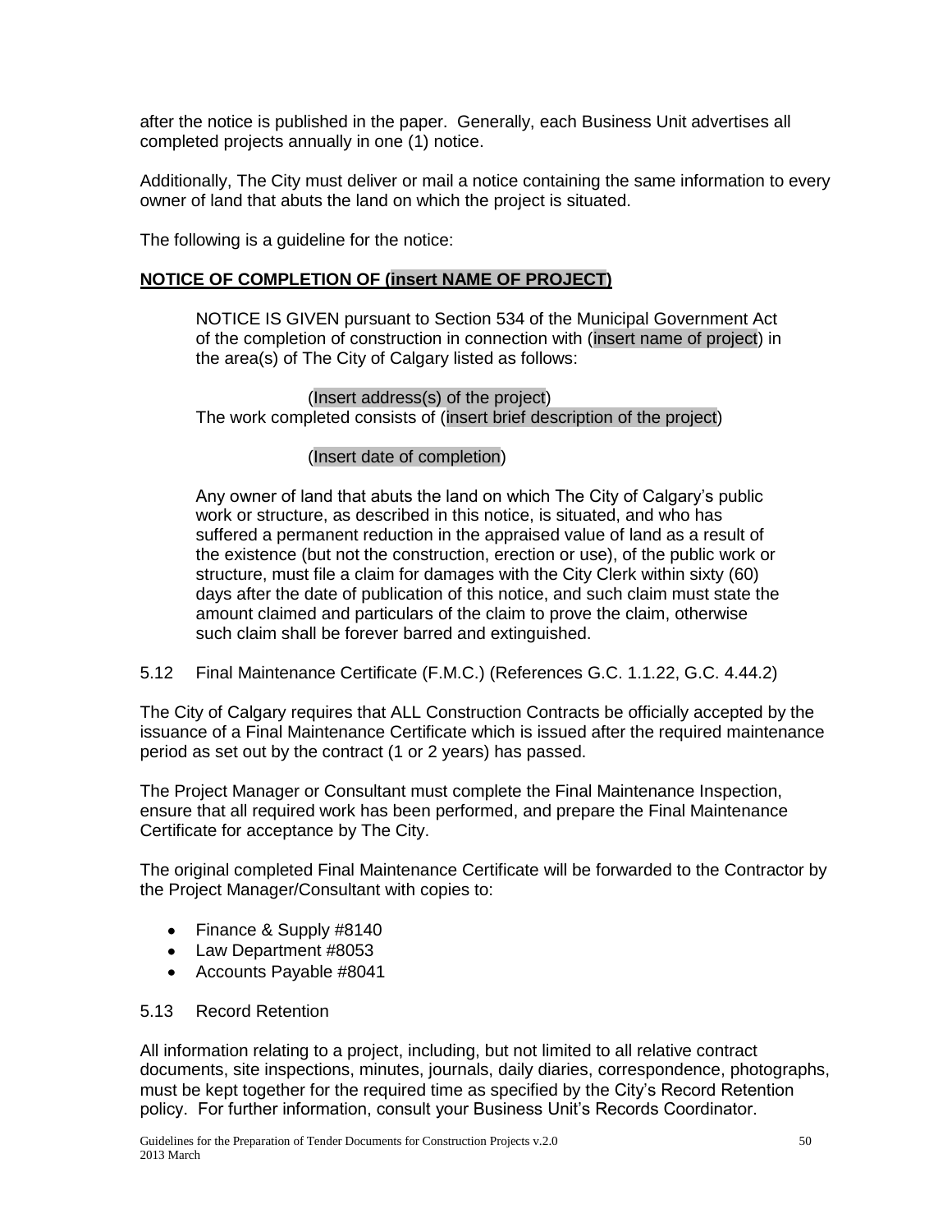after the notice is published in the paper. Generally, each Business Unit advertises all completed projects annually in one (1) notice.

Additionally, The City must deliver or mail a notice containing the same information to every owner of land that abuts the land on which the project is situated.

The following is a guideline for the notice:

**NOTICE OF COMPLETION OF (insert NAME OF PROJECT)**

> NOTICE IS GIVEN pursuant to Section 534 of the Municipal Government Act of the completion of construction in connection with (insert name of project) in the area(s) of The City of Calgary listed as follows:
>
> (Insert address(s) of the project)
> The work completed consists of (insert brief description of the project)
>
> (Insert date of completion)
>
> Any owner of land that abuts the land on which The City of Calgary's public work or structure, as described in this notice, is situated, and who has suffered a permanent reduction in the appraised value of land as a result of the existence (but not the construction, erection or use), of the public work or structure, must file a claim for damages with the City Clerk within sixty (60) days after the date of publication of this notice, and such claim must state the amount claimed and particulars of the claim to prove the claim, otherwise such claim shall be forever barred and extinguished.

### 5.12 Final Maintenance Certificate (F.M.C.) (References G.C. 1.1.22, G.C. 4.44.2)

The City of Calgary requires that ALL Construction Contracts be officially accepted by the issuance of a Final Maintenance Certificate which is issued after the required maintenance period as set out by the contract (1 or 2 years) has passed.

The Project Manager or Consultant must complete the Final Maintenance Inspection, ensure that all required work has been performed, and prepare the Final Maintenance Certificate for acceptance by The City.

The original completed Final Maintenance Certificate will be forwarded to the Contractor by the Project Manager/Consultant with copies to:

- Finance & Supply #8140
- Law Department #8053
- Accounts Payable #8041

### 5.13 Record Retention

All information relating to a project, including, but not limited to all relative contract documents, site inspections, minutes, journals, daily diaries, correspondence, photographs, must be kept together for the required time as specified by the City's Record Retention policy. For further information, consult your Business Unit's Records Coordinator.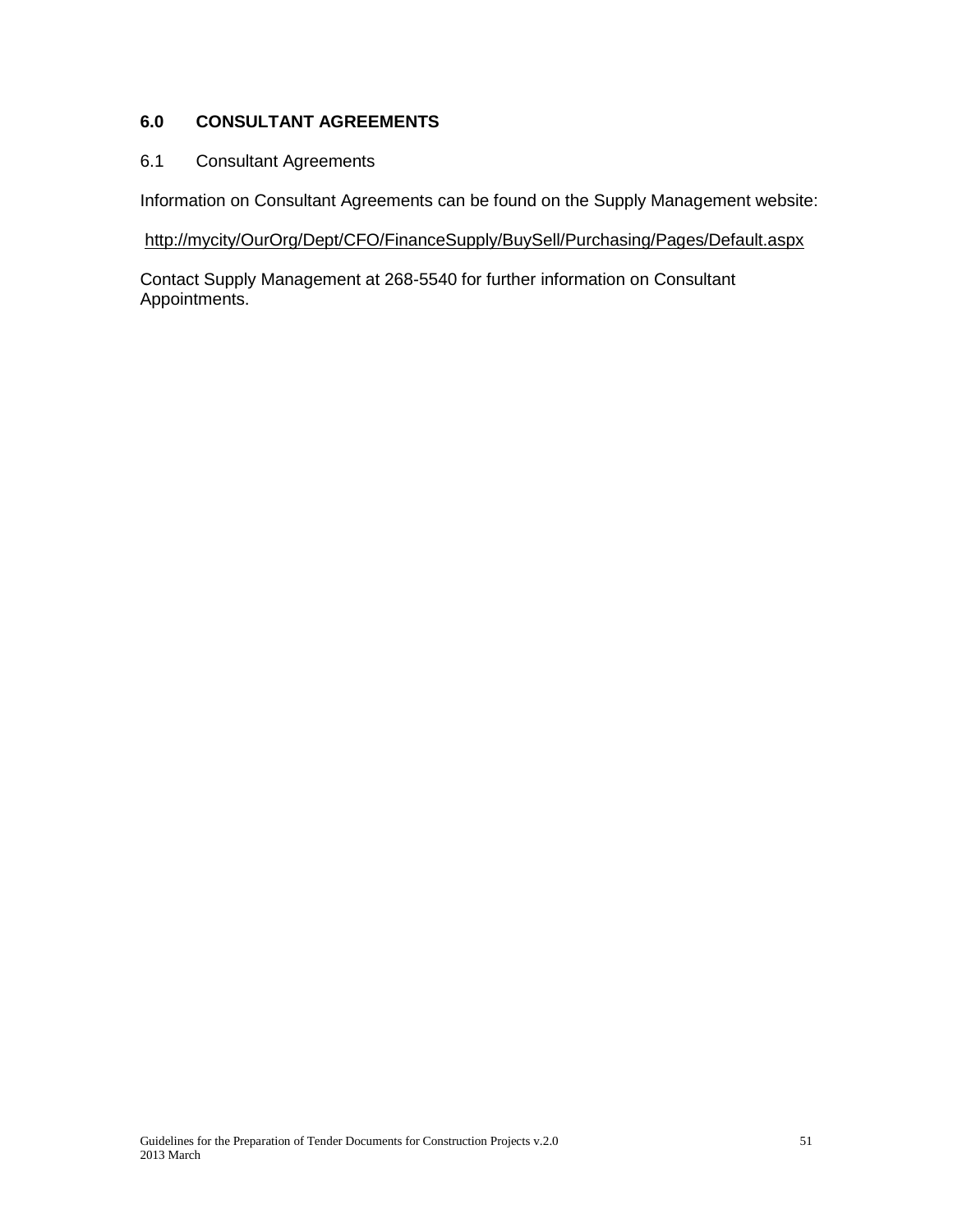## 6.0 CONSULTANT AGREEMENTS

### 6.1 Consultant Agreements

Information on Consultant Agreements can be found on the Supply Management website:

http://mycity/OurOrg/Dept/CFO/FinanceSupply/BuySell/Purchasing/Pages/Default.aspx

Contact Supply Management at 268-5540 for further information on Consultant Appointments.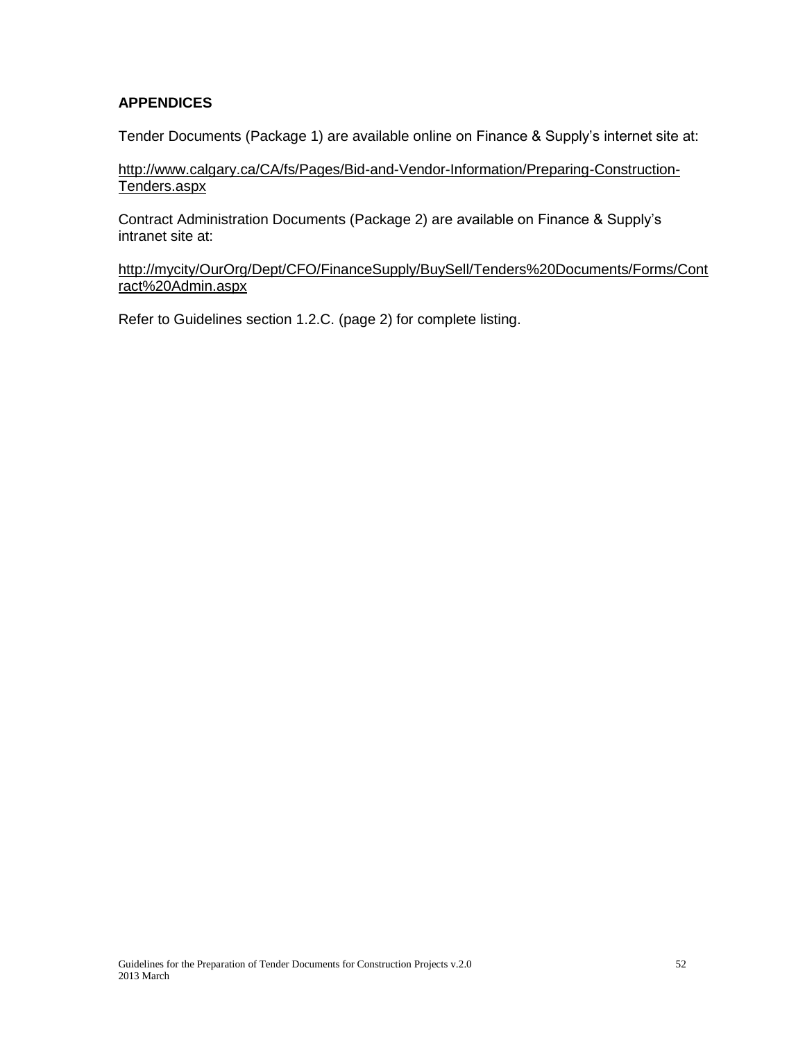## APPENDICES

Tender Documents (Package 1) are available online on Finance & Supply's internet site at:

http://www.calgary.ca/CA/fs/Pages/Bid-and-Vendor-Information/Preparing-Construction-Tenders.aspx

Contract Administration Documents (Package 2) are available on Finance & Supply's intranet site at:

http://mycity/OurOrg/Dept/CFO/FinanceSupply/BuySell/Tenders%20Documents/Forms/Contract%20Admin.aspx

Refer to Guidelines section 1.2.C. (page 2) for complete listing.